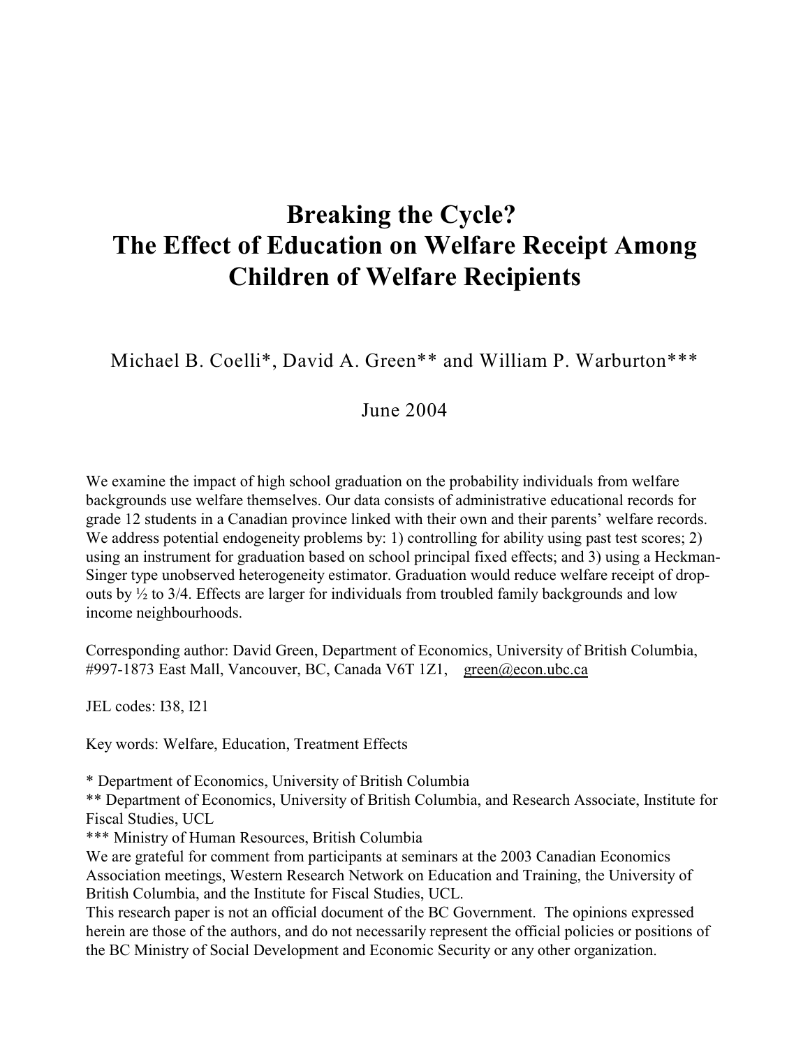# Breaking the Cycle? The Effect of Education on Welfare Receipt Among Children of Welfare Recipients

Michael B. Coelli*, David A. Green** and William P. Warburton***

June 2004

We examine the impact of high school graduation on the probability individuals from welfare backgrounds use welfare themselves. Our data consists of administrative educational records for grade 12 students in a Canadian province linked with their own and their parents' welfare records. We address potential endogeneity problems by: 1) controlling for ability using past test scores; 2) using an instrument for graduation based on school principal fixed effects; and 3) using a Heckman-Singer type unobserved heterogeneity estimator. Graduation would reduce welfare receipt of drop-outs by ½ to 3/4. Effects are larger for individuals from troubled family backgrounds and low income neighbourhoods.

Corresponding author: David Green, Department of Economics, University of British Columbia, #997-1873 East Mall, Vancouver, BC, Canada V6T 1Z1, green@econ.ubc.ca

JEL codes: I38, I21

Key words: Welfare, Education, Treatment Effects

\* Department of Economics, University of British Columbia

\*\* Department of Economics, University of British Columbia, and Research Associate, Institute for Fiscal Studies, UCL

\*\*\* Ministry of Human Resources, British Columbia

We are grateful for comment from participants at seminars at the 2003 Canadian Economics Association meetings, Western Research Network on Education and Training, the University of British Columbia, and the Institute for Fiscal Studies, UCL.

This research paper is not an official document of the BC Government. The opinions expressed herein are those of the authors, and do not necessarily represent the official policies or positions of the BC Ministry of Social Development and Economic Security or any other organization.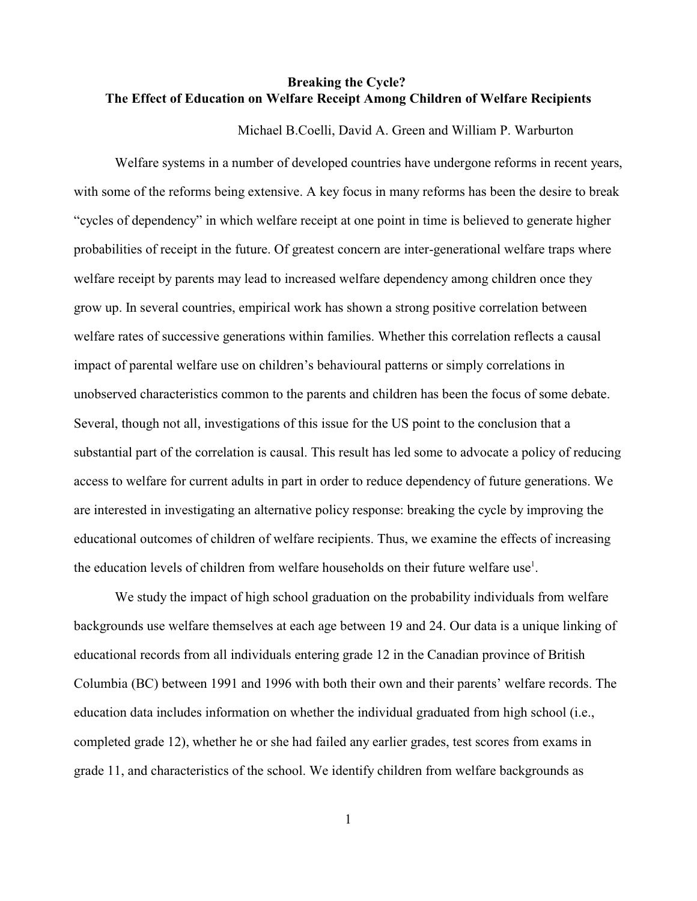**Breaking the Cycle?**
**The Effect of Education on Welfare Receipt Among Children of Welfare Recipients**

Michael B.Coelli, David A. Green and William P. Warburton

Welfare systems in a number of developed countries have undergone reforms in recent years, with some of the reforms being extensive. A key focus in many reforms has been the desire to break "cycles of dependency" in which welfare receipt at one point in time is believed to generate higher probabilities of receipt in the future. Of greatest concern are inter-generational welfare traps where welfare receipt by parents may lead to increased welfare dependency among children once they grow up. In several countries, empirical work has shown a strong positive correlation between welfare rates of successive generations within families. Whether this correlation reflects a causal impact of parental welfare use on children's behavioural patterns or simply correlations in unobserved characteristics common to the parents and children has been the focus of some debate. Several, though not all, investigations of this issue for the US point to the conclusion that a substantial part of the correlation is causal. This result has led some to advocate a policy of reducing access to welfare for current adults in part in order to reduce dependency of future generations. We are interested in investigating an alternative policy response: breaking the cycle by improving the educational outcomes of children of welfare recipients. Thus, we examine the effects of increasing the education levels of children from welfare households on their future welfare use[1].

We study the impact of high school graduation on the probability individuals from welfare backgrounds use welfare themselves at each age between 19 and 24. Our data is a unique linking of educational records from all individuals entering grade 12 in the Canadian province of British Columbia (BC) between 1991 and 1996 with both their own and their parents' welfare records. The education data includes information on whether the individual graduated from high school (i.e., completed grade 12), whether he or she had failed any earlier grades, test scores from exams in grade 11, and characteristics of the school. We identify children from welfare backgrounds as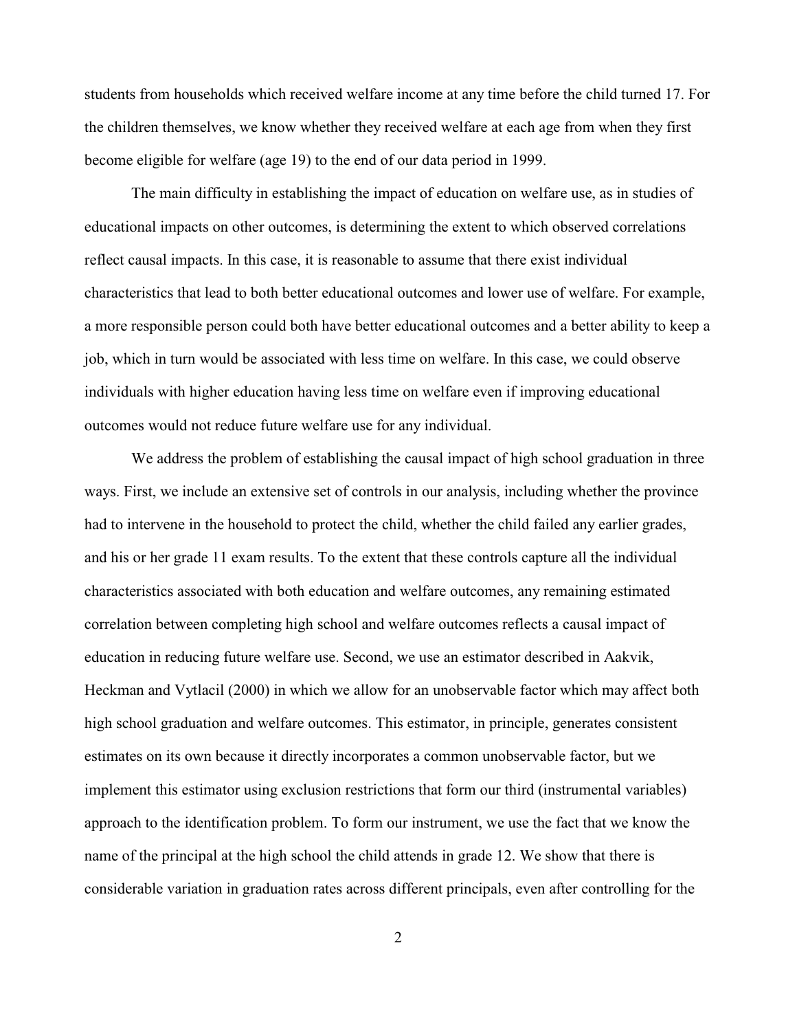students from households which received welfare income at any time before the child turned 17. For the children themselves, we know whether they received welfare at each age from when they first become eligible for welfare (age 19) to the end of our data period in 1999.

The main difficulty in establishing the impact of education on welfare use, as in studies of educational impacts on other outcomes, is determining the extent to which observed correlations reflect causal impacts. In this case, it is reasonable to assume that there exist individual characteristics that lead to both better educational outcomes and lower use of welfare. For example, a more responsible person could both have better educational outcomes and a better ability to keep a job, which in turn would be associated with less time on welfare. In this case, we could observe individuals with higher education having less time on welfare even if improving educational outcomes would not reduce future welfare use for any individual.

We address the problem of establishing the causal impact of high school graduation in three ways. First, we include an extensive set of controls in our analysis, including whether the province had to intervene in the household to protect the child, whether the child failed any earlier grades, and his or her grade 11 exam results. To the extent that these controls capture all the individual characteristics associated with both education and welfare outcomes, any remaining estimated correlation between completing high school and welfare outcomes reflects a causal impact of education in reducing future welfare use. Second, we use an estimator described in Aakvik, Heckman and Vytlacil (2000) in which we allow for an unobservable factor which may affect both high school graduation and welfare outcomes. This estimator, in principle, generates consistent estimates on its own because it directly incorporates a common unobservable factor, but we implement this estimator using exclusion restrictions that form our third (instrumental variables) approach to the identification problem. To form our instrument, we use the fact that we know the name of the principal at the high school the child attends in grade 12. We show that there is considerable variation in graduation rates across different principals, even after controlling for the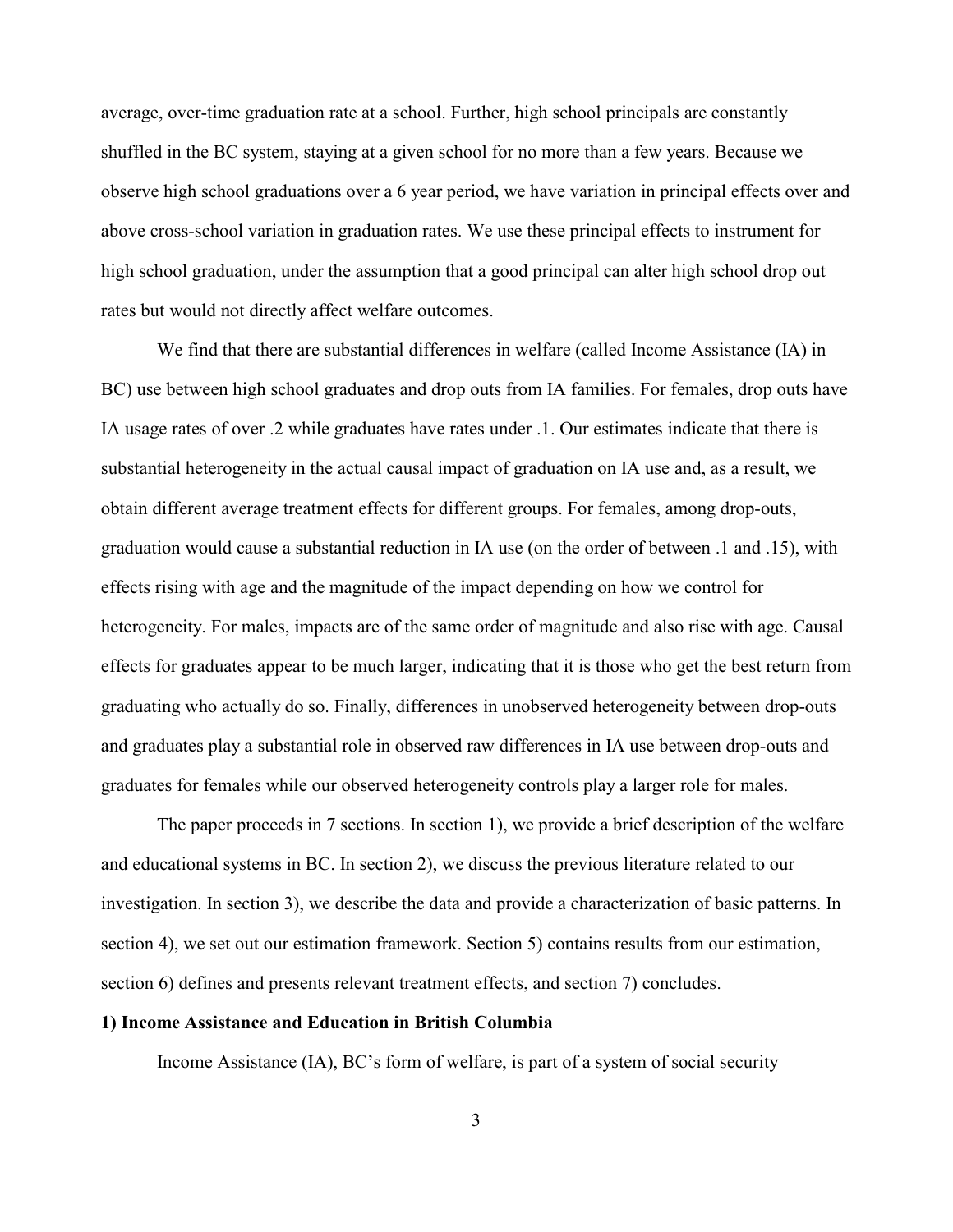average, over-time graduation rate at a school. Further, high school principals are constantly shuffled in the BC system, staying at a given school for no more than a few years. Because we observe high school graduations over a 6 year period, we have variation in principal effects over and above cross-school variation in graduation rates. We use these principal effects to instrument for high school graduation, under the assumption that a good principal can alter high school drop out rates but would not directly affect welfare outcomes.

We find that there are substantial differences in welfare (called Income Assistance (IA) in BC) use between high school graduates and drop outs from IA families. For females, drop outs have IA usage rates of over .2 while graduates have rates under .1. Our estimates indicate that there is substantial heterogeneity in the actual causal impact of graduation on IA use and, as a result, we obtain different average treatment effects for different groups. For females, among drop-outs, graduation would cause a substantial reduction in IA use (on the order of between .1 and .15), with effects rising with age and the magnitude of the impact depending on how we control for heterogeneity. For males, impacts are of the same order of magnitude and also rise with age. Causal effects for graduates appear to be much larger, indicating that it is those who get the best return from graduating who actually do so. Finally, differences in unobserved heterogeneity between drop-outs and graduates play a substantial role in observed raw differences in IA use between drop-outs and graduates for females while our observed heterogeneity controls play a larger role for males.

The paper proceeds in 7 sections. In section 1), we provide a brief description of the welfare and educational systems in BC. In section 2), we discuss the previous literature related to our investigation. In section 3), we describe the data and provide a characterization of basic patterns. In section 4), we set out our estimation framework. Section 5) contains results from our estimation, section 6) defines and presents relevant treatment effects, and section 7) concludes.

## 1) Income Assistance and Education in British Columbia

Income Assistance (IA), BC's form of welfare, is part of a system of social security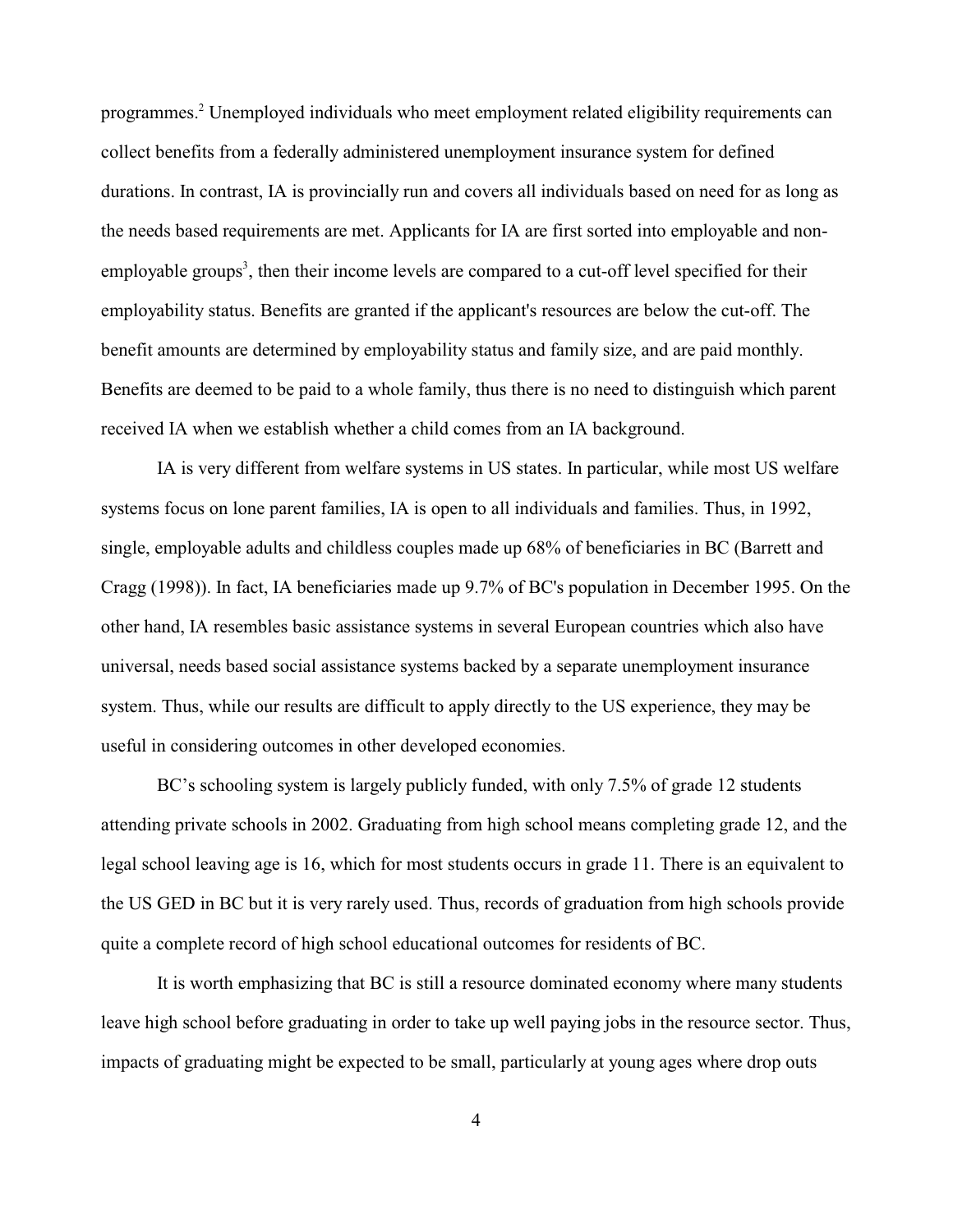programmes.[2] Unemployed individuals who meet employment related eligibility requirements can collect benefits from a federally administered unemployment insurance system for defined durations. In contrast, IA is provincially run and covers all individuals based on need for as long as the needs based requirements are met. Applicants for IA are first sorted into employable and non-employable groups[3], then their income levels are compared to a cut-off level specified for their employability status. Benefits are granted if the applicant's resources are below the cut-off. The benefit amounts are determined by employability status and family size, and are paid monthly. Benefits are deemed to be paid to a whole family, thus there is no need to distinguish which parent received IA when we establish whether a child comes from an IA background.

IA is very different from welfare systems in US states. In particular, while most US welfare systems focus on lone parent families, IA is open to all individuals and families. Thus, in 1992, single, employable adults and childless couples made up 68% of beneficiaries in BC (Barrett and Cragg (1998)). In fact, IA beneficiaries made up 9.7% of BC's population in December 1995. On the other hand, IA resembles basic assistance systems in several European countries which also have universal, needs based social assistance systems backed by a separate unemployment insurance system. Thus, while our results are difficult to apply directly to the US experience, they may be useful in considering outcomes in other developed economies.

BC's schooling system is largely publicly funded, with only 7.5% of grade 12 students attending private schools in 2002. Graduating from high school means completing grade 12, and the legal school leaving age is 16, which for most students occurs in grade 11. There is an equivalent to the US GED in BC but it is very rarely used. Thus, records of graduation from high schools provide quite a complete record of high school educational outcomes for residents of BC.

It is worth emphasizing that BC is still a resource dominated economy where many students leave high school before graduating in order to take up well paying jobs in the resource sector. Thus, impacts of graduating might be expected to be small, particularly at young ages where drop outs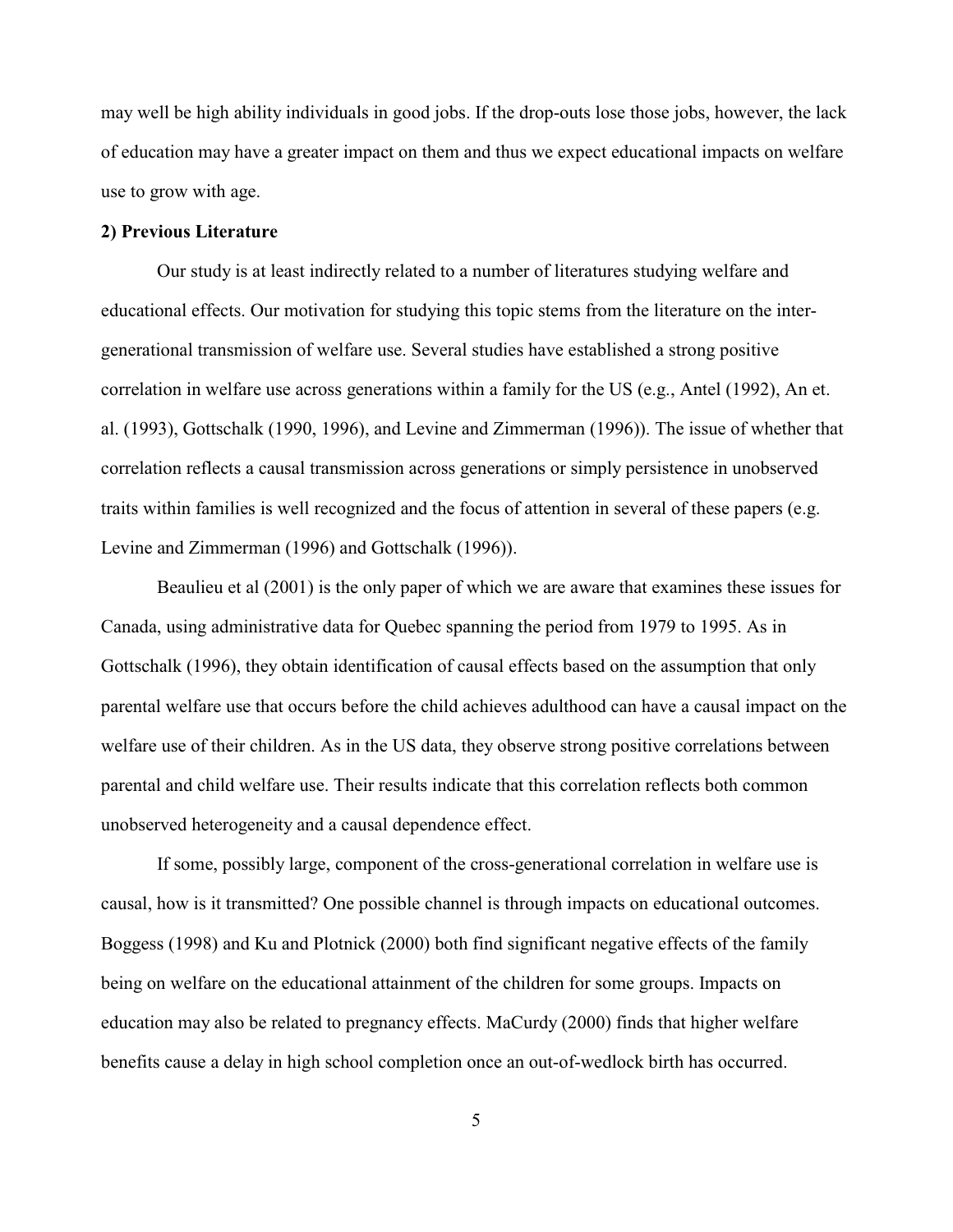may well be high ability individuals in good jobs. If the drop-outs lose those jobs, however, the lack of education may have a greater impact on them and thus we expect educational impacts on welfare use to grow with age.

**2) Previous Literature**

Our study is at least indirectly related to a number of literatures studying welfare and educational effects. Our motivation for studying this topic stems from the literature on the inter-generational transmission of welfare use. Several studies have established a strong positive correlation in welfare use across generations within a family for the US (e.g., Antel (1992), An et. al. (1993), Gottschalk (1990, 1996), and Levine and Zimmerman (1996)). The issue of whether that correlation reflects a causal transmission across generations or simply persistence in unobserved traits within families is well recognized and the focus of attention in several of these papers (e.g. Levine and Zimmerman (1996) and Gottschalk (1996)).

Beaulieu et al (2001) is the only paper of which we are aware that examines these issues for Canada, using administrative data for Quebec spanning the period from 1979 to 1995. As in Gottschalk (1996), they obtain identification of causal effects based on the assumption that only parental welfare use that occurs before the child achieves adulthood can have a causal impact on the welfare use of their children. As in the US data, they observe strong positive correlations between parental and child welfare use. Their results indicate that this correlation reflects both common unobserved heterogeneity and a causal dependence effect.

If some, possibly large, component of the cross-generational correlation in welfare use is causal, how is it transmitted? One possible channel is through impacts on educational outcomes. Boggess (1998) and Ku and Plotnick (2000) both find significant negative effects of the family being on welfare on the educational attainment of the children for some groups. Impacts on education may also be related to pregnancy effects. MaCurdy (2000) finds that higher welfare benefits cause a delay in high school completion once an out-of-wedlock birth has occurred.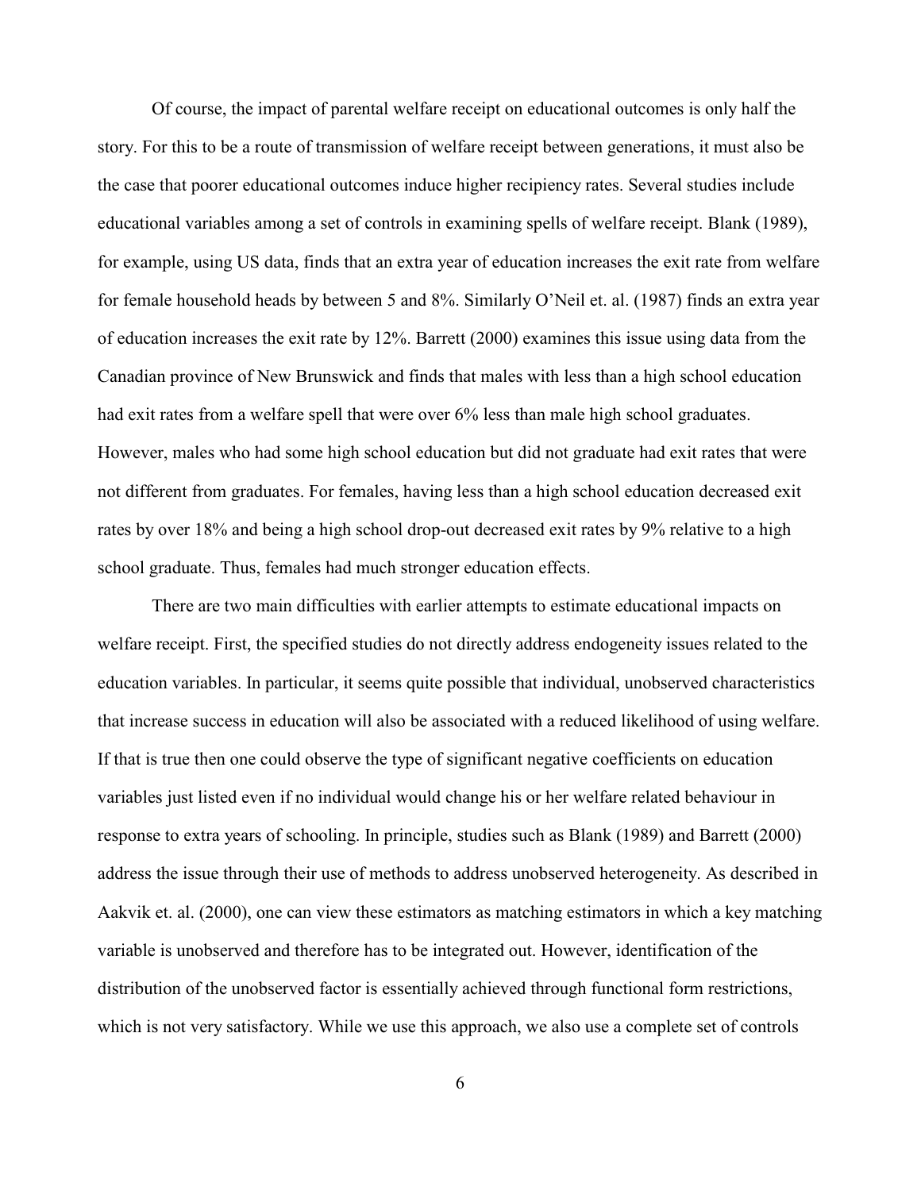Of course, the impact of parental welfare receipt on educational outcomes is only half the story. For this to be a route of transmission of welfare receipt between generations, it must also be the case that poorer educational outcomes induce higher recipiency rates. Several studies include educational variables among a set of controls in examining spells of welfare receipt. Blank (1989), for example, using US data, finds that an extra year of education increases the exit rate from welfare for female household heads by between 5 and 8%. Similarly O'Neil et. al. (1987) finds an extra year of education increases the exit rate by 12%. Barrett (2000) examines this issue using data from the Canadian province of New Brunswick and finds that males with less than a high school education had exit rates from a welfare spell that were over 6% less than male high school graduates. However, males who had some high school education but did not graduate had exit rates that were not different from graduates. For females, having less than a high school education decreased exit rates by over 18% and being a high school drop-out decreased exit rates by 9% relative to a high school graduate. Thus, females had much stronger education effects.

There are two main difficulties with earlier attempts to estimate educational impacts on welfare receipt. First, the specified studies do not directly address endogeneity issues related to the education variables. In particular, it seems quite possible that individual, unobserved characteristics that increase success in education will also be associated with a reduced likelihood of using welfare. If that is true then one could observe the type of significant negative coefficients on education variables just listed even if no individual would change his or her welfare related behaviour in response to extra years of schooling. In principle, studies such as Blank (1989) and Barrett (2000) address the issue through their use of methods to address unobserved heterogeneity. As described in Aakvik et. al. (2000), one can view these estimators as matching estimators in which a key matching variable is unobserved and therefore has to be integrated out. However, identification of the distribution of the unobserved factor is essentially achieved through functional form restrictions, which is not very satisfactory. While we use this approach, we also use a complete set of controls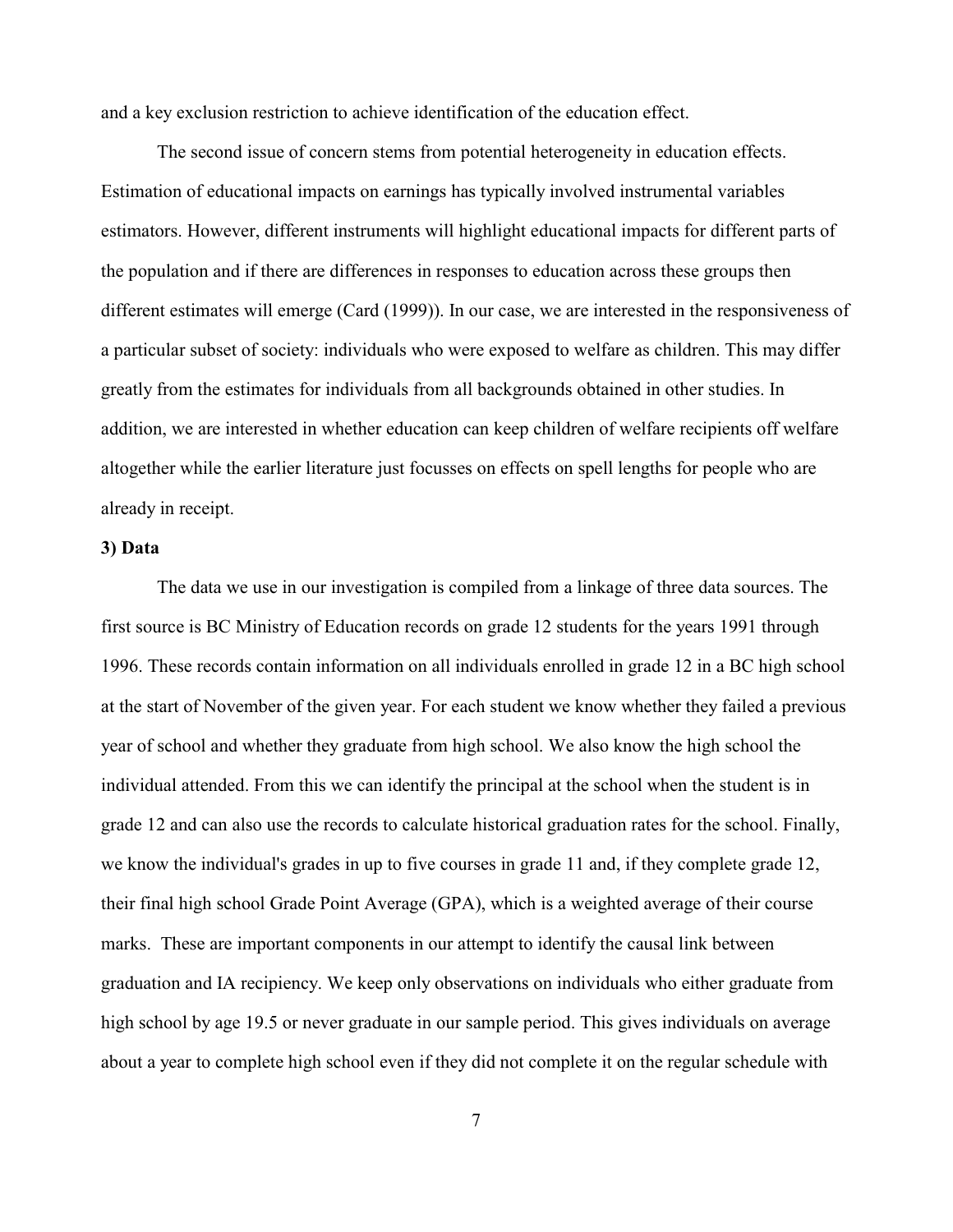and a key exclusion restriction to achieve identification of the education effect.

The second issue of concern stems from potential heterogeneity in education effects. Estimation of educational impacts on earnings has typically involved instrumental variables estimators. However, different instruments will highlight educational impacts for different parts of the population and if there are differences in responses to education across these groups then different estimates will emerge (Card (1999)). In our case, we are interested in the responsiveness of a particular subset of society: individuals who were exposed to welfare as children. This may differ greatly from the estimates for individuals from all backgrounds obtained in other studies. In addition, we are interested in whether education can keep children of welfare recipients off welfare altogether while the earlier literature just focusses on effects on spell lengths for people who are already in receipt.

**3) Data**

The data we use in our investigation is compiled from a linkage of three data sources. The first source is BC Ministry of Education records on grade 12 students for the years 1991 through 1996. These records contain information on all individuals enrolled in grade 12 in a BC high school at the start of November of the given year. For each student we know whether they failed a previous year of school and whether they graduate from high school. We also know the high school the individual attended. From this we can identify the principal at the school when the student is in grade 12 and can also use the records to calculate historical graduation rates for the school. Finally, we know the individual's grades in up to five courses in grade 11 and, if they complete grade 12, their final high school Grade Point Average (GPA), which is a weighted average of their course marks. These are important components in our attempt to identify the causal link between graduation and IA recipiency. We keep only observations on individuals who either graduate from high school by age 19.5 or never graduate in our sample period. This gives individuals on average about a year to complete high school even if they did not complete it on the regular schedule with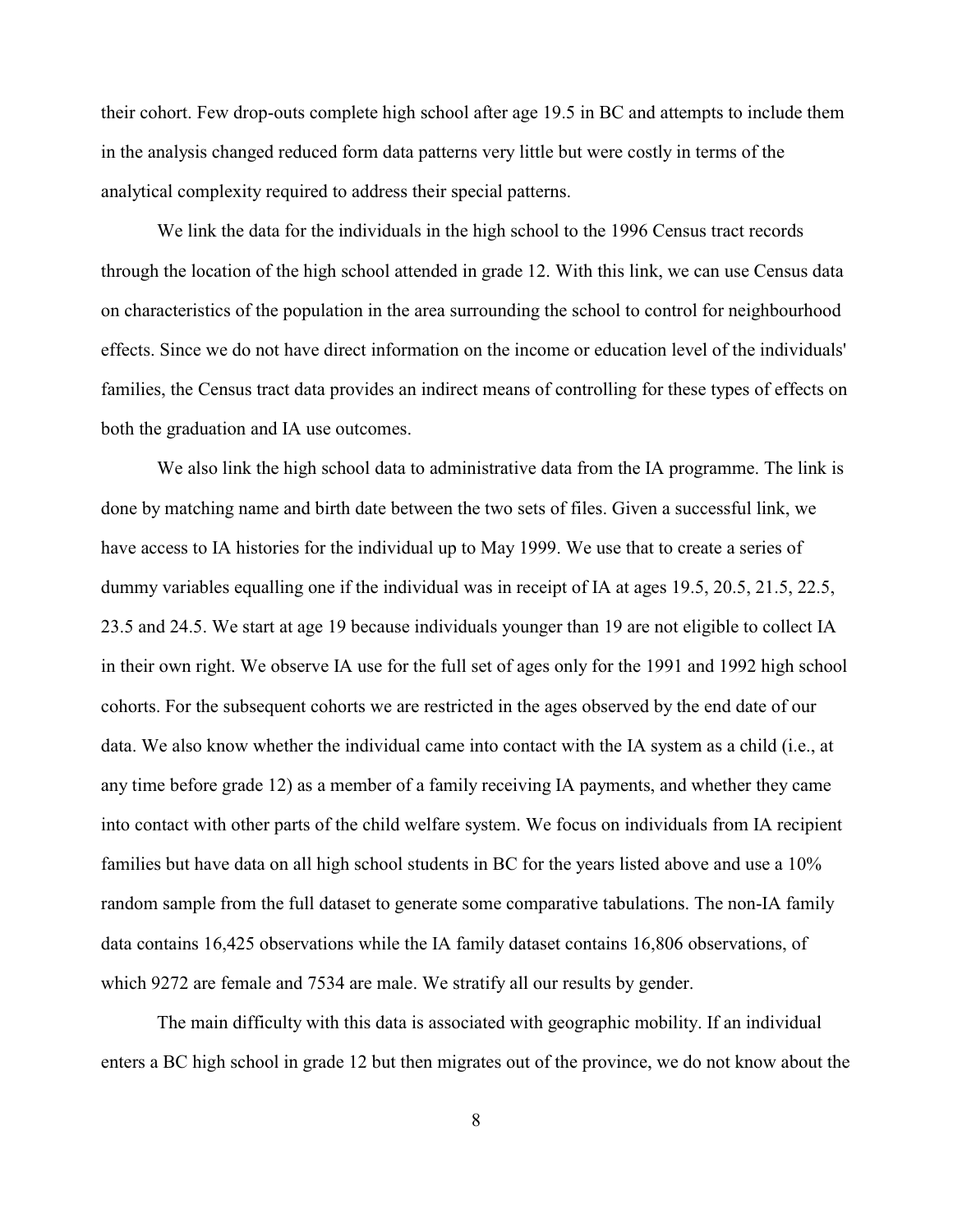their cohort. Few drop-outs complete high school after age 19.5 in BC and attempts to include them in the analysis changed reduced form data patterns very little but were costly in terms of the analytical complexity required to address their special patterns.

We link the data for the individuals in the high school to the 1996 Census tract records through the location of the high school attended in grade 12. With this link, we can use Census data on characteristics of the population in the area surrounding the school to control for neighbourhood effects. Since we do not have direct information on the income or education level of the individuals' families, the Census tract data provides an indirect means of controlling for these types of effects on both the graduation and IA use outcomes.

We also link the high school data to administrative data from the IA programme. The link is done by matching name and birth date between the two sets of files. Given a successful link, we have access to IA histories for the individual up to May 1999. We use that to create a series of dummy variables equalling one if the individual was in receipt of IA at ages 19.5, 20.5, 21.5, 22.5, 23.5 and 24.5. We start at age 19 because individuals younger than 19 are not eligible to collect IA in their own right. We observe IA use for the full set of ages only for the 1991 and 1992 high school cohorts. For the subsequent cohorts we are restricted in the ages observed by the end date of our data. We also know whether the individual came into contact with the IA system as a child (i.e., at any time before grade 12) as a member of a family receiving IA payments, and whether they came into contact with other parts of the child welfare system. We focus on individuals from IA recipient families but have data on all high school students in BC for the years listed above and use a 10% random sample from the full dataset to generate some comparative tabulations. The non-IA family data contains 16,425 observations while the IA family dataset contains 16,806 observations, of which 9272 are female and 7534 are male. We stratify all our results by gender.

The main difficulty with this data is associated with geographic mobility. If an individual enters a BC high school in grade 12 but then migrates out of the province, we do not know about the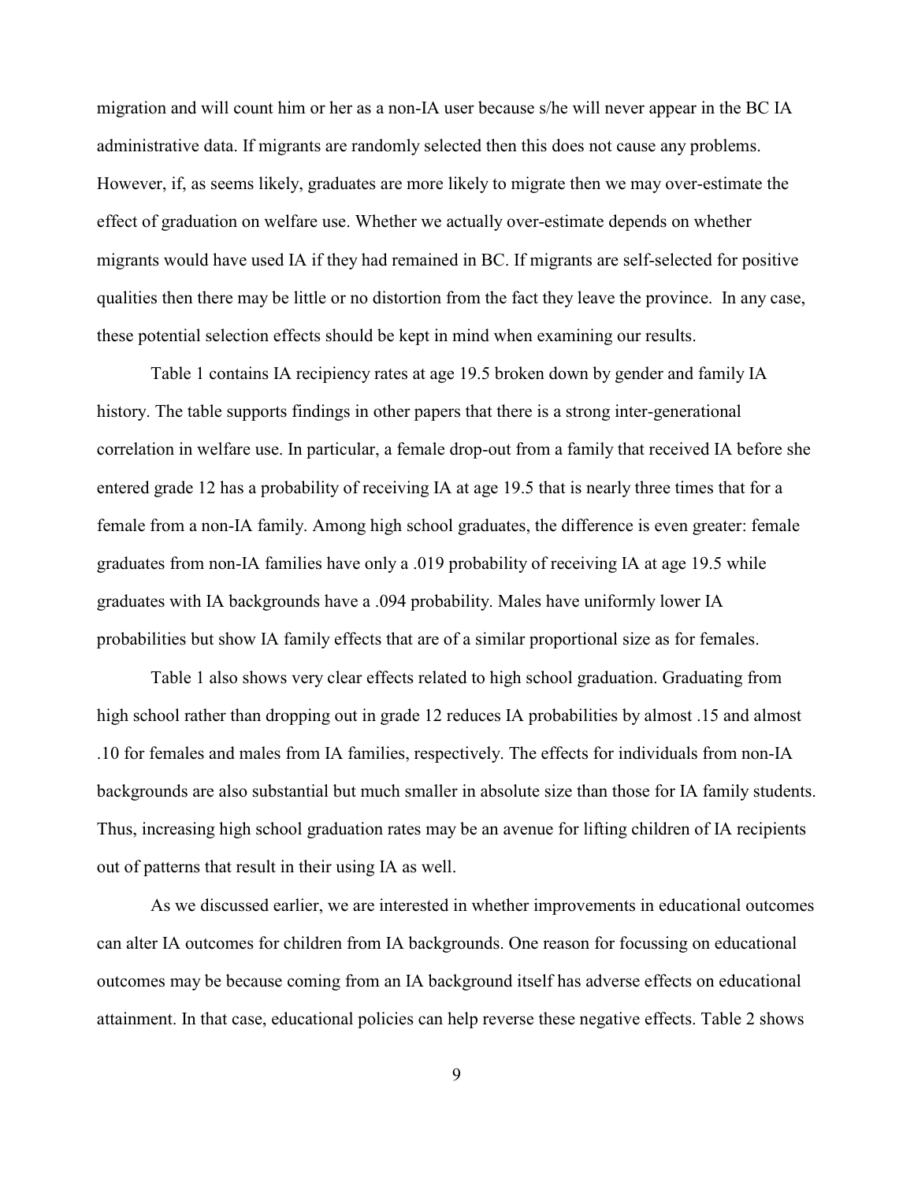migration and will count him or her as a non-IA user because s/he will never appear in the BC IA administrative data. If migrants are randomly selected then this does not cause any problems. However, if, as seems likely, graduates are more likely to migrate then we may over-estimate the effect of graduation on welfare use. Whether we actually over-estimate depends on whether migrants would have used IA if they had remained in BC. If migrants are self-selected for positive qualities then there may be little or no distortion from the fact they leave the province. In any case, these potential selection effects should be kept in mind when examining our results.

Table 1 contains IA recipiency rates at age 19.5 broken down by gender and family IA history. The table supports findings in other papers that there is a strong inter-generational correlation in welfare use. In particular, a female drop-out from a family that received IA before she entered grade 12 has a probability of receiving IA at age 19.5 that is nearly three times that for a female from a non-IA family. Among high school graduates, the difference is even greater: female graduates from non-IA families have only a .019 probability of receiving IA at age 19.5 while graduates with IA backgrounds have a .094 probability. Males have uniformly lower IA probabilities but show IA family effects that are of a similar proportional size as for females.

Table 1 also shows very clear effects related to high school graduation. Graduating from high school rather than dropping out in grade 12 reduces IA probabilities by almost .15 and almost .10 for females and males from IA families, respectively. The effects for individuals from non-IA backgrounds are also substantial but much smaller in absolute size than those for IA family students. Thus, increasing high school graduation rates may be an avenue for lifting children of IA recipients out of patterns that result in their using IA as well.

As we discussed earlier, we are interested in whether improvements in educational outcomes can alter IA outcomes for children from IA backgrounds. One reason for focussing on educational outcomes may be because coming from an IA background itself has adverse effects on educational attainment. In that case, educational policies can help reverse these negative effects. Table 2 shows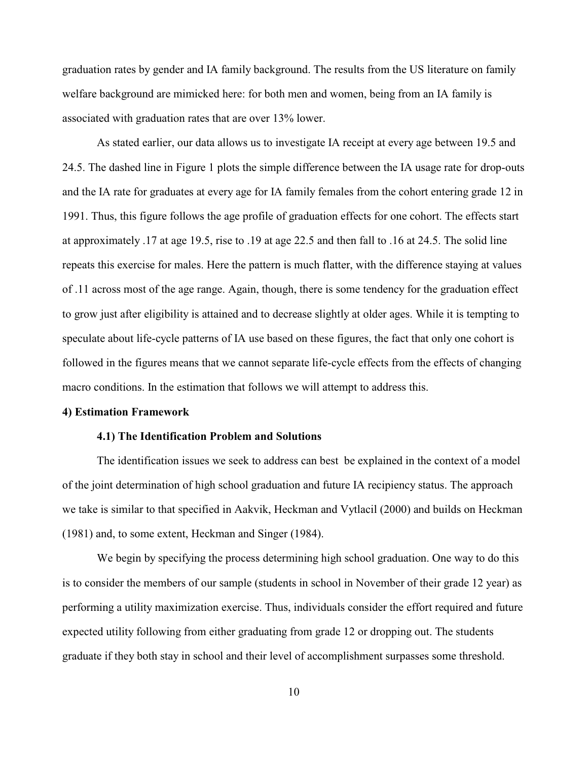graduation rates by gender and IA family background. The results from the US literature on family welfare background are mimicked here: for both men and women, being from an IA family is associated with graduation rates that are over 13% lower.

As stated earlier, our data allows us to investigate IA receipt at every age between 19.5 and 24.5. The dashed line in Figure 1 plots the simple difference between the IA usage rate for drop-outs and the IA rate for graduates at every age for IA family females from the cohort entering grade 12 in 1991. Thus, this figure follows the age profile of graduation effects for one cohort. The effects start at approximately .17 at age 19.5, rise to .19 at age 22.5 and then fall to .16 at 24.5. The solid line repeats this exercise for males. Here the pattern is much flatter, with the difference staying at values of .11 across most of the age range. Again, though, there is some tendency for the graduation effect to grow just after eligibility is attained and to decrease slightly at older ages. While it is tempting to speculate about life-cycle patterns of IA use based on these figures, the fact that only one cohort is followed in the figures means that we cannot separate life-cycle effects from the effects of changing macro conditions. In the estimation that follows we will attempt to address this.

## 4) Estimation Framework

### 4.1) The Identification Problem and Solutions

The identification issues we seek to address can best be explained in the context of a model of the joint determination of high school graduation and future IA recipiency status. The approach we take is similar to that specified in Aakvik, Heckman and Vytlacil (2000) and builds on Heckman (1981) and, to some extent, Heckman and Singer (1984).

We begin by specifying the process determining high school graduation. One way to do this is to consider the members of our sample (students in school in November of their grade 12 year) as performing a utility maximization exercise. Thus, individuals consider the effort required and future expected utility following from either graduating from grade 12 or dropping out. The students graduate if they both stay in school and their level of accomplishment surpasses some threshold.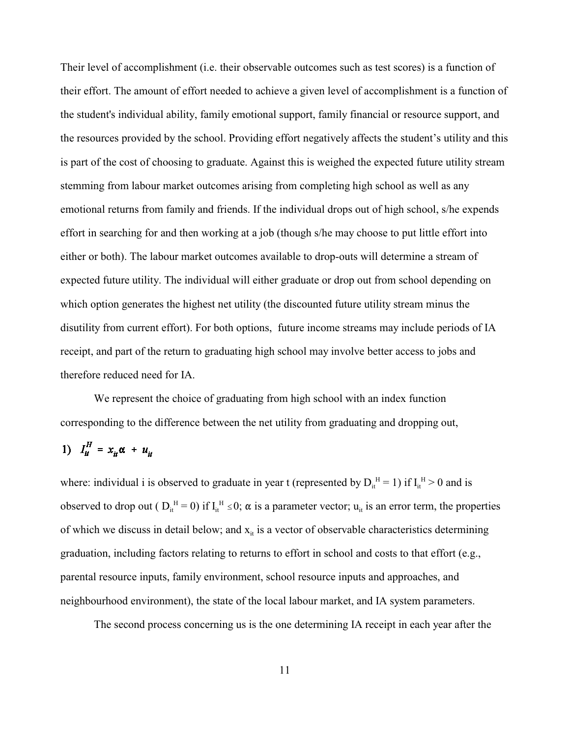Their level of accomplishment (i.e. their observable outcomes such as test scores) is a function of their effort. The amount of effort needed to achieve a given level of accomplishment is a function of the student's individual ability, family emotional support, family financial or resource support, and the resources provided by the school. Providing effort negatively affects the student's utility and this is part of the cost of choosing to graduate. Against this is weighed the expected future utility stream stemming from labour market outcomes arising from completing high school as well as any emotional returns from family and friends. If the individual drops out of high school, s/he expends effort in searching for and then working at a job (though s/he may choose to put little effort into either or both). The labour market outcomes available to drop-outs will determine a stream of expected future utility. The individual will either graduate or drop out from school depending on which option generates the highest net utility (the discounted future utility stream minus the disutility from current effort). For both options, future income streams may include periods of IA receipt, and part of the return to graduating high school may involve better access to jobs and therefore reduced need for IA.

We represent the choice of graduating from high school with an index function corresponding to the difference between the net utility from graduating and dropping out,

$$1)\quad I_{it}^{H} = x_{it}\alpha + u_{it}$$

where: individual i is observed to graduate in year t (represented by $D_{it}^{H} = 1$) if $I_{it}^{H} > 0$ and is observed to drop out ( $D_{it}^{H} = 0$) if $I_{it}^{H} \leq 0$; $\alpha$ is a parameter vector; $u_{it}$ is an error term, the properties of which we discuss in detail below; and $x_{it}$ is a vector of observable characteristics determining graduation, including factors relating to returns to effort in school and costs to that effort (e.g., parental resource inputs, family environment, school resource inputs and approaches, and neighbourhood environment), the state of the local labour market, and IA system parameters.

The second process concerning us is the one determining IA receipt in each year after the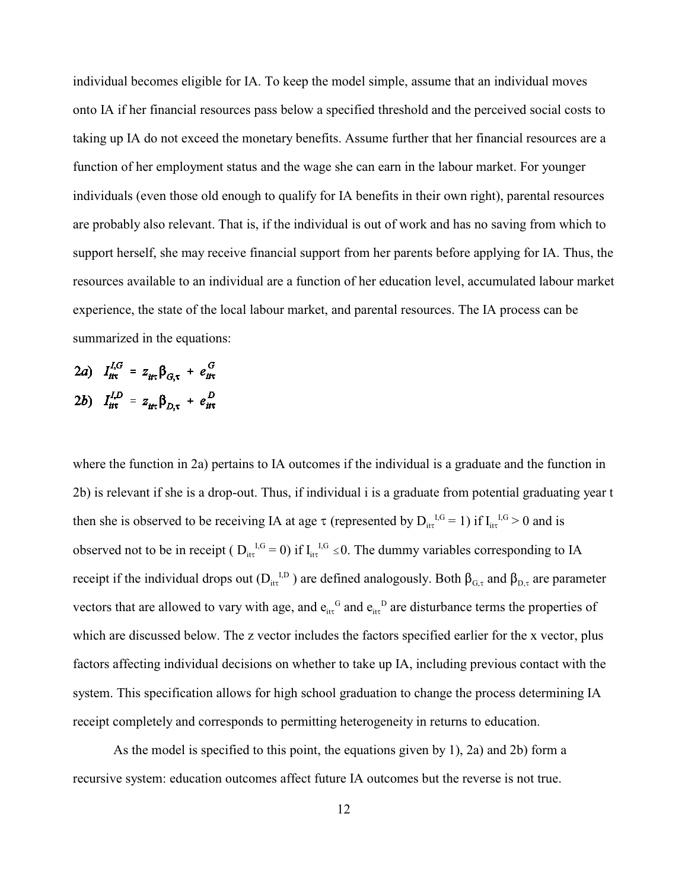individual becomes eligible for IA. To keep the model simple, assume that an individual moves onto IA if her financial resources pass below a specified threshold and the perceived social costs to taking up IA do not exceed the monetary benefits. Assume further that her financial resources are a function of her employment status and the wage she can earn in the labour market. For younger individuals (even those old enough to qualify for IA benefits in their own right), parental resources are probably also relevant. That is, if the individual is out of work and has no saving from which to support herself, she may receive financial support from her parents before applying for IA. Thus, the resources available to an individual are a function of her education level, accumulated labour market experience, the state of the local labour market, and parental resources. The IA process can be summarized in the equations:

$$2a) \quad I_{it\tau}^{I,G} = z_{it\tau}\beta_{G,\tau} + e_{it\tau}^{G}$$

$$2b) \quad I_{it\tau}^{I,D} = z_{it\tau}\beta_{D,\tau} + e_{it\tau}^{D}$$

where the function in 2a) pertains to IA outcomes if the individual is a graduate and the function in 2b) is relevant if she is a drop-out. Thus, if individual i is a graduate from potential graduating year t then she is observed to be receiving IA at age $\tau$ (represented by $D_{it\tau}^{I,G} = 1$) if $I_{it\tau}^{I,G} > 0$ and is observed not to be in receipt ( $D_{it\tau}^{I,G} = 0$) if $I_{it\tau}^{I,G} \leq 0$. The dummy variables corresponding to IA receipt if the individual drops out ($D_{it\tau}^{I,D}$ ) are defined analogously. Both $\beta_{G,\tau}$ and $\beta_{D,\tau}$ are parameter vectors that are allowed to vary with age, and $e_{it\tau}^{G}$ and $e_{it\tau}^{D}$ are disturbance terms the properties of which are discussed below. The z vector includes the factors specified earlier for the x vector, plus factors affecting individual decisions on whether to take up IA, including previous contact with the system. This specification allows for high school graduation to change the process determining IA receipt completely and corresponds to permitting heterogeneity in returns to education.

As the model is specified to this point, the equations given by 1), 2a) and 2b) form a recursive system: education outcomes affect future IA outcomes but the reverse is not true.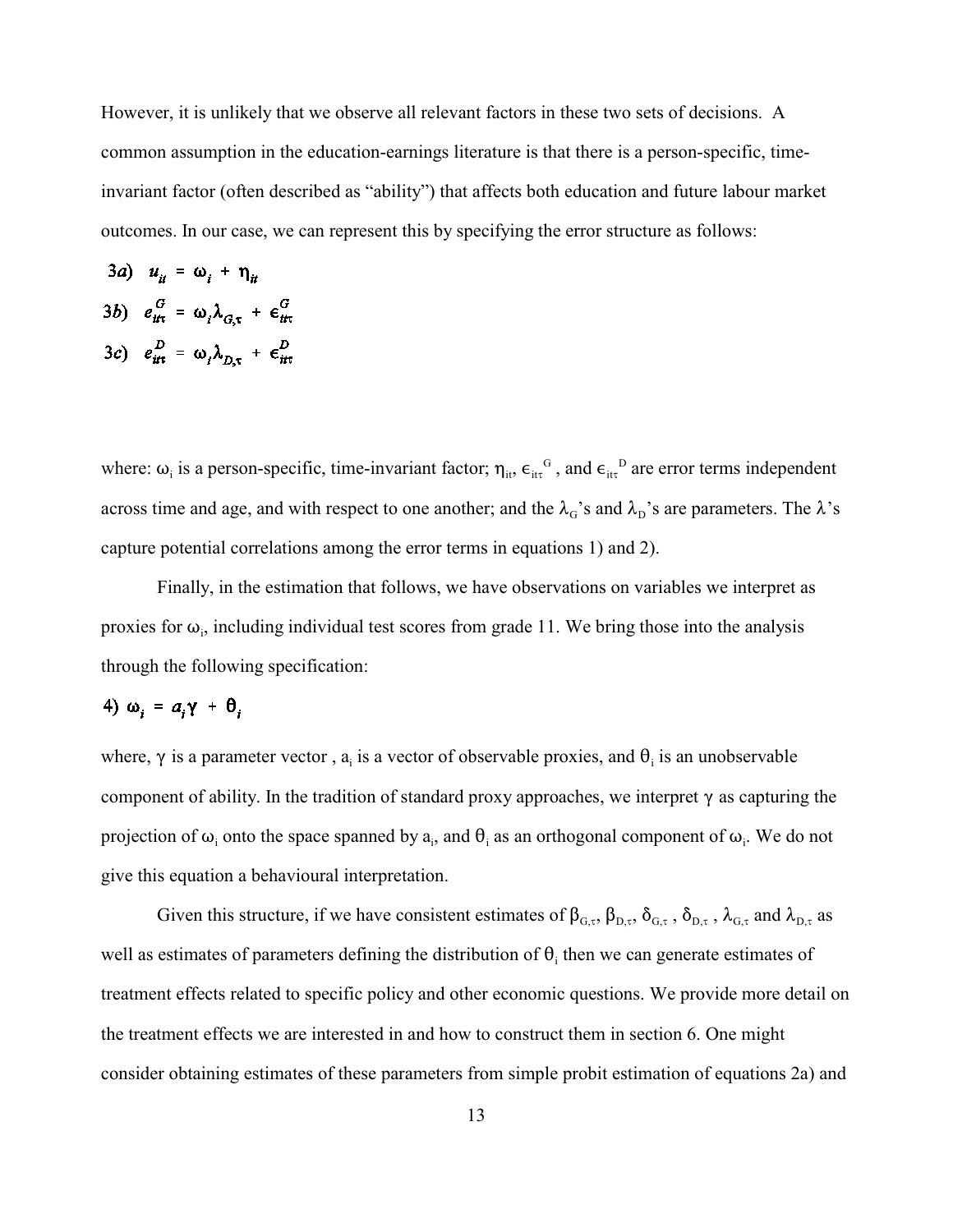However, it is unlikely that we observe all relevant factors in these two sets of decisions. A common assumption in the education-earnings literature is that there is a person-specific, time-invariant factor (often described as "ability") that affects both education and future labour market outcomes. In our case, we can represent this by specifying the error structure as follows:

$$3a) \quad u_{it} = \omega_i + \eta_{it}$$

$$3b) \quad e^G_{it\tau} = \omega_i \lambda_{G,\tau} + \epsilon^G_{it\tau}$$

$$3c) \quad e^D_{it\tau} = \omega_i \lambda_{D,\tau} + \epsilon^D_{it\tau}$$

where: $\omega_i$ is a person-specific, time-invariant factor; $\eta_{it}$, $\epsilon_{it\tau}{}^G$, and $\epsilon_{it\tau}{}^D$ are error terms independent across time and age, and with respect to one another; and the $\lambda_G$'s and $\lambda_D$'s are parameters. The $\lambda$'s capture potential correlations among the error terms in equations 1) and 2).

Finally, in the estimation that follows, we have observations on variables we interpret as proxies for $\omega_i$, including individual test scores from grade 11. We bring those into the analysis through the following specification:

$$4) \quad \omega_i = a_i \gamma + \theta_i$$

where, $\gamma$ is a parameter vector , $a_i$ is a vector of observable proxies, and $\theta_i$ is an unobservable component of ability. In the tradition of standard proxy approaches, we interpret $\gamma$ as capturing the projection of $\omega_i$ onto the space spanned by $a_i$, and $\theta_i$ as an orthogonal component of $\omega_i$. We do not give this equation a behavioural interpretation.

Given this structure, if we have consistent estimates of $\beta_{G,\tau}$, $\beta_{D,\tau}$, $\delta_{G,\tau}$ , $\delta_{D,\tau}$ , $\lambda_{G,\tau}$ and $\lambda_{D,\tau}$ as well as estimates of parameters defining the distribution of $\theta_i$ then we can generate estimates of treatment effects related to specific policy and other economic questions. We provide more detail on the treatment effects we are interested in and how to construct them in section 6. One might consider obtaining estimates of these parameters from simple probit estimation of equations 2a) and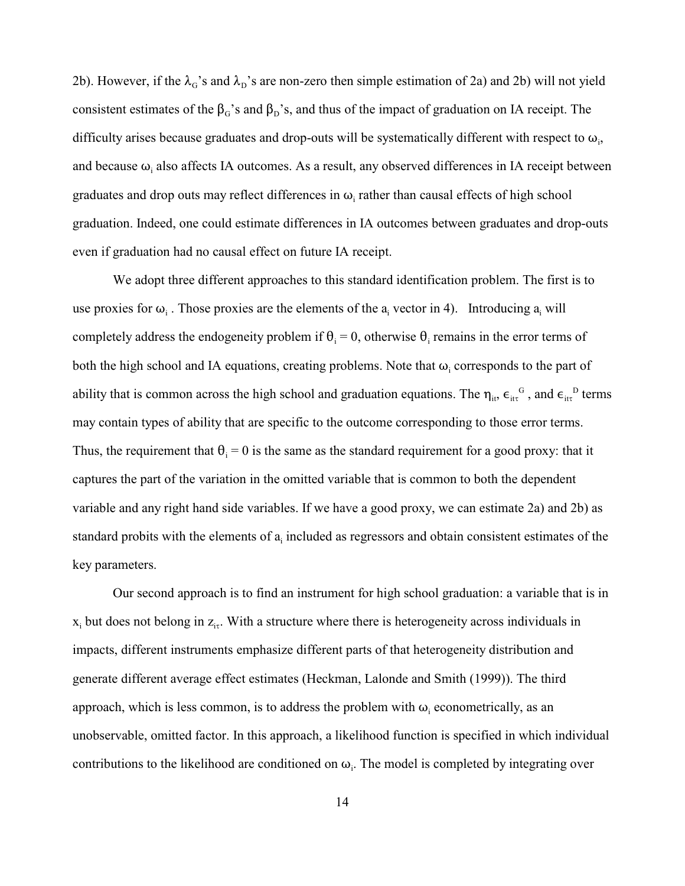2b). However, if the $\lambda_G$'s and $\lambda_D$'s are non-zero then simple estimation of 2a) and 2b) will not yield consistent estimates of the $\beta_G$'s and $\beta_D$'s, and thus of the impact of graduation on IA receipt. The difficulty arises because graduates and drop-outs will be systematically different with respect to $\omega_i$, and because $\omega_i$ also affects IA outcomes. As a result, any observed differences in IA receipt between graduates and drop outs may reflect differences in $\omega_i$ rather than causal effects of high school graduation. Indeed, one could estimate differences in IA outcomes between graduates and drop-outs even if graduation had no causal effect on future IA receipt.

We adopt three different approaches to this standard identification problem. The first is to use proxies for $\omega_i$ . Those proxies are the elements of the $a_i$ vector in 4). Introducing $a_i$ will completely address the endogeneity problem if $\theta_i = 0$, otherwise $\theta_i$ remains in the error terms of both the high school and IA equations, creating problems. Note that $\omega_i$ corresponds to the part of ability that is common across the high school and graduation equations. The $\eta_{it}$, $\epsilon_{it\tau}^{G}$ , and $\epsilon_{it\tau}^{D}$ terms may contain types of ability that are specific to the outcome corresponding to those error terms. Thus, the requirement that $\theta_i = 0$ is the same as the standard requirement for a good proxy: that it captures the part of the variation in the omitted variable that is common to both the dependent variable and any right hand side variables. If we have a good proxy, we can estimate 2a) and 2b) as standard probits with the elements of $a_i$ included as regressors and obtain consistent estimates of the key parameters.

Our second approach is to find an instrument for high school graduation: a variable that is in $x_i$ but does not belong in $z_{i\tau}$. With a structure where there is heterogeneity across individuals in impacts, different instruments emphasize different parts of that heterogeneity distribution and generate different average effect estimates (Heckman, Lalonde and Smith (1999)). The third approach, which is less common, is to address the problem with $\omega_i$ econometrically, as an unobservable, omitted factor. In this approach, a likelihood function is specified in which individual contributions to the likelihood are conditioned on $\omega_i$. The model is completed by integrating over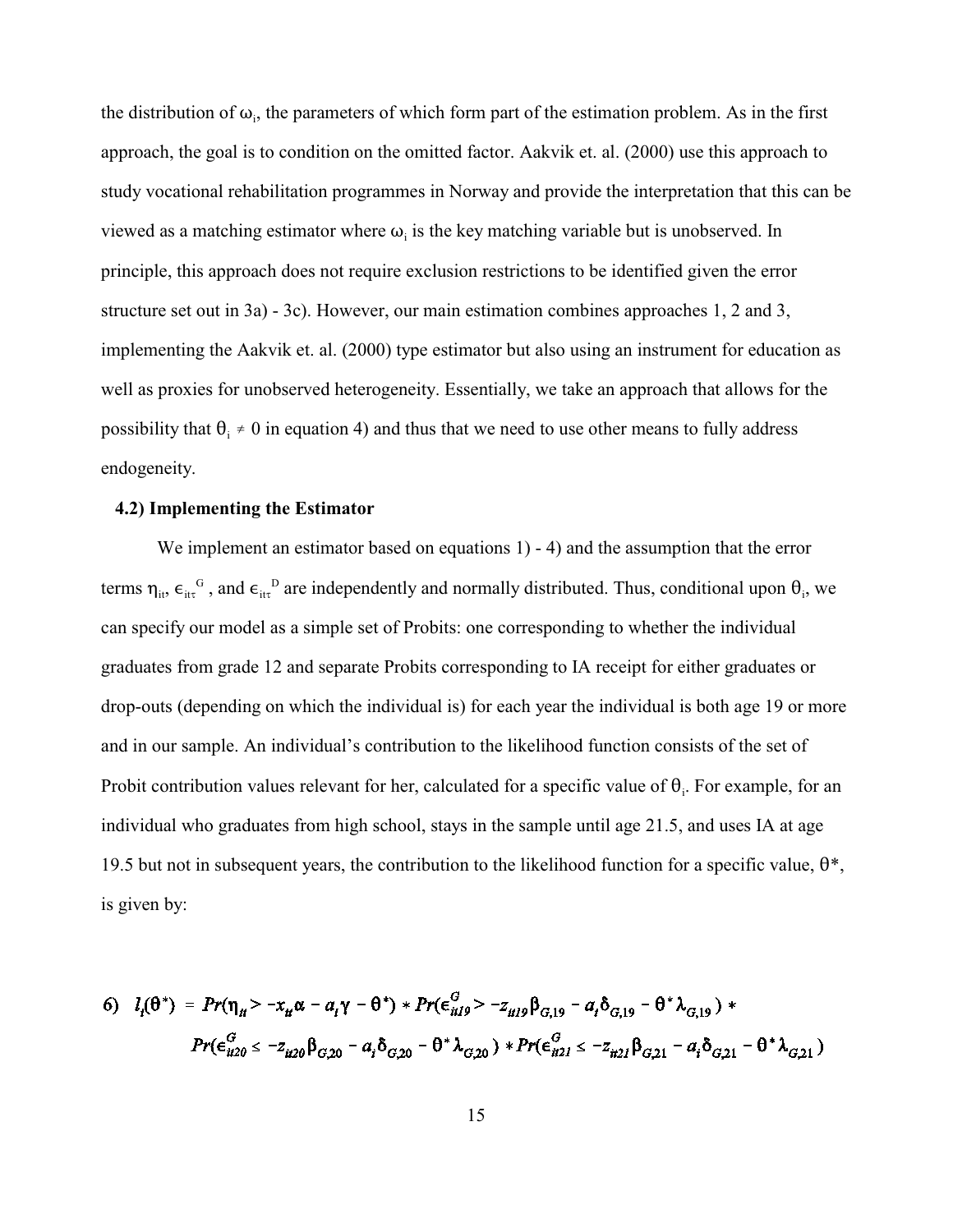the distribution of $\omega_i$, the parameters of which form part of the estimation problem. As in the first approach, the goal is to condition on the omitted factor. Aakvik et. al. (2000) use this approach to study vocational rehabilitation programmes in Norway and provide the interpretation that this can be viewed as a matching estimator where $\omega_i$ is the key matching variable but is unobserved. In principle, this approach does not require exclusion restrictions to be identified given the error structure set out in 3a) - 3c). However, our main estimation combines approaches 1, 2 and 3, implementing the Aakvik et. al. (2000) type estimator but also using an instrument for education as well as proxies for unobserved heterogeneity. Essentially, we take an approach that allows for the possibility that $\theta_i \neq 0$ in equation 4) and thus that we need to use other means to fully address endogeneity.

### 4.2) Implementing the Estimator

We implement an estimator based on equations 1) - 4) and the assumption that the error terms $\eta_{it}$, $\epsilon_{it\tau}^{G}$, and $\epsilon_{it\tau}^{D}$ are independently and normally distributed. Thus, conditional upon $\theta_i$, we can specify our model as a simple set of Probits: one corresponding to whether the individual graduates from grade 12 and separate Probits corresponding to IA receipt for either graduates or drop-outs (depending on which the individual is) for each year the individual is both age 19 or more and in our sample. An individual's contribution to the likelihood function consists of the set of Probit contribution values relevant for her, calculated for a specific value of $\theta_i$. For example, for an individual who graduates from high school, stays in the sample until age 21.5, and uses IA at age 19.5 but not in subsequent years, the contribution to the likelihood function for a specific value, $\theta^*$, is given by:

$$
\text{6)} \quad l_i(\theta^*) = Pr(\eta_{it} > -x_{it}\alpha - a_i\gamma - \theta^*) * Pr(\epsilon_{it19}^{G} > -z_{it19}\beta_{G,19} - a_i\delta_{G,19} - \theta^*\lambda_{G,19}) * \\
Pr(\epsilon_{it20}^{G} \leq -z_{it20}\beta_{G,20} - a_i\delta_{G,20} - \theta^*\lambda_{G,20}) * Pr(\epsilon_{it21}^{G} \leq -z_{it21}\beta_{G,21} - a_i\delta_{G,21} - \theta^*\lambda_{G,21})
$$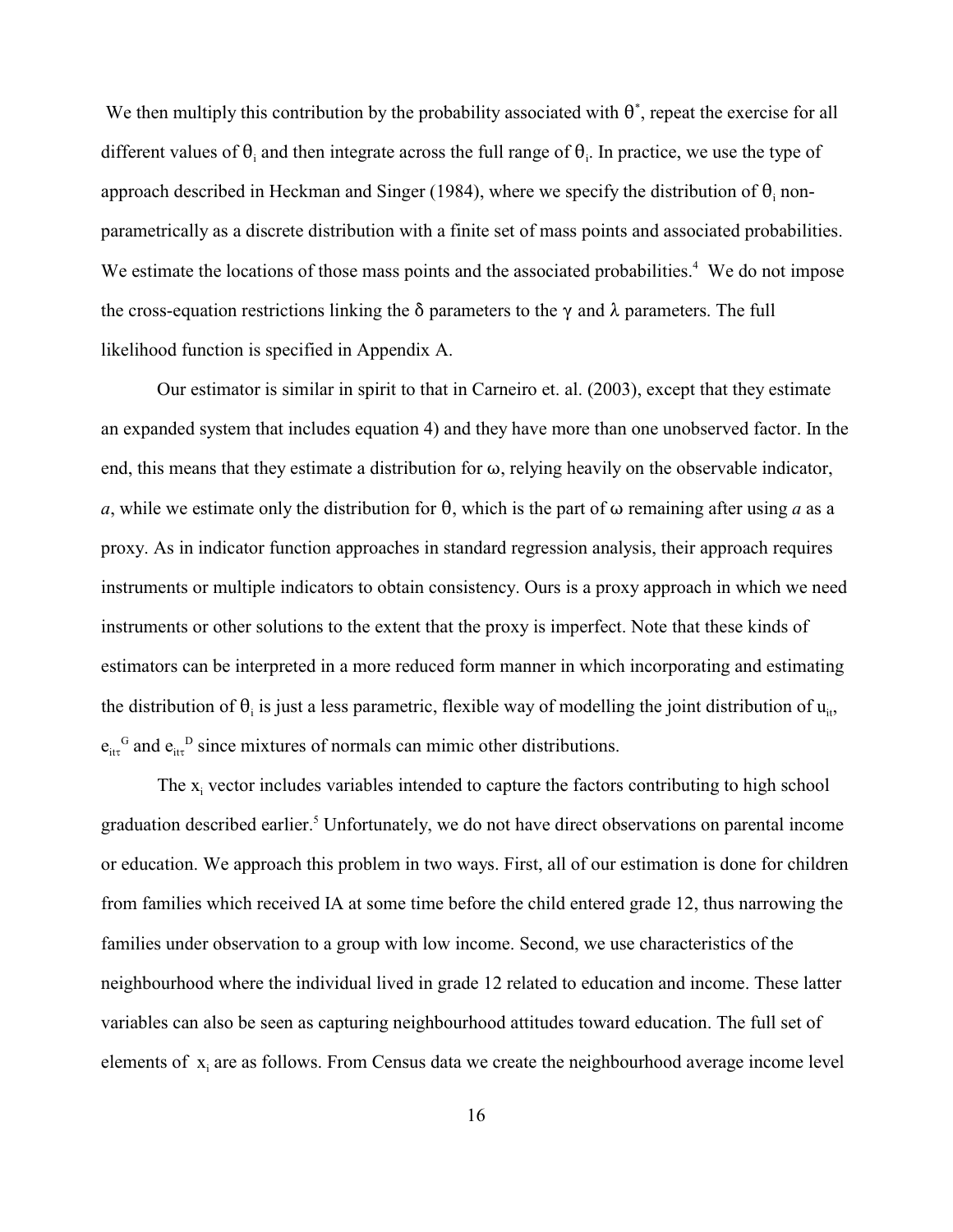We then multiply this contribution by the probability associated with $\theta^*$, repeat the exercise for all different values of $\theta_i$ and then integrate across the full range of $\theta_i$. In practice, we use the type of approach described in Heckman and Singer (1984), where we specify the distribution of $\theta_i$ non-parametrically as a discrete distribution with a finite set of mass points and associated probabilities. We estimate the locations of those mass points and the associated probabilities.[4] We do not impose the cross-equation restrictions linking the $\delta$ parameters to the $\gamma$ and $\lambda$ parameters. The full likelihood function is specified in Appendix A.

Our estimator is similar in spirit to that in Carneiro et. al. (2003), except that they estimate an expanded system that includes equation 4) and they have more than one unobserved factor. In the end, this means that they estimate a distribution for $\omega$, relying heavily on the observable indicator, *a*, while we estimate only the distribution for $\theta$, which is the part of $\omega$ remaining after using *a* as a proxy. As in indicator function approaches in standard regression analysis, their approach requires instruments or multiple indicators to obtain consistency. Ours is a proxy approach in which we need instruments or other solutions to the extent that the proxy is imperfect. Note that these kinds of estimators can be interpreted in a more reduced form manner in which incorporating and estimating the distribution of $\theta_i$ is just a less parametric, flexible way of modelling the joint distribution of $u_{it}$, $e_{it\tau}^G$ and $e_{it\tau}^D$ since mixtures of normals can mimic other distributions.

The $x_i$ vector includes variables intended to capture the factors contributing to high school graduation described earlier.[5] Unfortunately, we do not have direct observations on parental income or education. We approach this problem in two ways. First, all of our estimation is done for children from families which received IA at some time before the child entered grade 12, thus narrowing the families under observation to a group with low income. Second, we use characteristics of the neighbourhood where the individual lived in grade 12 related to education and income. These latter variables can also be seen as capturing neighbourhood attitudes toward education. The full set of elements of $x_i$ are as follows. From Census data we create the neighbourhood average income level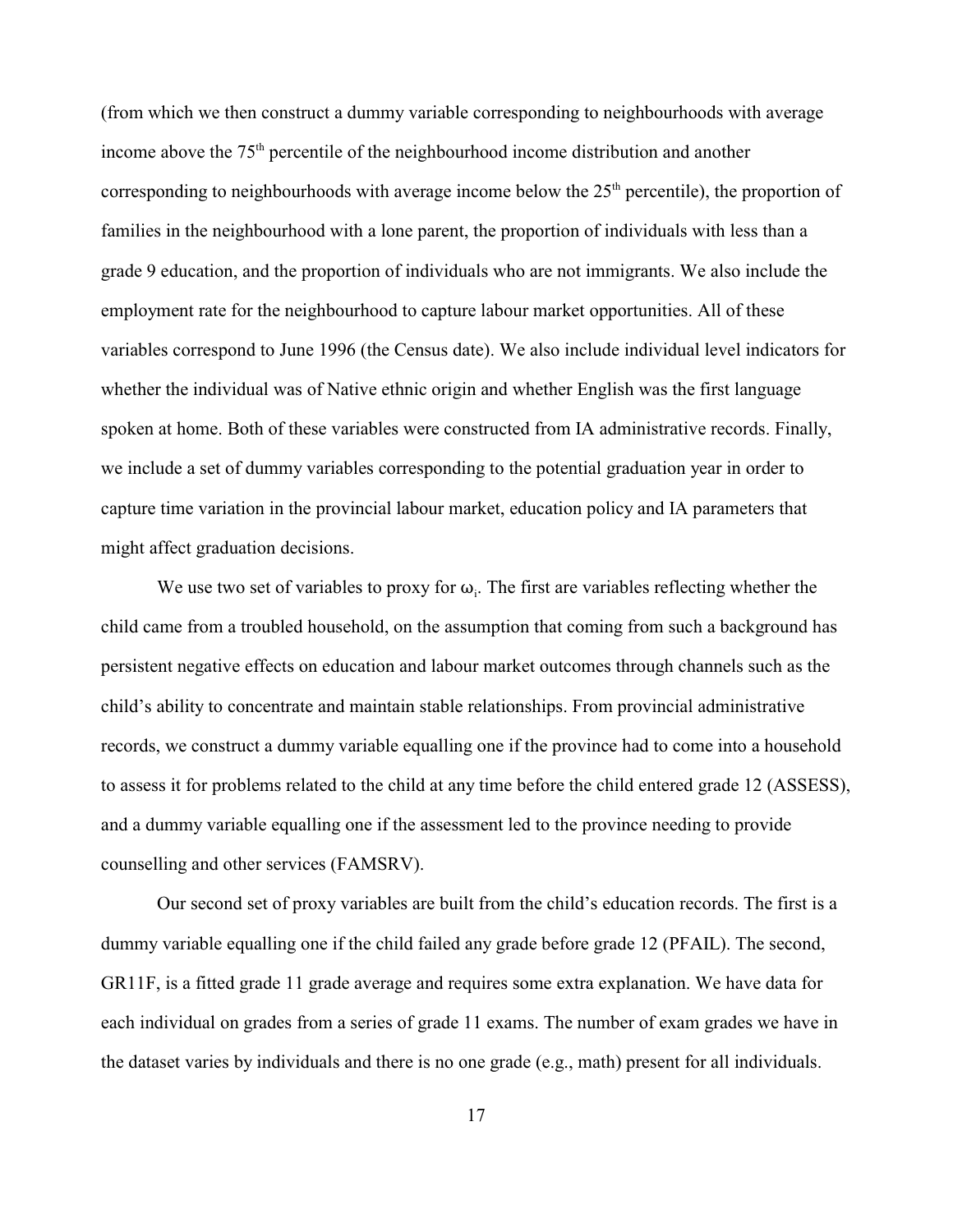(from which we then construct a dummy variable corresponding to neighbourhoods with average income above the 75th percentile of the neighbourhood income distribution and another corresponding to neighbourhoods with average income below the 25th percentile), the proportion of families in the neighbourhood with a lone parent, the proportion of individuals with less than a grade 9 education, and the proportion of individuals who are not immigrants. We also include the employment rate for the neighbourhood to capture labour market opportunities. All of these variables correspond to June 1996 (the Census date). We also include individual level indicators for whether the individual was of Native ethnic origin and whether English was the first language spoken at home. Both of these variables were constructed from IA administrative records. Finally, we include a set of dummy variables corresponding to the potential graduation year in order to capture time variation in the provincial labour market, education policy and IA parameters that might affect graduation decisions.

We use two set of variables to proxy for $\omega_i$. The first are variables reflecting whether the child came from a troubled household, on the assumption that coming from such a background has persistent negative effects on education and labour market outcomes through channels such as the child's ability to concentrate and maintain stable relationships. From provincial administrative records, we construct a dummy variable equalling one if the province had to come into a household to assess it for problems related to the child at any time before the child entered grade 12 (ASSESS), and a dummy variable equalling one if the assessment led to the province needing to provide counselling and other services (FAMSRV).

Our second set of proxy variables are built from the child's education records. The first is a dummy variable equalling one if the child failed any grade before grade 12 (PFAIL). The second, GR11F, is a fitted grade 11 grade average and requires some extra explanation. We have data for each individual on grades from a series of grade 11 exams. The number of exam grades we have in the dataset varies by individuals and there is no one grade (e.g., math) present for all individuals.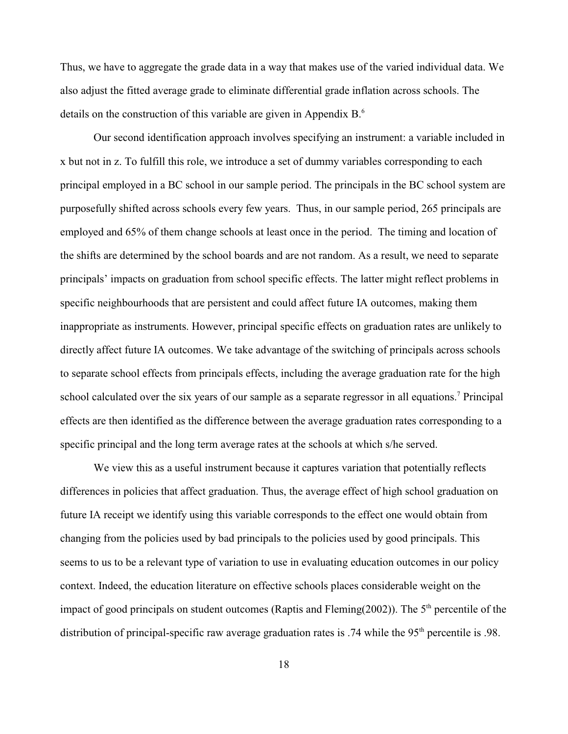Thus, we have to aggregate the grade data in a way that makes use of the varied individual data. We also adjust the fitted average grade to eliminate differential grade inflation across schools. The details on the construction of this variable are given in Appendix B.[6]

Our second identification approach involves specifying an instrument: a variable included in x but not in z. To fulfill this role, we introduce a set of dummy variables corresponding to each principal employed in a BC school in our sample period. The principals in the BC school system are purposefully shifted across schools every few years. Thus, in our sample period, 265 principals are employed and 65% of them change schools at least once in the period. The timing and location of the shifts are determined by the school boards and are not random. As a result, we need to separate principals' impacts on graduation from school specific effects. The latter might reflect problems in specific neighbourhoods that are persistent and could affect future IA outcomes, making them inappropriate as instruments. However, principal specific effects on graduation rates are unlikely to directly affect future IA outcomes. We take advantage of the switching of principals across schools to separate school effects from principals effects, including the average graduation rate for the high school calculated over the six years of our sample as a separate regressor in all equations.[7] Principal effects are then identified as the difference between the average graduation rates corresponding to a specific principal and the long term average rates at the schools at which s/he served.

We view this as a useful instrument because it captures variation that potentially reflects differences in policies that affect graduation. Thus, the average effect of high school graduation on future IA receipt we identify using this variable corresponds to the effect one would obtain from changing from the policies used by bad principals to the policies used by good principals. This seems to us to be a relevant type of variation to use in evaluating education outcomes in our policy context. Indeed, the education literature on effective schools places considerable weight on the impact of good principals on student outcomes (Raptis and Fleming(2002)). The 5th percentile of the distribution of principal-specific raw average graduation rates is .74 while the 95th percentile is .98.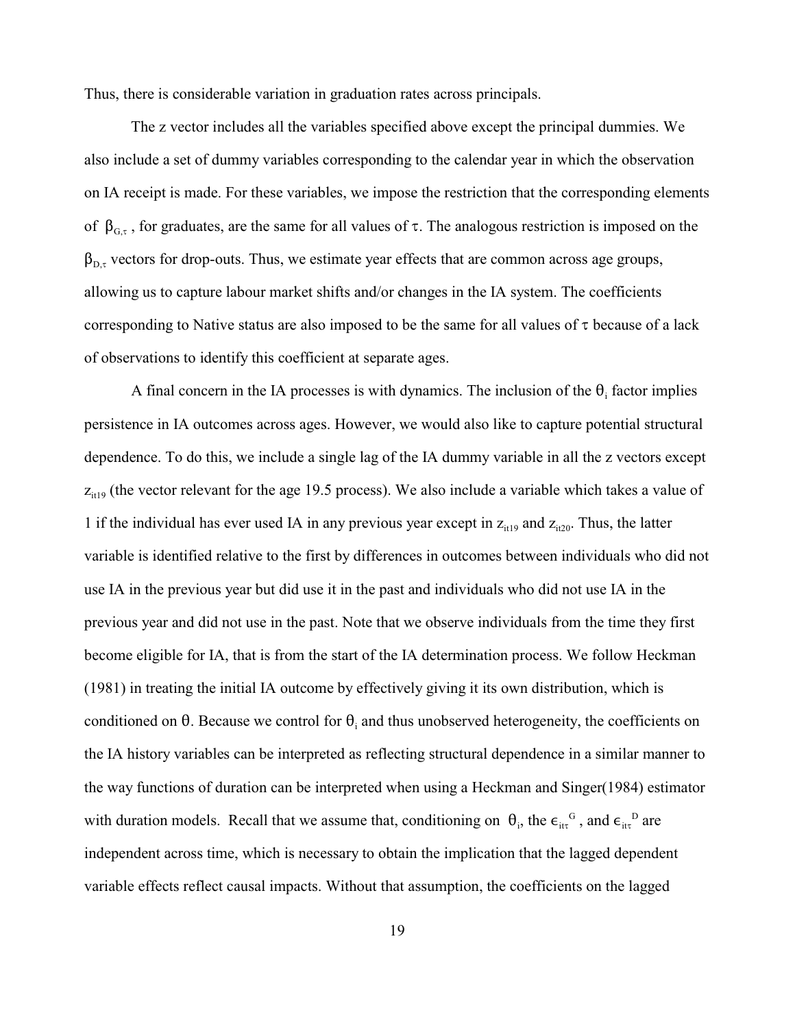Thus, there is considerable variation in graduation rates across principals.

The z vector includes all the variables specified above except the principal dummies. We also include a set of dummy variables corresponding to the calendar year in which the observation on IA receipt is made. For these variables, we impose the restriction that the corresponding elements of $\beta_{G,\tau}$, for graduates, are the same for all values of $\tau$. The analogous restriction is imposed on the $\beta_{D,\tau}$ vectors for drop-outs. Thus, we estimate year effects that are common across age groups, allowing us to capture labour market shifts and/or changes in the IA system. The coefficients corresponding to Native status are also imposed to be the same for all values of $\tau$ because of a lack of observations to identify this coefficient at separate ages.

A final concern in the IA processes is with dynamics. The inclusion of the $\theta_i$ factor implies persistence in IA outcomes across ages. However, we would also like to capture potential structural dependence. To do this, we include a single lag of the IA dummy variable in all the z vectors except $z_{it19}$ (the vector relevant for the age 19.5 process). We also include a variable which takes a value of 1 if the individual has ever used IA in any previous year except in $z_{it19}$ and $z_{it20}$. Thus, the latter variable is identified relative to the first by differences in outcomes between individuals who did not use IA in the previous year but did use it in the past and individuals who did not use IA in the previous year and did not use in the past. Note that we observe individuals from the time they first become eligible for IA, that is from the start of the IA determination process. We follow Heckman (1981) in treating the initial IA outcome by effectively giving it its own distribution, which is conditioned on $\theta$. Because we control for $\theta_i$ and thus unobserved heterogeneity, the coefficients on the IA history variables can be interpreted as reflecting structural dependence in a similar manner to the way functions of duration can be interpreted when using a Heckman and Singer(1984) estimator with duration models. Recall that we assume that, conditioning on $\theta_i$, the $\epsilon_{it\tau}^{G}$, and $\epsilon_{it\tau}^{D}$ are independent across time, which is necessary to obtain the implication that the lagged dependent variable effects reflect causal impacts. Without that assumption, the coefficients on the lagged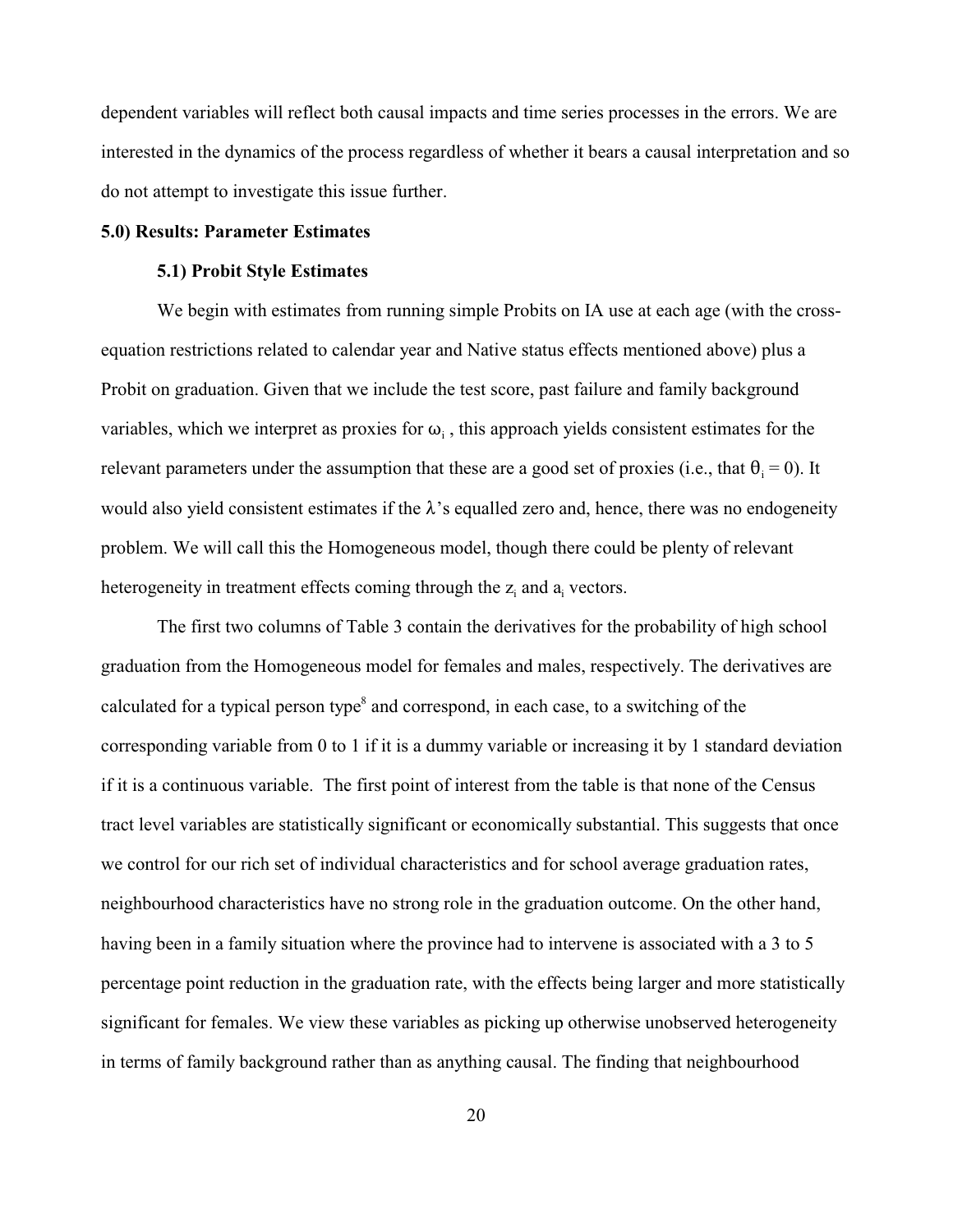dependent variables will reflect both causal impacts and time series processes in the errors. We are interested in the dynamics of the process regardless of whether it bears a causal interpretation and so do not attempt to investigate this issue further.

## 5.0) Results: Parameter Estimates

### 5.1) Probit Style Estimates

We begin with estimates from running simple Probits on IA use at each age (with the cross-equation restrictions related to calendar year and Native status effects mentioned above) plus a Probit on graduation. Given that we include the test score, past failure and family background variables, which we interpret as proxies for $\omega_i$, this approach yields consistent estimates for the relevant parameters under the assumption that these are a good set of proxies (i.e., that $\theta_i = 0$). It would also yield consistent estimates if the $\lambda$'s equalled zero and, hence, there was no endogeneity problem. We will call this the Homogeneous model, though there could be plenty of relevant heterogeneity in treatment effects coming through the $z_i$ and $a_i$ vectors.

The first two columns of Table 3 contain the derivatives for the probability of high school graduation from the Homogeneous model for females and males, respectively. The derivatives are calculated for a typical person type[8] and correspond, in each case, to a switching of the corresponding variable from 0 to 1 if it is a dummy variable or increasing it by 1 standard deviation if it is a continuous variable. The first point of interest from the table is that none of the Census tract level variables are statistically significant or economically substantial. This suggests that once we control for our rich set of individual characteristics and for school average graduation rates, neighbourhood characteristics have no strong role in the graduation outcome. On the other hand, having been in a family situation where the province had to intervene is associated with a 3 to 5 percentage point reduction in the graduation rate, with the effects being larger and more statistically significant for females. We view these variables as picking up otherwise unobserved heterogeneity in terms of family background rather than as anything causal. The finding that neighbourhood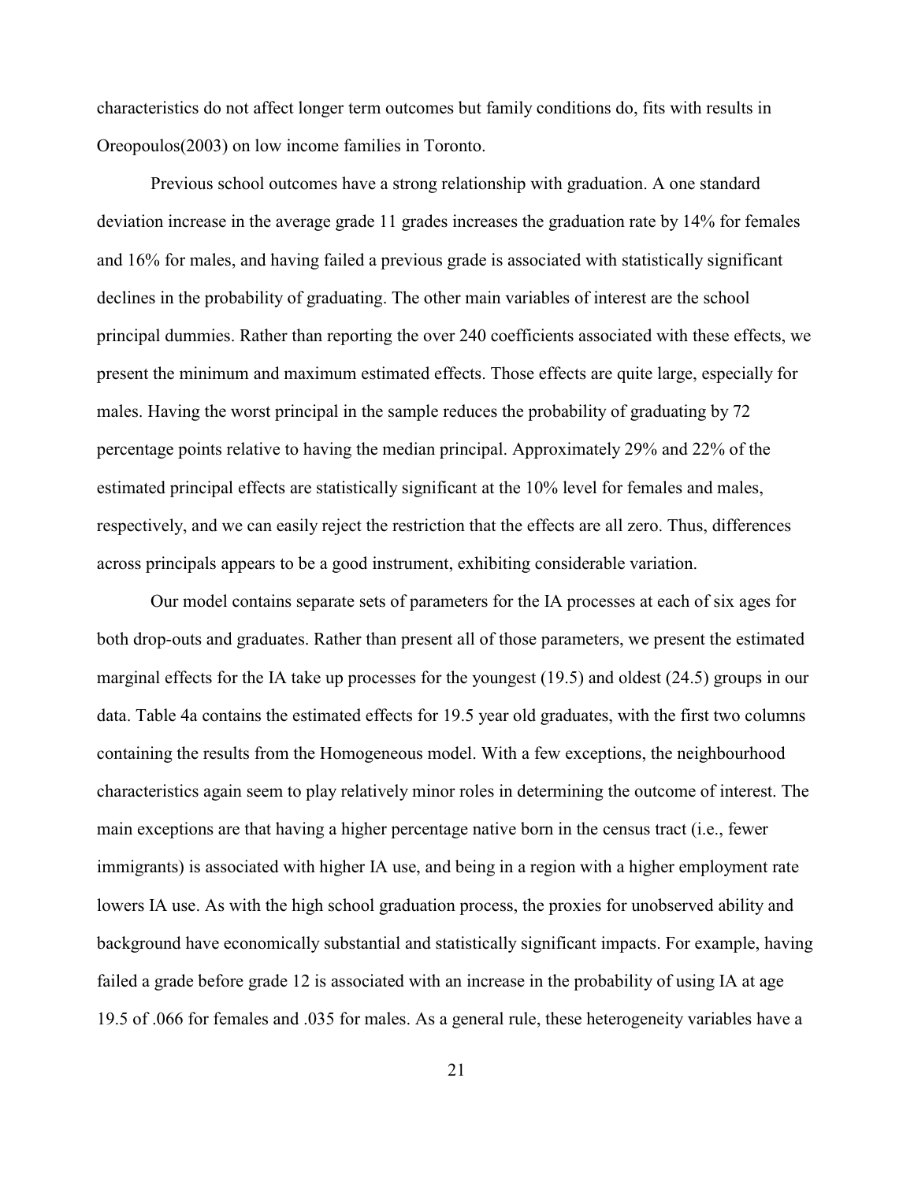characteristics do not affect longer term outcomes but family conditions do, fits with results in Oreopoulos(2003) on low income families in Toronto.

Previous school outcomes have a strong relationship with graduation. A one standard deviation increase in the average grade 11 grades increases the graduation rate by 14% for females and 16% for males, and having failed a previous grade is associated with statistically significant declines in the probability of graduating. The other main variables of interest are the school principal dummies. Rather than reporting the over 240 coefficients associated with these effects, we present the minimum and maximum estimated effects. Those effects are quite large, especially for males. Having the worst principal in the sample reduces the probability of graduating by 72 percentage points relative to having the median principal. Approximately 29% and 22% of the estimated principal effects are statistically significant at the 10% level for females and males, respectively, and we can easily reject the restriction that the effects are all zero. Thus, differences across principals appears to be a good instrument, exhibiting considerable variation.

Our model contains separate sets of parameters for the IA processes at each of six ages for both drop-outs and graduates. Rather than present all of those parameters, we present the estimated marginal effects for the IA take up processes for the youngest (19.5) and oldest (24.5) groups in our data. Table 4a contains the estimated effects for 19.5 year old graduates, with the first two columns containing the results from the Homogeneous model. With a few exceptions, the neighbourhood characteristics again seem to play relatively minor roles in determining the outcome of interest. The main exceptions are that having a higher percentage native born in the census tract (i.e., fewer immigrants) is associated with higher IA use, and being in a region with a higher employment rate lowers IA use. As with the high school graduation process, the proxies for unobserved ability and background have economically substantial and statistically significant impacts. For example, having failed a grade before grade 12 is associated with an increase in the probability of using IA at age 19.5 of .066 for females and .035 for males. As a general rule, these heterogeneity variables have a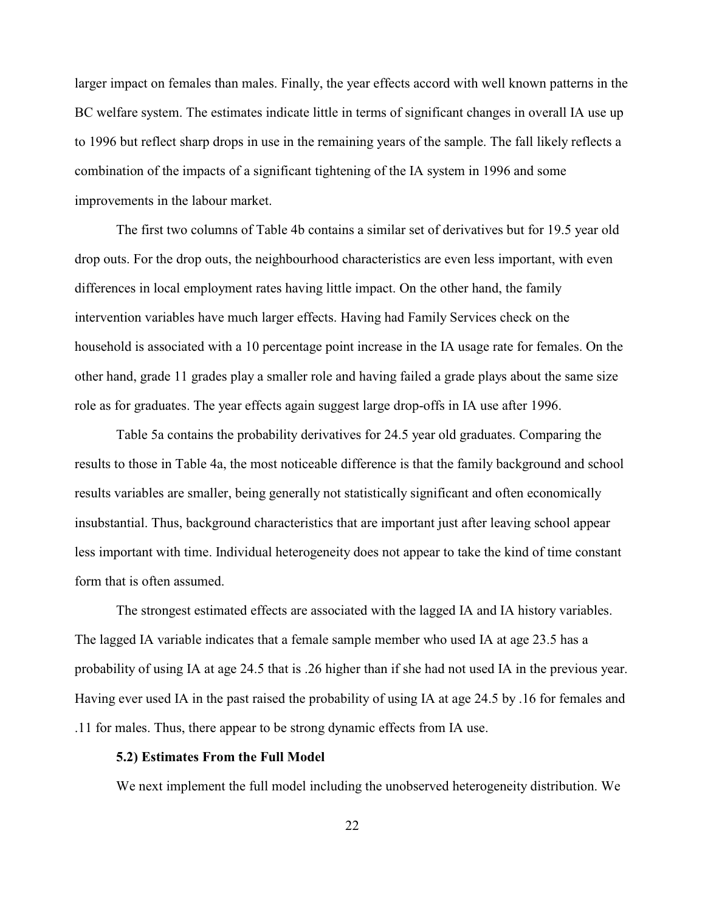larger impact on females than males. Finally, the year effects accord with well known patterns in the BC welfare system. The estimates indicate little in terms of significant changes in overall IA use up to 1996 but reflect sharp drops in use in the remaining years of the sample. The fall likely reflects a combination of the impacts of a significant tightening of the IA system in 1996 and some improvements in the labour market.

The first two columns of Table 4b contains a similar set of derivatives but for 19.5 year old drop outs. For the drop outs, the neighbourhood characteristics are even less important, with even differences in local employment rates having little impact. On the other hand, the family intervention variables have much larger effects. Having had Family Services check on the household is associated with a 10 percentage point increase in the IA usage rate for females. On the other hand, grade 11 grades play a smaller role and having failed a grade plays about the same size role as for graduates. The year effects again suggest large drop-offs in IA use after 1996.

Table 5a contains the probability derivatives for 24.5 year old graduates. Comparing the results to those in Table 4a, the most noticeable difference is that the family background and school results variables are smaller, being generally not statistically significant and often economically insubstantial. Thus, background characteristics that are important just after leaving school appear less important with time. Individual heterogeneity does not appear to take the kind of time constant form that is often assumed.

The strongest estimated effects are associated with the lagged IA and IA history variables. The lagged IA variable indicates that a female sample member who used IA at age 23.5 has a probability of using IA at age 24.5 that is .26 higher than if she had not used IA in the previous year. Having ever used IA in the past raised the probability of using IA at age 24.5 by .16 for females and .11 for males. Thus, there appear to be strong dynamic effects from IA use.

### 5.2) Estimates From the Full Model

We next implement the full model including the unobserved heterogeneity distribution. We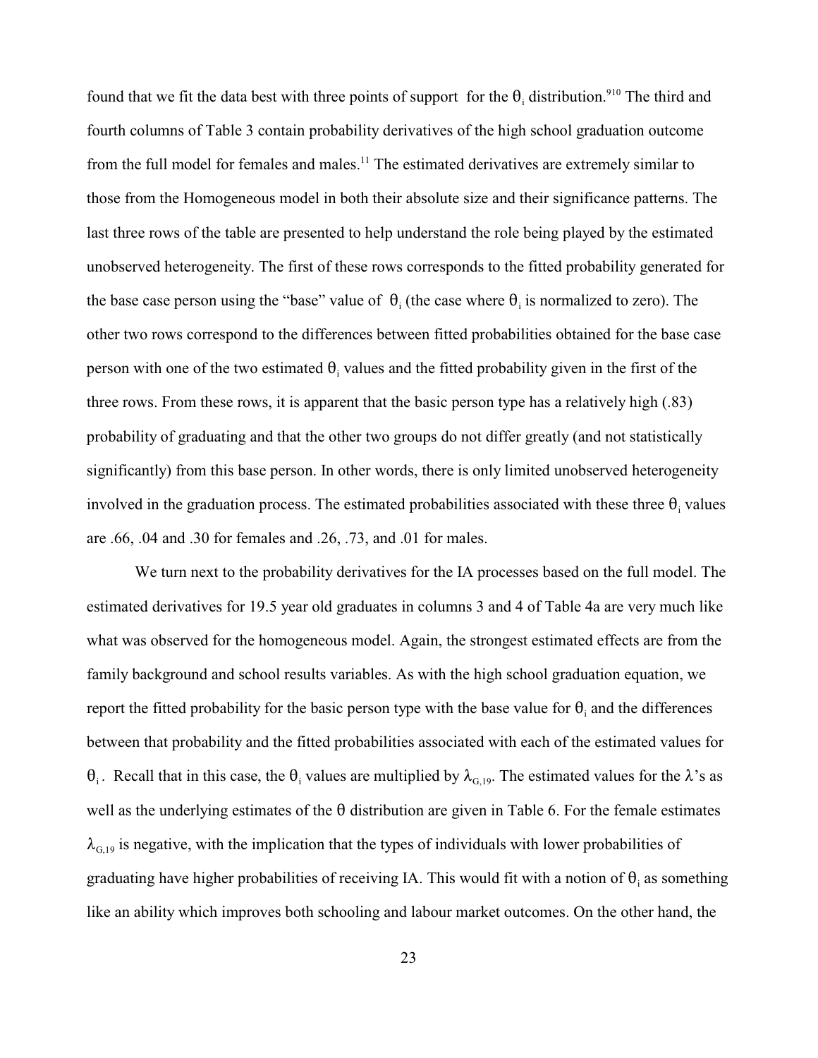found that we fit the data best with three points of support for the $\theta_i$ distribution.[9][10] The third and fourth columns of Table 3 contain probability derivatives of the high school graduation outcome from the full model for females and males.[11] The estimated derivatives are extremely similar to those from the Homogeneous model in both their absolute size and their significance patterns. The last three rows of the table are presented to help understand the role being played by the estimated unobserved heterogeneity. The first of these rows corresponds to the fitted probability generated for the base case person using the "base" value of $\theta_i$ (the case where $\theta_i$ is normalized to zero). The other two rows correspond to the differences between fitted probabilities obtained for the base case person with one of the two estimated $\theta_i$ values and the fitted probability given in the first of the three rows. From these rows, it is apparent that the basic person type has a relatively high (.83) probability of graduating and that the other two groups do not differ greatly (and not statistically significantly) from this base person. In other words, there is only limited unobserved heterogeneity involved in the graduation process. The estimated probabilities associated with these three $\theta_i$ values are .66, .04 and .30 for females and .26, .73, and .01 for males.

We turn next to the probability derivatives for the IA processes based on the full model. The estimated derivatives for 19.5 year old graduates in columns 3 and 4 of Table 4a are very much like what was observed for the homogeneous model. Again, the strongest estimated effects are from the family background and school results variables. As with the high school graduation equation, we report the fitted probability for the basic person type with the base value for $\theta_i$ and the differences between that probability and the fitted probabilities associated with each of the estimated values for $\theta_i$. Recall that in this case, the $\theta_i$ values are multiplied by $\lambda_{G,19}$. The estimated values for the $\lambda$'s as well as the underlying estimates of the $\theta$ distribution are given in Table 6. For the female estimates $\lambda_{G,19}$ is negative, with the implication that the types of individuals with lower probabilities of graduating have higher probabilities of receiving IA. This would fit with a notion of $\theta_i$ as something like an ability which improves both schooling and labour market outcomes. On the other hand, the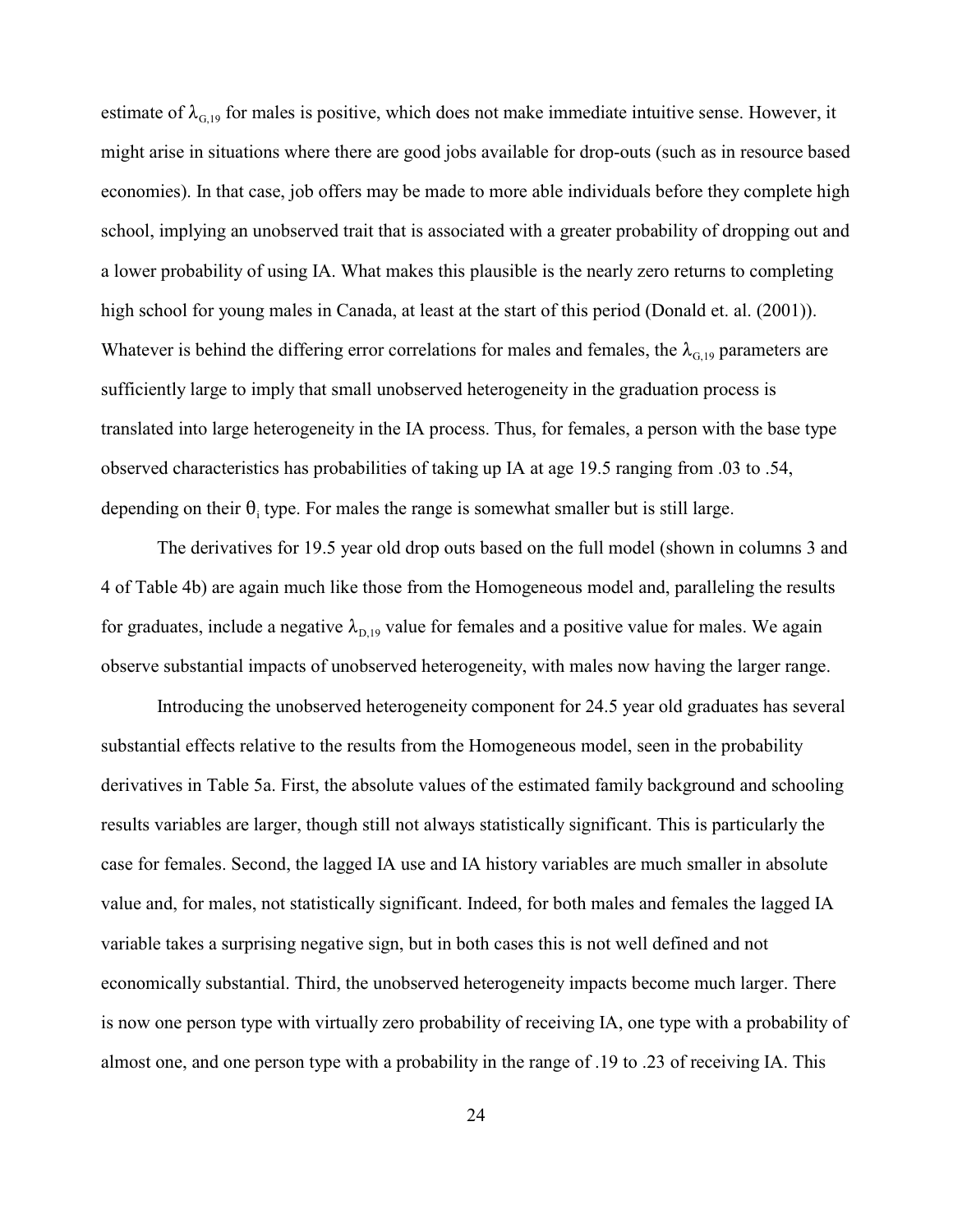estimate of $\lambda_{G,19}$ for males is positive, which does not make immediate intuitive sense. However, it might arise in situations where there are good jobs available for drop-outs (such as in resource based economies). In that case, job offers may be made to more able individuals before they complete high school, implying an unobserved trait that is associated with a greater probability of dropping out and a lower probability of using IA. What makes this plausible is the nearly zero returns to completing high school for young males in Canada, at least at the start of this period (Donald et. al. (2001)). Whatever is behind the differing error correlations for males and females, the $\lambda_{G,19}$ parameters are sufficiently large to imply that small unobserved heterogeneity in the graduation process is translated into large heterogeneity in the IA process. Thus, for females, a person with the base type observed characteristics has probabilities of taking up IA at age 19.5 ranging from .03 to .54, depending on their $\theta_i$ type. For males the range is somewhat smaller but is still large.

The derivatives for 19.5 year old drop outs based on the full model (shown in columns 3 and 4 of Table 4b) are again much like those from the Homogeneous model and, paralleling the results for graduates, include a negative $\lambda_{D,19}$ value for females and a positive value for males. We again observe substantial impacts of unobserved heterogeneity, with males now having the larger range.

Introducing the unobserved heterogeneity component for 24.5 year old graduates has several substantial effects relative to the results from the Homogeneous model, seen in the probability derivatives in Table 5a. First, the absolute values of the estimated family background and schooling results variables are larger, though still not always statistically significant. This is particularly the case for females. Second, the lagged IA use and IA history variables are much smaller in absolute value and, for males, not statistically significant. Indeed, for both males and females the lagged IA variable takes a surprising negative sign, but in both cases this is not well defined and not economically substantial. Third, the unobserved heterogeneity impacts become much larger. There is now one person type with virtually zero probability of receiving IA, one type with a probability of almost one, and one person type with a probability in the range of .19 to .23 of receiving IA. This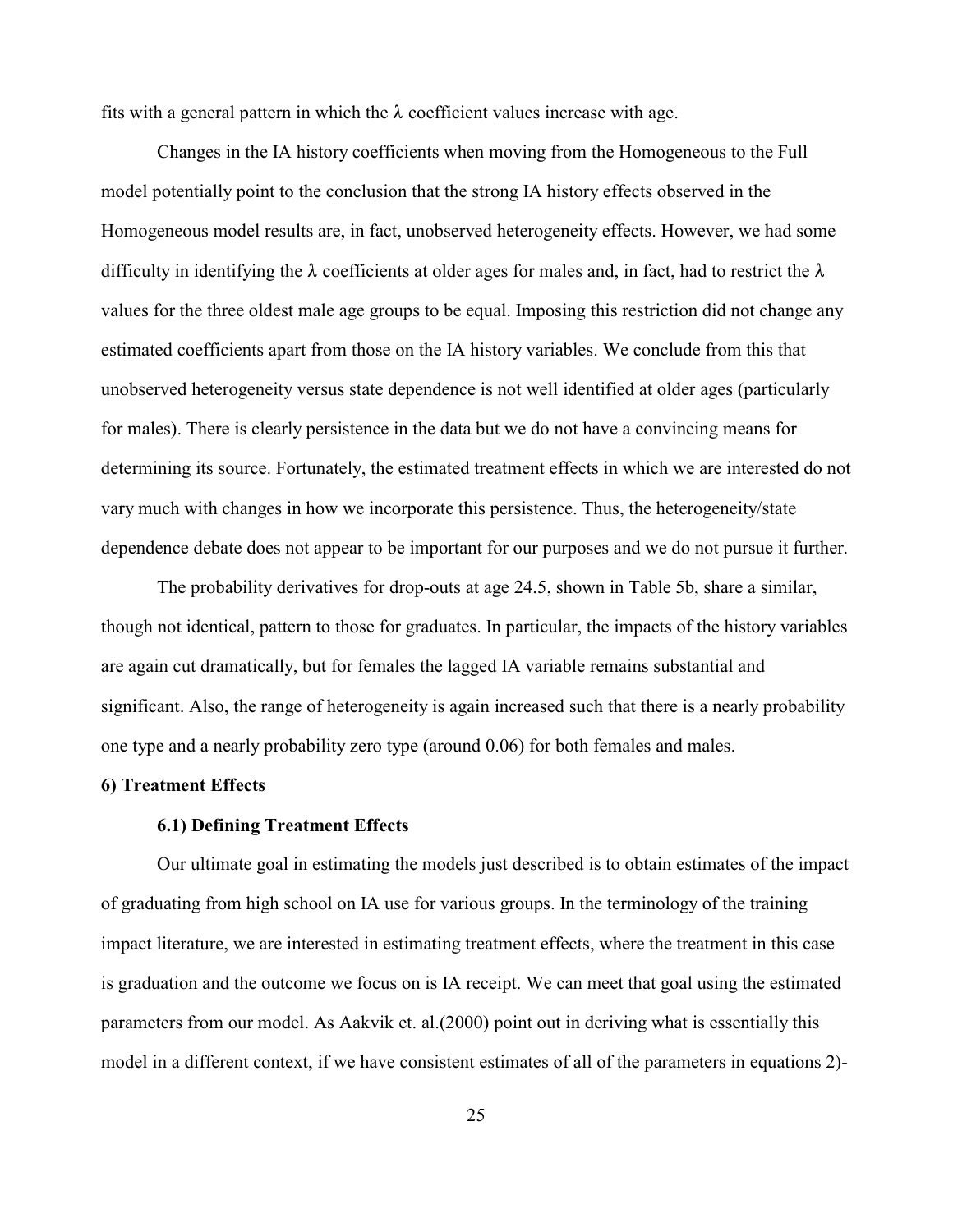fits with a general pattern in which the $\lambda$ coefficient values increase with age.

Changes in the IA history coefficients when moving from the Homogeneous to the Full model potentially point to the conclusion that the strong IA history effects observed in the Homogeneous model results are, in fact, unobserved heterogeneity effects. However, we had some difficulty in identifying the $\lambda$ coefficients at older ages for males and, in fact, had to restrict the $\lambda$ values for the three oldest male age groups to be equal. Imposing this restriction did not change any estimated coefficients apart from those on the IA history variables. We conclude from this that unobserved heterogeneity versus state dependence is not well identified at older ages (particularly for males). There is clearly persistence in the data but we do not have a convincing means for determining its source. Fortunately, the estimated treatment effects in which we are interested do not vary much with changes in how we incorporate this persistence. Thus, the heterogeneity/state dependence debate does not appear to be important for our purposes and we do not pursue it further.

The probability derivatives for drop-outs at age 24.5, shown in Table 5b, share a similar, though not identical, pattern to those for graduates. In particular, the impacts of the history variables are again cut dramatically, but for females the lagged IA variable remains substantial and significant. Also, the range of heterogeneity is again increased such that there is a nearly probability one type and a nearly probability zero type (around 0.06) for both females and males.

## 6) Treatment Effects

### 6.1) Defining Treatment Effects

Our ultimate goal in estimating the models just described is to obtain estimates of the impact of graduating from high school on IA use for various groups. In the terminology of the training impact literature, we are interested in estimating treatment effects, where the treatment in this case is graduation and the outcome we focus on is IA receipt. We can meet that goal using the estimated parameters from our model. As Aakvik et. al.(2000) point out in deriving what is essentially this model in a different context, if we have consistent estimates of all of the parameters in equations 2)-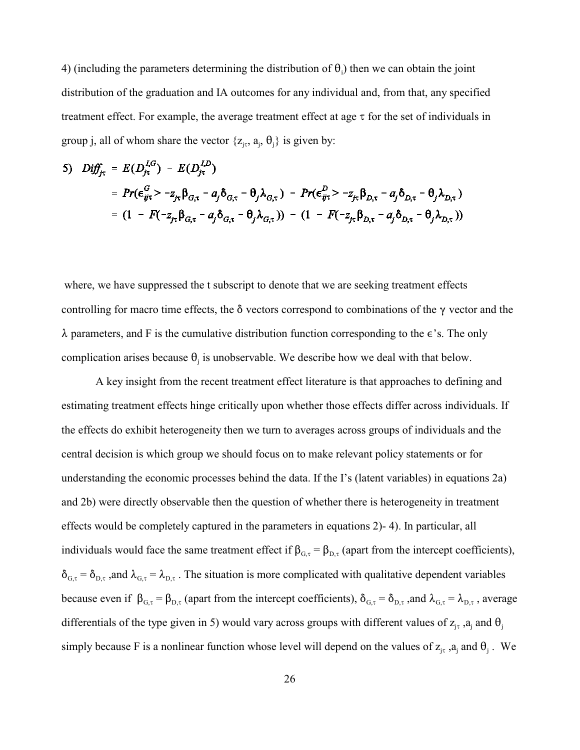4) (including the parameters determining the distribution of $\theta_i$) then we can obtain the joint distribution of the graduation and IA outcomes for any individual and, from that, any specified treatment effect. For example, the average treatment effect at age $\tau$ for the set of individuals in group j, all of whom share the vector $\{z_{j\tau}, a_j, \theta_j\}$ is given by:

$$
\begin{aligned}
5)\quad Diff_{j\tau} &= E(D_{j\tau}^{I,G}) - E(D_{j\tau}^{I,D}) \\
&= Pr(\epsilon_{ij\tau}^{G} > -z_{j\tau}\beta_{G,\tau} - a_j\delta_{G,\tau} - \theta_j\lambda_{G,\tau}) - Pr(\epsilon_{ij\tau}^{D} > -z_{j\tau}\beta_{D,\tau} - a_j\delta_{D,\tau} - \theta_j\lambda_{D,\tau}) \\
&= (1 - F(-z_{j\tau}\beta_{G,\tau} - a_j\delta_{G,\tau} - \theta_j\lambda_{G,\tau})) - (1 - F(-z_{j\tau}\beta_{D,\tau} - a_j\delta_{D,\tau} - \theta_j\lambda_{D,\tau}))
\end{aligned}
$$

where, we have suppressed the t subscript to denote that we are seeking treatment effects controlling for macro time effects, the $\delta$ vectors correspond to combinations of the $\gamma$ vector and the $\lambda$ parameters, and F is the cumulative distribution function corresponding to the $\epsilon$'s. The only complication arises because $\theta_j$ is unobservable. We describe how we deal with that below.

A key insight from the recent treatment effect literature is that approaches to defining and estimating treatment effects hinge critically upon whether those effects differ across individuals. If the effects do exhibit heterogeneity then we turn to averages across groups of individuals and the central decision is which group we should focus on to make relevant policy statements or for understanding the economic processes behind the data. If the I's (latent variables) in equations 2a) and 2b) were directly observable then the question of whether there is heterogeneity in treatment effects would be completely captured in the parameters in equations 2)- 4). In particular, all individuals would face the same treatment effect if $\beta_{G,\tau} = \beta_{D,\tau}$ (apart from the intercept coefficients), $\delta_{G,\tau} = \delta_{D,\tau}$ ,and $\lambda_{G,\tau} = \lambda_{D,\tau}$ . The situation is more complicated with qualitative dependent variables because even if $\beta_{G,\tau} = \beta_{D,\tau}$ (apart from the intercept coefficients), $\delta_{G,\tau} = \delta_{D,\tau}$ ,and $\lambda_{G,\tau} = \lambda_{D,\tau}$ , average differentials of the type given in 5) would vary across groups with different values of $z_{j\tau}$ ,$a_j$ and $\theta_j$ simply because F is a nonlinear function whose level will depend on the values of $z_{j\tau}$ ,$a_j$ and $\theta_j$ . We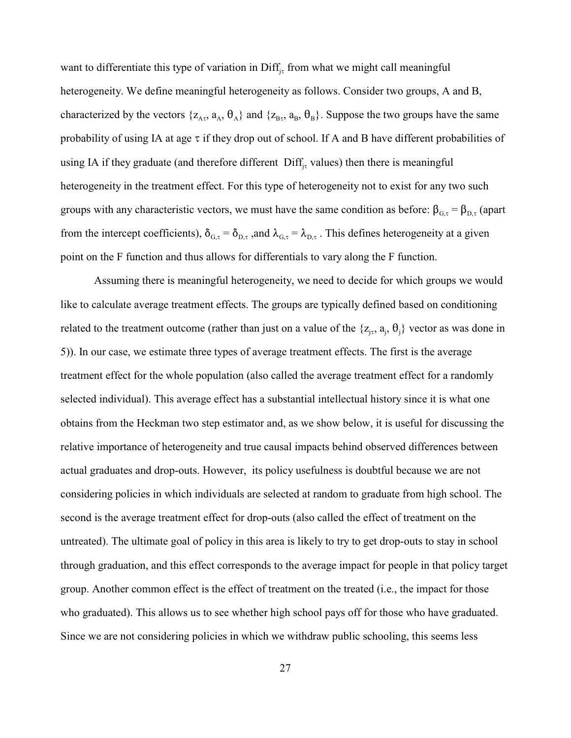want to differentiate this type of variation in $\text{Diff}_{j\tau}$ from what we might call meaningful heterogeneity. We define meaningful heterogeneity as follows. Consider two groups, A and B, characterized by the vectors $\{z_{A\tau}, a_A, \theta_A\}$ and $\{z_{B\tau}, a_B, \theta_B\}$. Suppose the two groups have the same probability of using IA at age $\tau$ if they drop out of school. If A and B have different probabilities of using IA if they graduate (and therefore different $\text{Diff}_{j\tau}$ values) then there is meaningful heterogeneity in the treatment effect. For this type of heterogeneity not to exist for any two such groups with any characteristic vectors, we must have the same condition as before: $\beta_{G,\tau} = \beta_{D,\tau}$ (apart from the intercept coefficients), $\delta_{G,\tau} = \delta_{D,\tau}$ ,and $\lambda_{G,\tau} = \lambda_{D,\tau}$ . This defines heterogeneity at a given point on the F function and thus allows for differentials to vary along the F function.

Assuming there is meaningful heterogeneity, we need to decide for which groups we would like to calculate average treatment effects. The groups are typically defined based on conditioning related to the treatment outcome (rather than just on a value of the $\{z_{j\tau}, a_j, \theta_j\}$ vector as was done in 5)). In our case, we estimate three types of average treatment effects. The first is the average treatment effect for the whole population (also called the average treatment effect for a randomly selected individual). This average effect has a substantial intellectual history since it is what one obtains from the Heckman two step estimator and, as we show below, it is useful for discussing the relative importance of heterogeneity and true causal impacts behind observed differences between actual graduates and drop-outs. However, its policy usefulness is doubtful because we are not considering policies in which individuals are selected at random to graduate from high school. The second is the average treatment effect for drop-outs (also called the effect of treatment on the untreated). The ultimate goal of policy in this area is likely to try to get drop-outs to stay in school through graduation, and this effect corresponds to the average impact for people in that policy target group. Another common effect is the effect of treatment on the treated (i.e., the impact for those who graduated). This allows us to see whether high school pays off for those who have graduated. Since we are not considering policies in which we withdraw public schooling, this seems less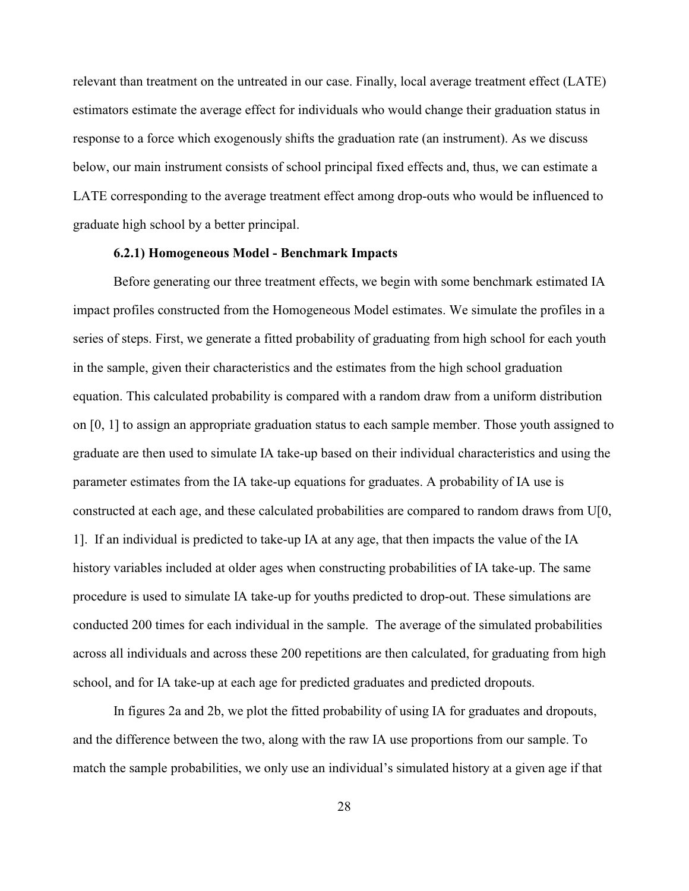relevant than treatment on the untreated in our case. Finally, local average treatment effect (LATE) estimators estimate the average effect for individuals who would change their graduation status in response to a force which exogenously shifts the graduation rate (an instrument). As we discuss below, our main instrument consists of school principal fixed effects and, thus, we can estimate a LATE corresponding to the average treatment effect among drop-outs who would be influenced to graduate high school by a better principal.

#### 6.2.1) Homogeneous Model - Benchmark Impacts

Before generating our three treatment effects, we begin with some benchmark estimated IA impact profiles constructed from the Homogeneous Model estimates. We simulate the profiles in a series of steps. First, we generate a fitted probability of graduating from high school for each youth in the sample, given their characteristics and the estimates from the high school graduation equation. This calculated probability is compared with a random draw from a uniform distribution on [0, 1] to assign an appropriate graduation status to each sample member. Those youth assigned to graduate are then used to simulate IA take-up based on their individual characteristics and using the parameter estimates from the IA take-up equations for graduates. A probability of IA use is constructed at each age, and these calculated probabilities are compared to random draws from U[0, 1]. If an individual is predicted to take-up IA at any age, that then impacts the value of the IA history variables included at older ages when constructing probabilities of IA take-up. The same procedure is used to simulate IA take-up for youths predicted to drop-out. These simulations are conducted 200 times for each individual in the sample. The average of the simulated probabilities across all individuals and across these 200 repetitions are then calculated, for graduating from high school, and for IA take-up at each age for predicted graduates and predicted dropouts.

In figures 2a and 2b, we plot the fitted probability of using IA for graduates and dropouts, and the difference between the two, along with the raw IA use proportions from our sample. To match the sample probabilities, we only use an individual's simulated history at a given age if that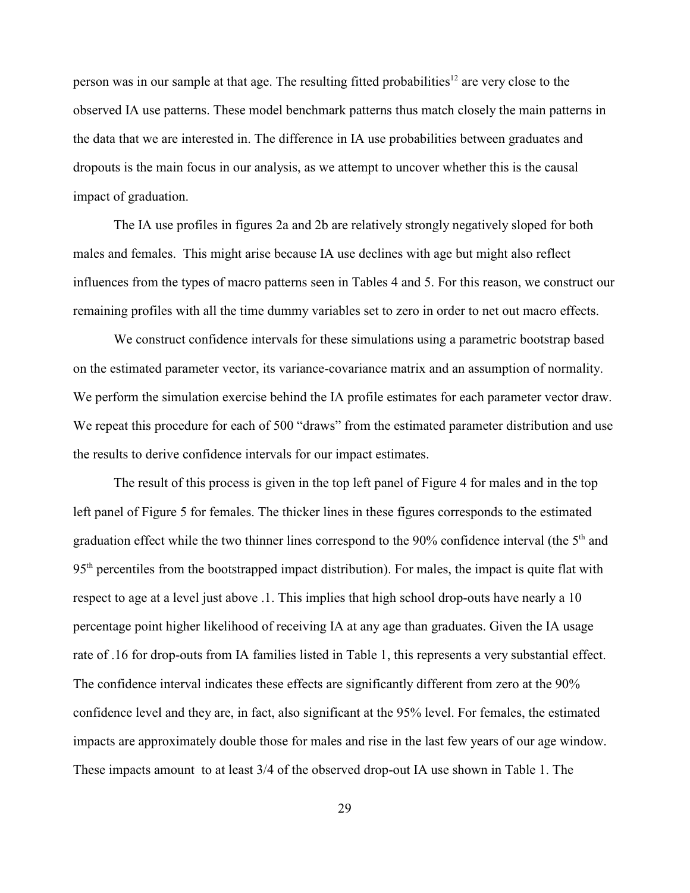person was in our sample at that age. The resulting fitted probabilities[12] are very close to the observed IA use patterns. These model benchmark patterns thus match closely the main patterns in the data that we are interested in. The difference in IA use probabilities between graduates and dropouts is the main focus in our analysis, as we attempt to uncover whether this is the causal impact of graduation.

The IA use profiles in figures 2a and 2b are relatively strongly negatively sloped for both males and females. This might arise because IA use declines with age but might also reflect influences from the types of macro patterns seen in Tables 4 and 5. For this reason, we construct our remaining profiles with all the time dummy variables set to zero in order to net out macro effects.

We construct confidence intervals for these simulations using a parametric bootstrap based on the estimated parameter vector, its variance-covariance matrix and an assumption of normality. We perform the simulation exercise behind the IA profile estimates for each parameter vector draw. We repeat this procedure for each of 500 "draws" from the estimated parameter distribution and use the results to derive confidence intervals for our impact estimates.

The result of this process is given in the top left panel of Figure 4 for males and in the top left panel of Figure 5 for females. The thicker lines in these figures corresponds to the estimated graduation effect while the two thinner lines correspond to the 90% confidence interval (the 5th and 95th percentiles from the bootstrapped impact distribution). For males, the impact is quite flat with respect to age at a level just above .1. This implies that high school drop-outs have nearly a 10 percentage point higher likelihood of receiving IA at any age than graduates. Given the IA usage rate of .16 for drop-outs from IA families listed in Table 1, this represents a very substantial effect. The confidence interval indicates these effects are significantly different from zero at the 90% confidence level and they are, in fact, also significant at the 95% level. For females, the estimated impacts are approximately double those for males and rise in the last few years of our age window. These impacts amount to at least 3/4 of the observed drop-out IA use shown in Table 1. The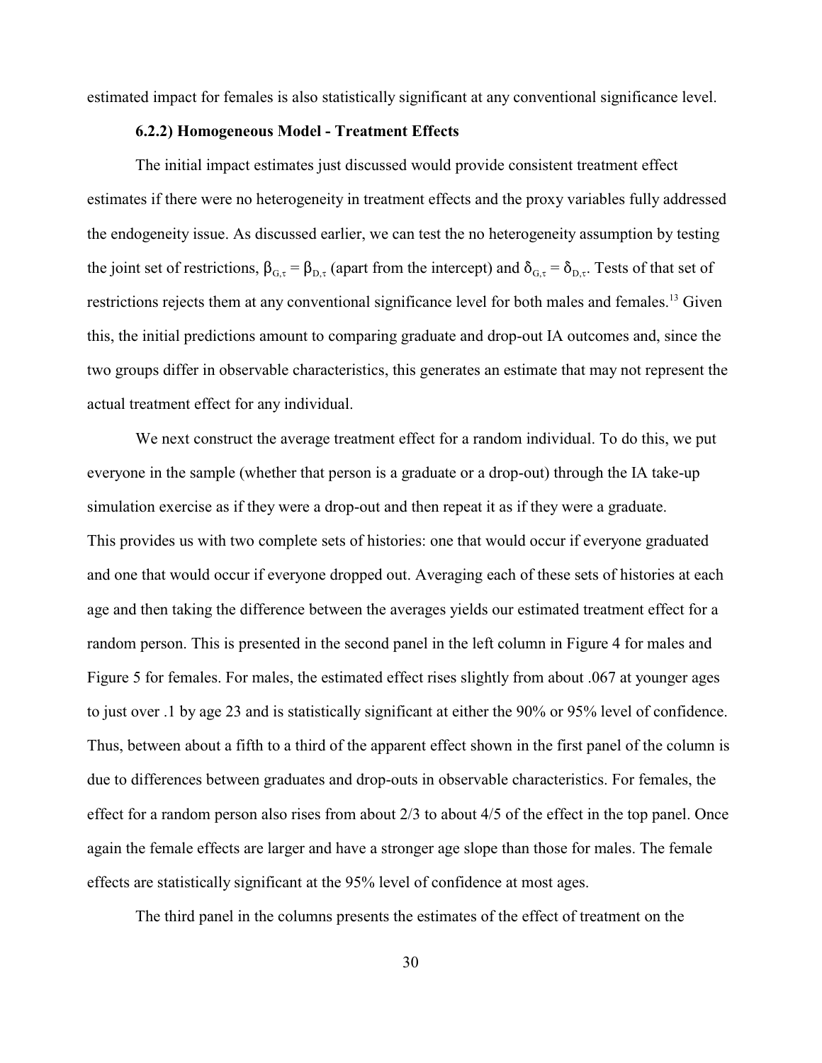estimated impact for females is also statistically significant at any conventional significance level.

### 6.2.2) Homogeneous Model - Treatment Effects

The initial impact estimates just discussed would provide consistent treatment effect estimates if there were no heterogeneity in treatment effects and the proxy variables fully addressed the endogeneity issue. As discussed earlier, we can test the no heterogeneity assumption by testing the joint set of restrictions, $\beta_{G,\tau} = \beta_{D,\tau}$ (apart from the intercept) and $\delta_{G,\tau} = \delta_{D,\tau}$. Tests of that set of restrictions rejects them at any conventional significance level for both males and females.[13] Given this, the initial predictions amount to comparing graduate and drop-out IA outcomes and, since the two groups differ in observable characteristics, this generates an estimate that may not represent the actual treatment effect for any individual.

We next construct the average treatment effect for a random individual. To do this, we put everyone in the sample (whether that person is a graduate or a drop-out) through the IA take-up simulation exercise as if they were a drop-out and then repeat it as if they were a graduate. This provides us with two complete sets of histories: one that would occur if everyone graduated and one that would occur if everyone dropped out. Averaging each of these sets of histories at each age and then taking the difference between the averages yields our estimated treatment effect for a random person. This is presented in the second panel in the left column in Figure 4 for males and Figure 5 for females. For males, the estimated effect rises slightly from about .067 at younger ages to just over .1 by age 23 and is statistically significant at either the 90% or 95% level of confidence. Thus, between about a fifth to a third of the apparent effect shown in the first panel of the column is due to differences between graduates and drop-outs in observable characteristics. For females, the effect for a random person also rises from about 2/3 to about 4/5 of the effect in the top panel. Once again the female effects are larger and have a stronger age slope than those for males. The female effects are statistically significant at the 95% level of confidence at most ages.

The third panel in the columns presents the estimates of the effect of treatment on the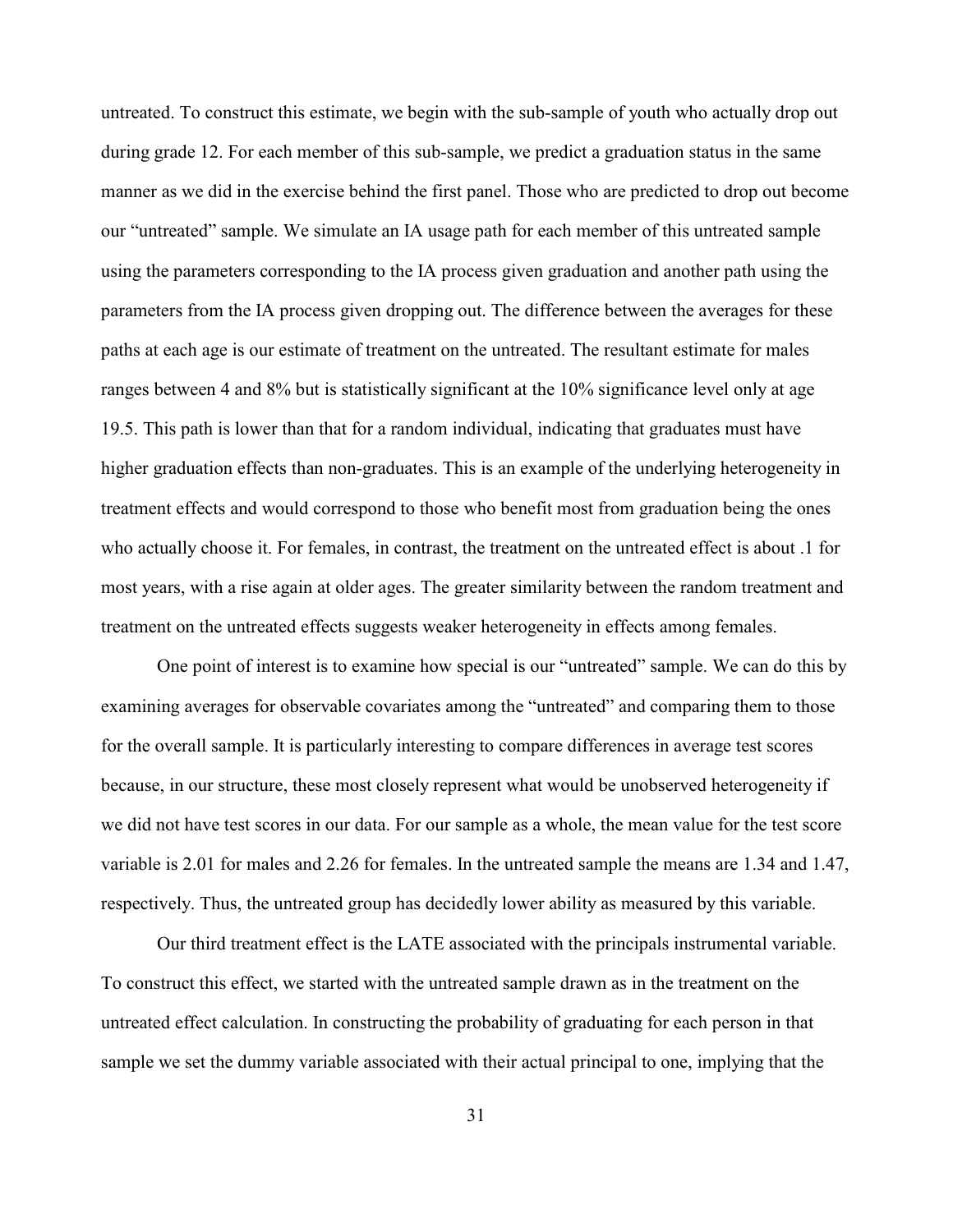untreated. To construct this estimate, we begin with the sub-sample of youth who actually drop out during grade 12. For each member of this sub-sample, we predict a graduation status in the same manner as we did in the exercise behind the first panel. Those who are predicted to drop out become our "untreated" sample. We simulate an IA usage path for each member of this untreated sample using the parameters corresponding to the IA process given graduation and another path using the parameters from the IA process given dropping out. The difference between the averages for these paths at each age is our estimate of treatment on the untreated. The resultant estimate for males ranges between 4 and 8% but is statistically significant at the 10% significance level only at age 19.5. This path is lower than that for a random individual, indicating that graduates must have higher graduation effects than non-graduates. This is an example of the underlying heterogeneity in treatment effects and would correspond to those who benefit most from graduation being the ones who actually choose it. For females, in contrast, the treatment on the untreated effect is about .1 for most years, with a rise again at older ages. The greater similarity between the random treatment and treatment on the untreated effects suggests weaker heterogeneity in effects among females.

One point of interest is to examine how special is our "untreated" sample. We can do this by examining averages for observable covariates among the "untreated" and comparing them to those for the overall sample. It is particularly interesting to compare differences in average test scores because, in our structure, these most closely represent what would be unobserved heterogeneity if we did not have test scores in our data. For our sample as a whole, the mean value for the test score variable is 2.01 for males and 2.26 for females. In the untreated sample the means are 1.34 and 1.47, respectively. Thus, the untreated group has decidedly lower ability as measured by this variable.

Our third treatment effect is the LATE associated with the principals instrumental variable. To construct this effect, we started with the untreated sample drawn as in the treatment on the untreated effect calculation. In constructing the probability of graduating for each person in that sample we set the dummy variable associated with their actual principal to one, implying that the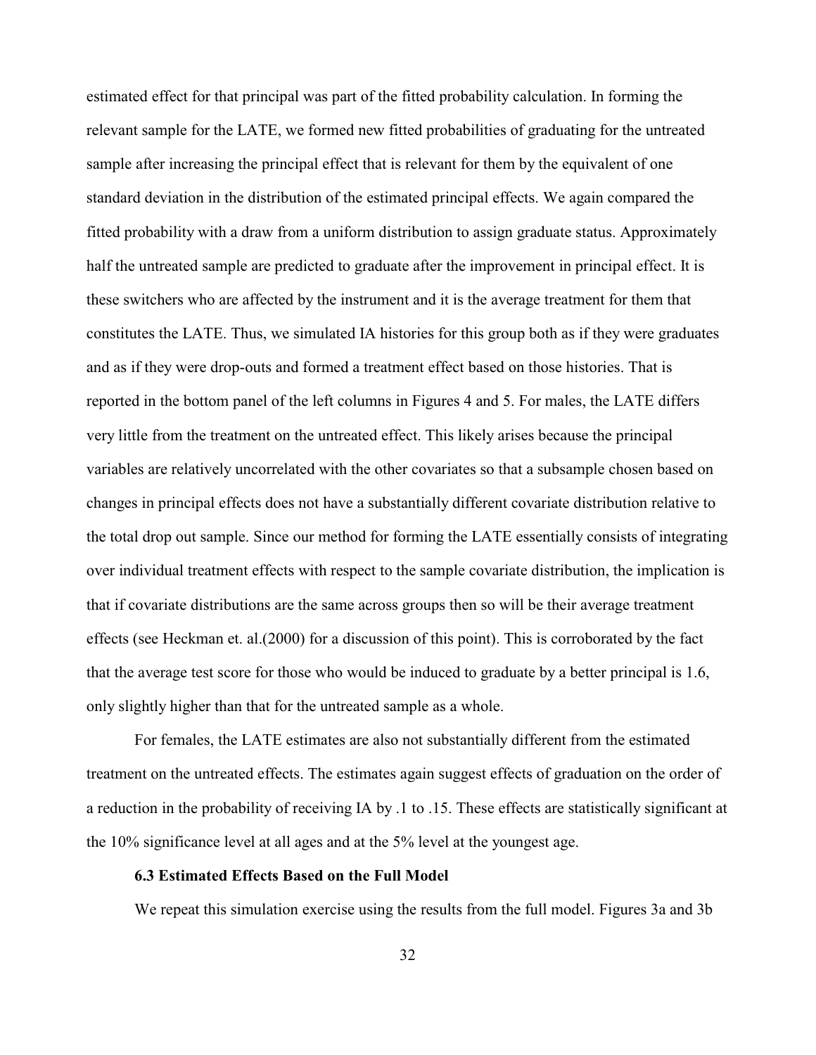estimated effect for that principal was part of the fitted probability calculation. In forming the relevant sample for the LATE, we formed new fitted probabilities of graduating for the untreated sample after increasing the principal effect that is relevant for them by the equivalent of one standard deviation in the distribution of the estimated principal effects. We again compared the fitted probability with a draw from a uniform distribution to assign graduate status. Approximately half the untreated sample are predicted to graduate after the improvement in principal effect. It is these switchers who are affected by the instrument and it is the average treatment for them that constitutes the LATE. Thus, we simulated IA histories for this group both as if they were graduates and as if they were drop-outs and formed a treatment effect based on those histories. That is reported in the bottom panel of the left columns in Figures 4 and 5. For males, the LATE differs very little from the treatment on the untreated effect. This likely arises because the principal variables are relatively uncorrelated with the other covariates so that a subsample chosen based on changes in principal effects does not have a substantially different covariate distribution relative to the total drop out sample. Since our method for forming the LATE essentially consists of integrating over individual treatment effects with respect to the sample covariate distribution, the implication is that if covariate distributions are the same across groups then so will be their average treatment effects (see Heckman et. al.(2000) for a discussion of this point). This is corroborated by the fact that the average test score for those who would be induced to graduate by a better principal is 1.6, only slightly higher than that for the untreated sample as a whole.

For females, the LATE estimates are also not substantially different from the estimated treatment on the untreated effects. The estimates again suggest effects of graduation on the order of a reduction in the probability of receiving IA by .1 to .15. These effects are statistically significant at the 10% significance level at all ages and at the 5% level at the youngest age.

### 6.3 Estimated Effects Based on the Full Model

We repeat this simulation exercise using the results from the full model. Figures 3a and 3b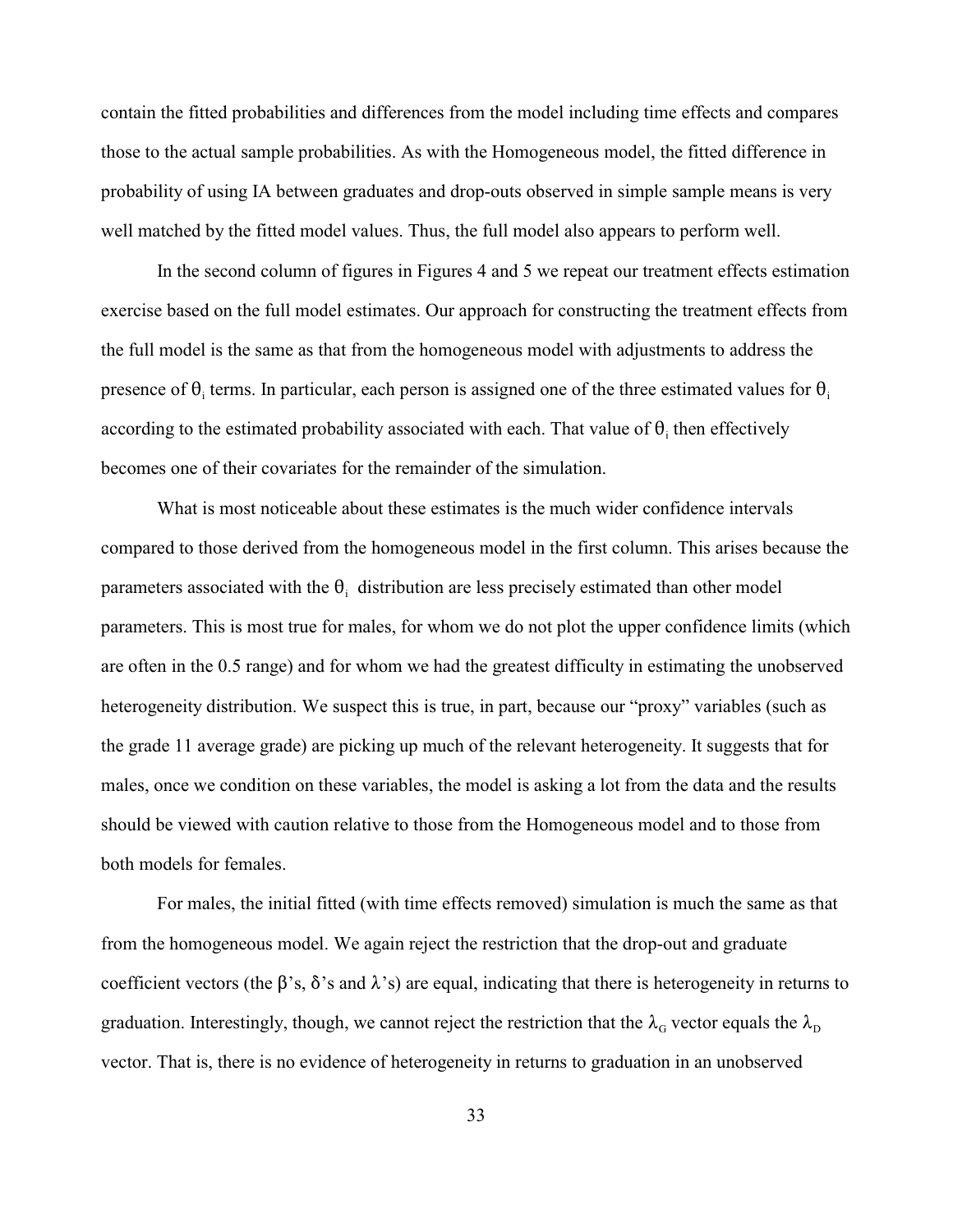contain the fitted probabilities and differences from the model including time effects and compares those to the actual sample probabilities. As with the Homogeneous model, the fitted difference in probability of using IA between graduates and drop-outs observed in simple sample means is very well matched by the fitted model values. Thus, the full model also appears to perform well.

In the second column of figures in Figures 4 and 5 we repeat our treatment effects estimation exercise based on the full model estimates. Our approach for constructing the treatment effects from the full model is the same as that from the homogeneous model with adjustments to address the presence of $\theta_i$ terms. In particular, each person is assigned one of the three estimated values for $\theta_i$ according to the estimated probability associated with each. That value of $\theta_i$ then effectively becomes one of their covariates for the remainder of the simulation.

What is most noticeable about these estimates is the much wider confidence intervals compared to those derived from the homogeneous model in the first column. This arises because the parameters associated with the $\theta_i$ distribution are less precisely estimated than other model parameters. This is most true for males, for whom we do not plot the upper confidence limits (which are often in the 0.5 range) and for whom we had the greatest difficulty in estimating the unobserved heterogeneity distribution. We suspect this is true, in part, because our "proxy" variables (such as the grade 11 average grade) are picking up much of the relevant heterogeneity. It suggests that for males, once we condition on these variables, the model is asking a lot from the data and the results should be viewed with caution relative to those from the Homogeneous model and to those from both models for females.

For males, the initial fitted (with time effects removed) simulation is much the same as that from the homogeneous model. We again reject the restriction that the drop-out and graduate coefficient vectors (the $\beta$'s, $\delta$'s and $\lambda$'s) are equal, indicating that there is heterogeneity in returns to graduation. Interestingly, though, we cannot reject the restriction that the $\lambda_G$ vector equals the $\lambda_D$ vector. That is, there is no evidence of heterogeneity in returns to graduation in an unobserved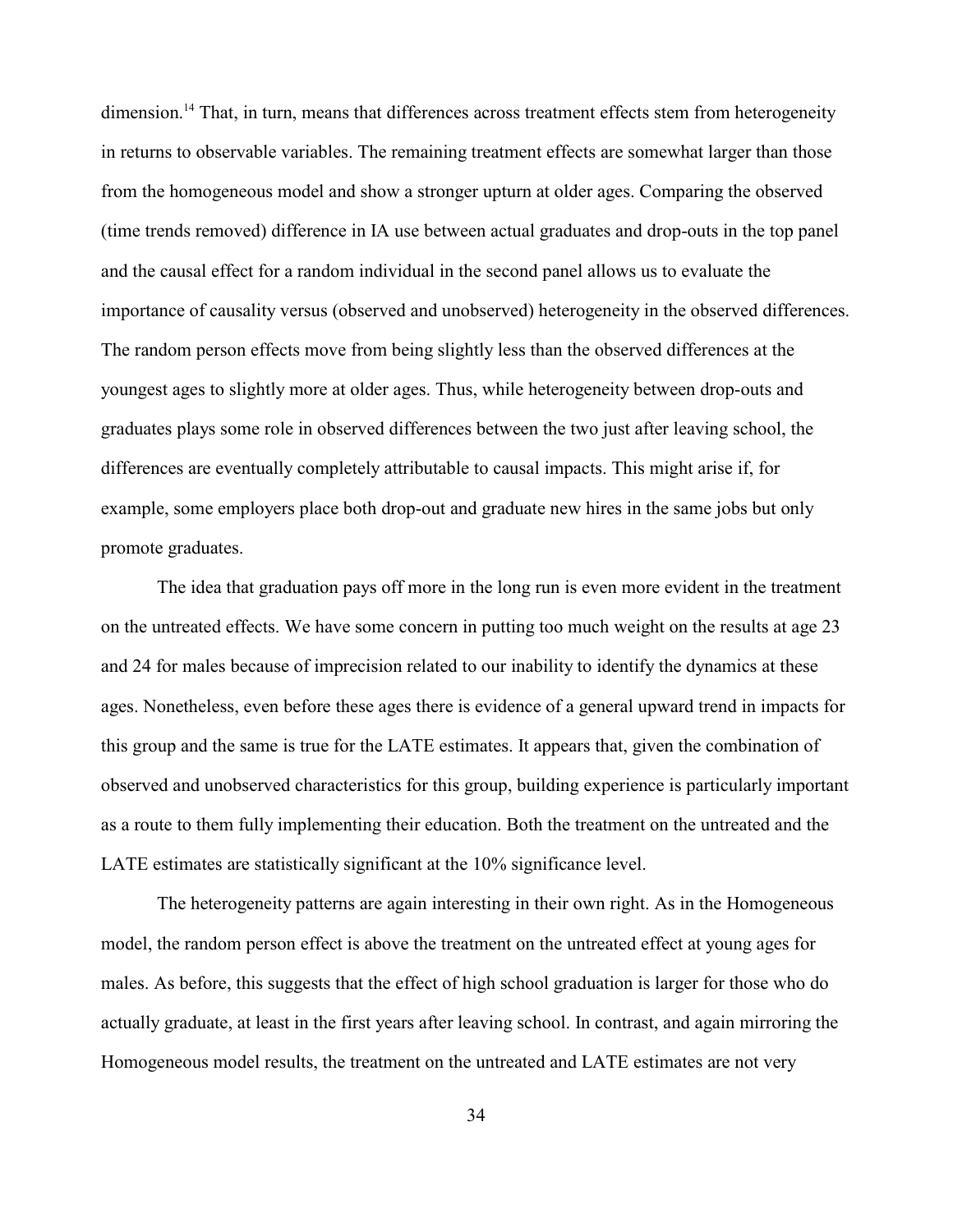dimension.[14] That, in turn, means that differences across treatment effects stem from heterogeneity in returns to observable variables. The remaining treatment effects are somewhat larger than those from the homogeneous model and show a stronger upturn at older ages. Comparing the observed (time trends removed) difference in IA use between actual graduates and drop-outs in the top panel and the causal effect for a random individual in the second panel allows us to evaluate the importance of causality versus (observed and unobserved) heterogeneity in the observed differences. The random person effects move from being slightly less than the observed differences at the youngest ages to slightly more at older ages. Thus, while heterogeneity between drop-outs and graduates plays some role in observed differences between the two just after leaving school, the differences are eventually completely attributable to causal impacts. This might arise if, for example, some employers place both drop-out and graduate new hires in the same jobs but only promote graduates.

The idea that graduation pays off more in the long run is even more evident in the treatment on the untreated effects. We have some concern in putting too much weight on the results at age 23 and 24 for males because of imprecision related to our inability to identify the dynamics at these ages. Nonetheless, even before these ages there is evidence of a general upward trend in impacts for this group and the same is true for the LATE estimates. It appears that, given the combination of observed and unobserved characteristics for this group, building experience is particularly important as a route to them fully implementing their education. Both the treatment on the untreated and the LATE estimates are statistically significant at the 10% significance level.

The heterogeneity patterns are again interesting in their own right. As in the Homogeneous model, the random person effect is above the treatment on the untreated effect at young ages for males. As before, this suggests that the effect of high school graduation is larger for those who do actually graduate, at least in the first years after leaving school. In contrast, and again mirroring the Homogeneous model results, the treatment on the untreated and LATE estimates are not very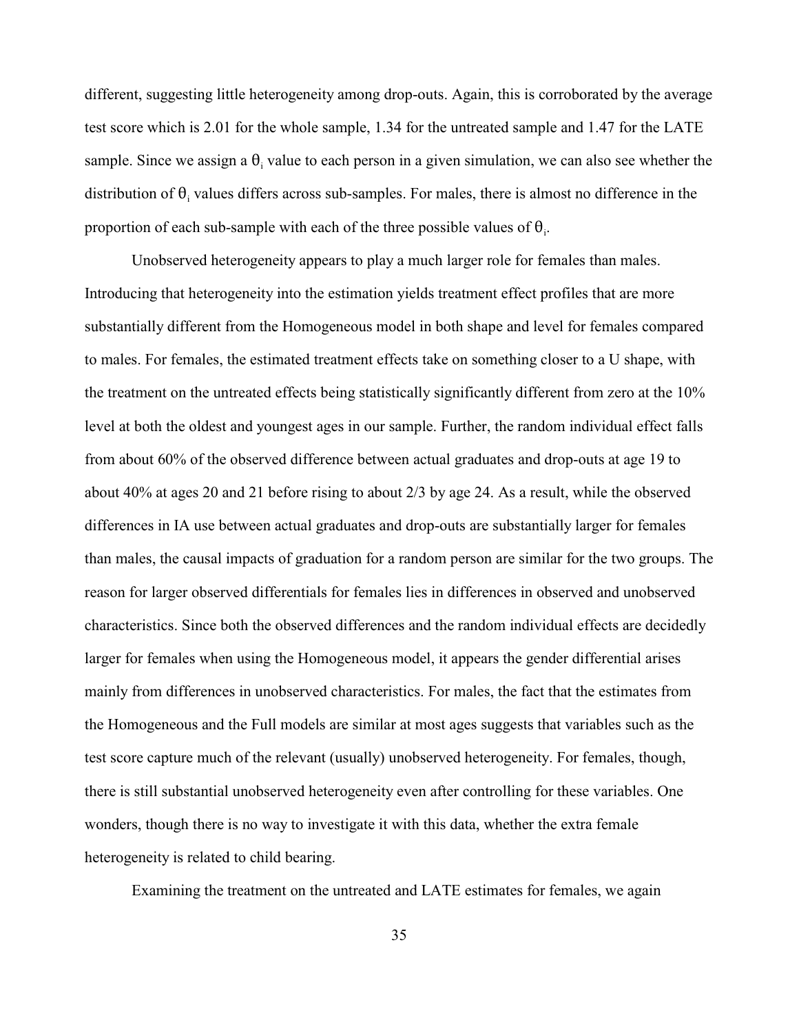different, suggesting little heterogeneity among drop-outs. Again, this is corroborated by the average test score which is 2.01 for the whole sample, 1.34 for the untreated sample and 1.47 for the LATE sample. Since we assign a $\theta_i$ value to each person in a given simulation, we can also see whether the distribution of $\theta_i$ values differs across sub-samples. For males, there is almost no difference in the proportion of each sub-sample with each of the three possible values of $\theta_i$.

Unobserved heterogeneity appears to play a much larger role for females than males. Introducing that heterogeneity into the estimation yields treatment effect profiles that are more substantially different from the Homogeneous model in both shape and level for females compared to males. For females, the estimated treatment effects take on something closer to a U shape, with the treatment on the untreated effects being statistically significantly different from zero at the 10% level at both the oldest and youngest ages in our sample. Further, the random individual effect falls from about 60% of the observed difference between actual graduates and drop-outs at age 19 to about 40% at ages 20 and 21 before rising to about 2/3 by age 24. As a result, while the observed differences in IA use between actual graduates and drop-outs are substantially larger for females than males, the causal impacts of graduation for a random person are similar for the two groups. The reason for larger observed differentials for females lies in differences in observed and unobserved characteristics. Since both the observed differences and the random individual effects are decidedly larger for females when using the Homogeneous model, it appears the gender differential arises mainly from differences in unobserved characteristics. For males, the fact that the estimates from the Homogeneous and the Full models are similar at most ages suggests that variables such as the test score capture much of the relevant (usually) unobserved heterogeneity. For females, though, there is still substantial unobserved heterogeneity even after controlling for these variables. One wonders, though there is no way to investigate it with this data, whether the extra female heterogeneity is related to child bearing.

Examining the treatment on the untreated and LATE estimates for females, we again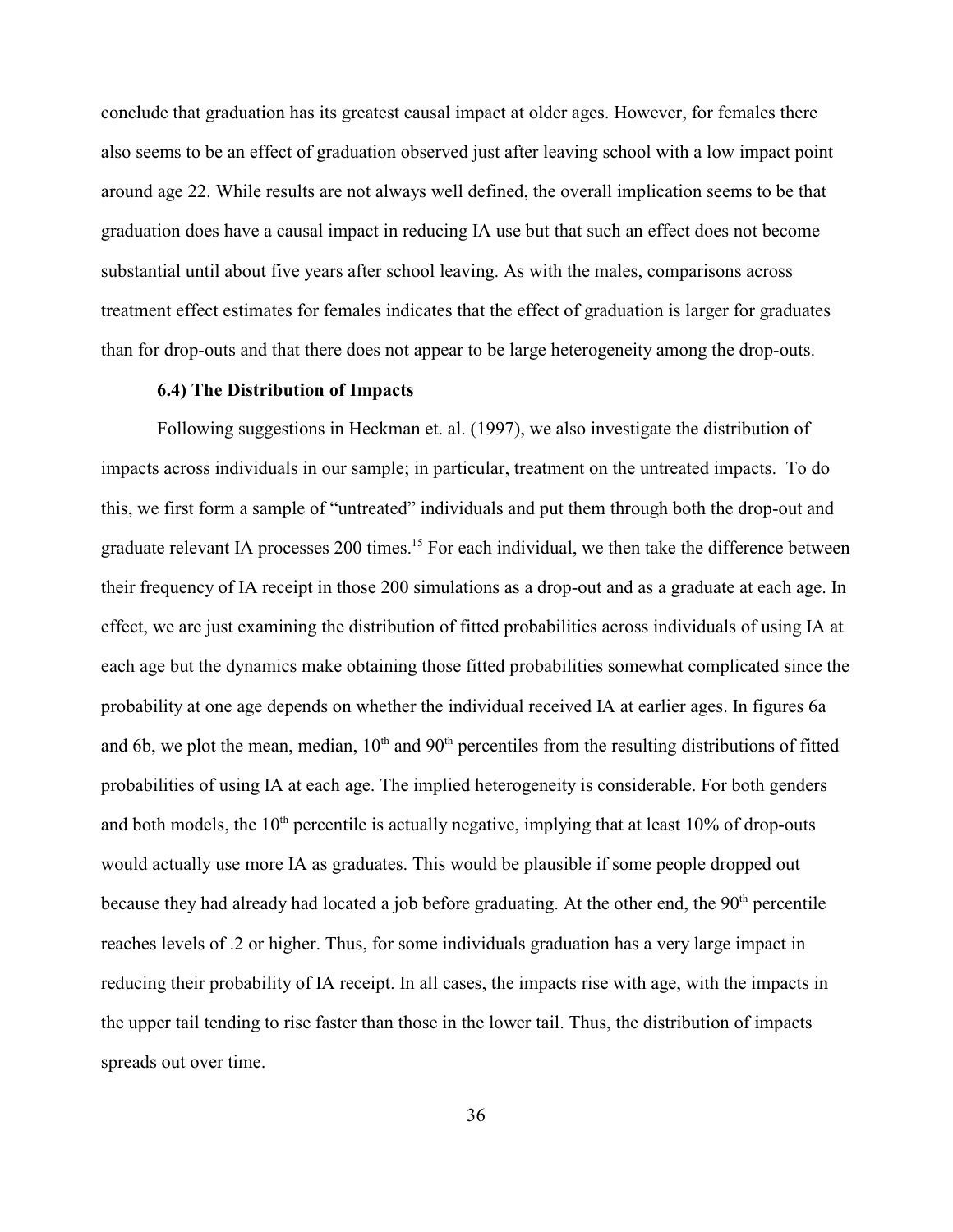conclude that graduation has its greatest causal impact at older ages. However, for females there also seems to be an effect of graduation observed just after leaving school with a low impact point around age 22. While results are not always well defined, the overall implication seems to be that graduation does have a causal impact in reducing IA use but that such an effect does not become substantial until about five years after school leaving. As with the males, comparisons across treatment effect estimates for females indicates that the effect of graduation is larger for graduates than for drop-outs and that there does not appear to be large heterogeneity among the drop-outs.

### 6.4) The Distribution of Impacts

Following suggestions in Heckman et. al. (1997), we also investigate the distribution of impacts across individuals in our sample; in particular, treatment on the untreated impacts. To do this, we first form a sample of "untreated" individuals and put them through both the drop-out and graduate relevant IA processes 200 times.[15] For each individual, we then take the difference between their frequency of IA receipt in those 200 simulations as a drop-out and as a graduate at each age. In effect, we are just examining the distribution of fitted probabilities across individuals of using IA at each age but the dynamics make obtaining those fitted probabilities somewhat complicated since the probability at one age depends on whether the individual received IA at earlier ages. In figures 6a and 6b, we plot the mean, median, 10th and 90th percentiles from the resulting distributions of fitted probabilities of using IA at each age. The implied heterogeneity is considerable. For both genders and both models, the 10th percentile is actually negative, implying that at least 10% of drop-outs would actually use more IA as graduates. This would be plausible if some people dropped out because they had already had located a job before graduating. At the other end, the 90th percentile reaches levels of .2 or higher. Thus, for some individuals graduation has a very large impact in reducing their probability of IA receipt. In all cases, the impacts rise with age, with the impacts in the upper tail tending to rise faster than those in the lower tail. Thus, the distribution of impacts spreads out over time.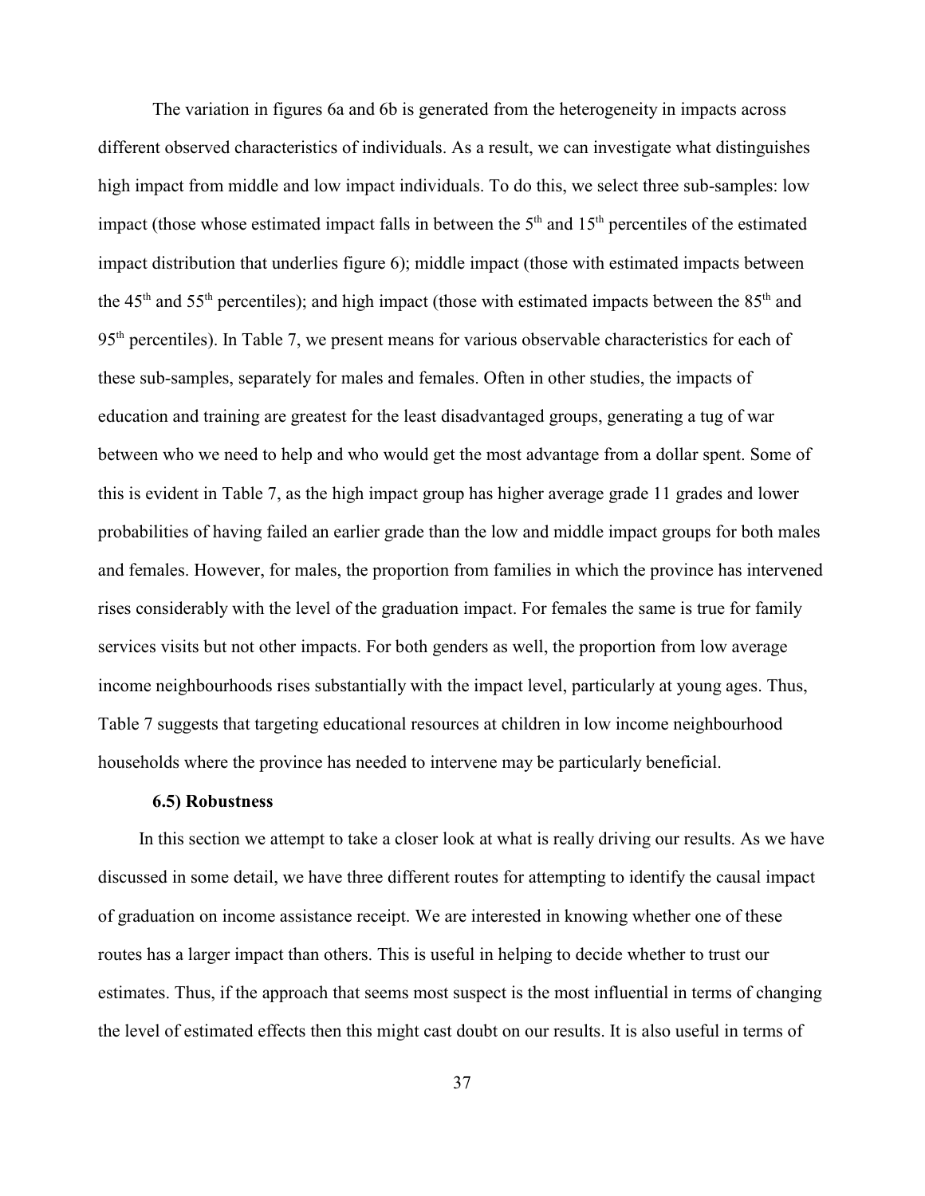The variation in figures 6a and 6b is generated from the heterogeneity in impacts across different observed characteristics of individuals. As a result, we can investigate what distinguishes high impact from middle and low impact individuals. To do this, we select three sub-samples: low impact (those whose estimated impact falls in between the 5th and 15th percentiles of the estimated impact distribution that underlies figure 6); middle impact (those with estimated impacts between the 45th and 55th percentiles); and high impact (those with estimated impacts between the 85th and 95th percentiles). In Table 7, we present means for various observable characteristics for each of these sub-samples, separately for males and females. Often in other studies, the impacts of education and training are greatest for the least disadvantaged groups, generating a tug of war between who we need to help and who would get the most advantage from a dollar spent. Some of this is evident in Table 7, as the high impact group has higher average grade 11 grades and lower probabilities of having failed an earlier grade than the low and middle impact groups for both males and females. However, for males, the proportion from families in which the province has intervened rises considerably with the level of the graduation impact. For females the same is true for family services visits but not other impacts. For both genders as well, the proportion from low average income neighbourhoods rises substantially with the impact level, particularly at young ages. Thus, Table 7 suggests that targeting educational resources at children in low income neighbourhood households where the province has needed to intervene may be particularly beneficial.

### 6.5) Robustness

In this section we attempt to take a closer look at what is really driving our results. As we have discussed in some detail, we have three different routes for attempting to identify the causal impact of graduation on income assistance receipt. We are interested in knowing whether one of these routes has a larger impact than others. This is useful in helping to decide whether to trust our estimates. Thus, if the approach that seems most suspect is the most influential in terms of changing the level of estimated effects then this might cast doubt on our results. It is also useful in terms of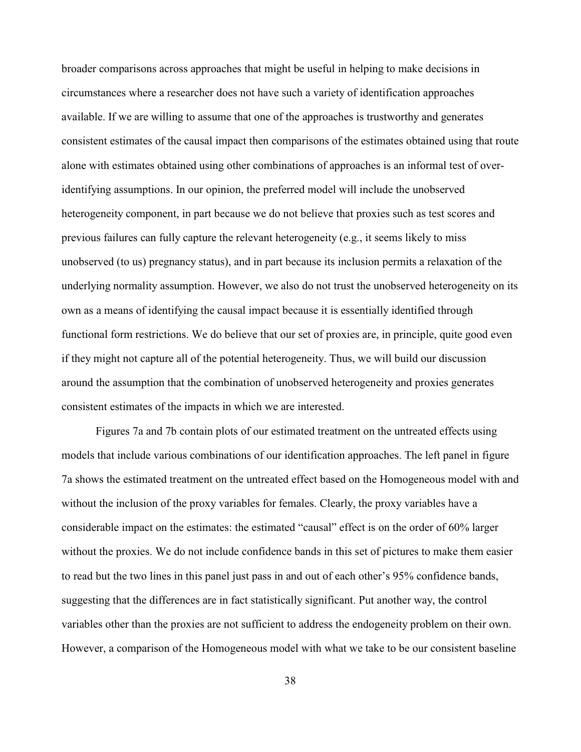broader comparisons across approaches that might be useful in helping to make decisions in circumstances where a researcher does not have such a variety of identification approaches available. If we are willing to assume that one of the approaches is trustworthy and generates consistent estimates of the causal impact then comparisons of the estimates obtained using that route alone with estimates obtained using other combinations of approaches is an informal test of over-identifying assumptions. In our opinion, the preferred model will include the unobserved heterogeneity component, in part because we do not believe that proxies such as test scores and previous failures can fully capture the relevant heterogeneity (e.g., it seems likely to miss unobserved (to us) pregnancy status), and in part because its inclusion permits a relaxation of the underlying normality assumption. However, we also do not trust the unobserved heterogeneity on its own as a means of identifying the causal impact because it is essentially identified through functional form restrictions. We do believe that our set of proxies are, in principle, quite good even if they might not capture all of the potential heterogeneity. Thus, we will build our discussion around the assumption that the combination of unobserved heterogeneity and proxies generates consistent estimates of the impacts in which we are interested.

Figures 7a and 7b contain plots of our estimated treatment on the untreated effects using models that include various combinations of our identification approaches. The left panel in figure 7a shows the estimated treatment on the untreated effect based on the Homogeneous model with and without the inclusion of the proxy variables for females. Clearly, the proxy variables have a considerable impact on the estimates: the estimated "causal" effect is on the order of 60% larger without the proxies. We do not include confidence bands in this set of pictures to make them easier to read but the two lines in this panel just pass in and out of each other's 95% confidence bands, suggesting that the differences are in fact statistically significant. Put another way, the control variables other than the proxies are not sufficient to address the endogeneity problem on their own. However, a comparison of the Homogeneous model with what we take to be our consistent baseline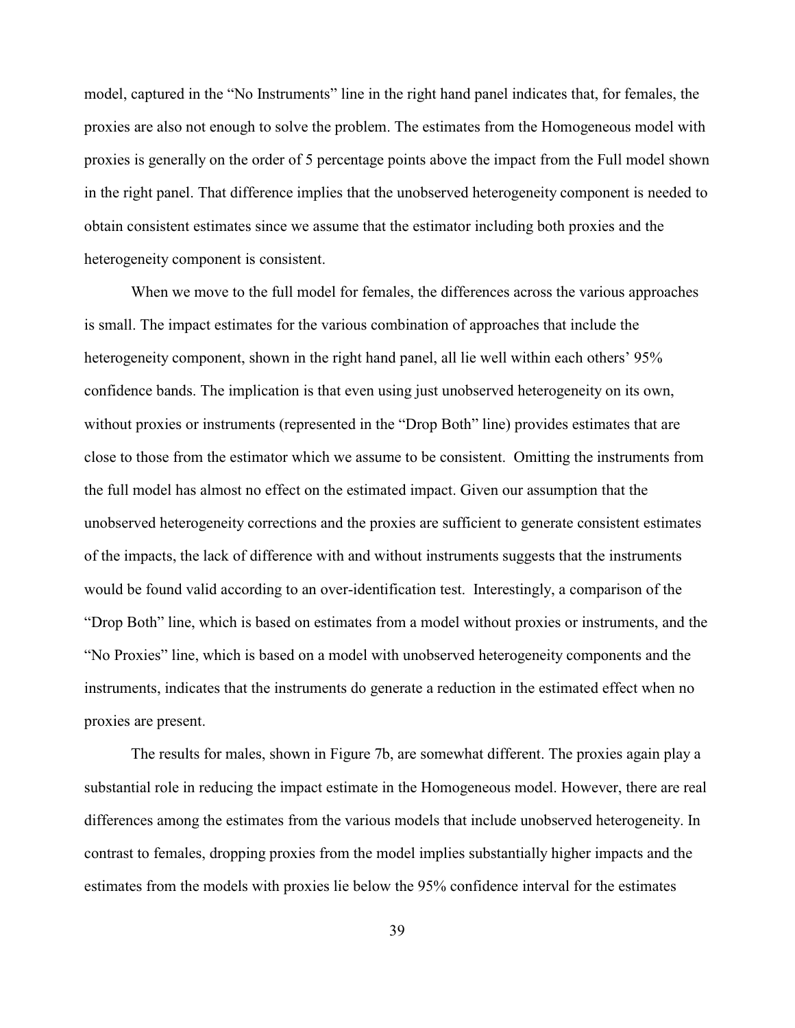model, captured in the "No Instruments" line in the right hand panel indicates that, for females, the proxies are also not enough to solve the problem. The estimates from the Homogeneous model with proxies is generally on the order of 5 percentage points above the impact from the Full model shown in the right panel. That difference implies that the unobserved heterogeneity component is needed to obtain consistent estimates since we assume that the estimator including both proxies and the heterogeneity component is consistent.

When we move to the full model for females, the differences across the various approaches is small. The impact estimates for the various combination of approaches that include the heterogeneity component, shown in the right hand panel, all lie well within each others' 95% confidence bands. The implication is that even using just unobserved heterogeneity on its own, without proxies or instruments (represented in the "Drop Both" line) provides estimates that are close to those from the estimator which we assume to be consistent. Omitting the instruments from the full model has almost no effect on the estimated impact. Given our assumption that the unobserved heterogeneity corrections and the proxies are sufficient to generate consistent estimates of the impacts, the lack of difference with and without instruments suggests that the instruments would be found valid according to an over-identification test. Interestingly, a comparison of the "Drop Both" line, which is based on estimates from a model without proxies or instruments, and the "No Proxies" line, which is based on a model with unobserved heterogeneity components and the instruments, indicates that the instruments do generate a reduction in the estimated effect when no proxies are present.

The results for males, shown in Figure 7b, are somewhat different. The proxies again play a substantial role in reducing the impact estimate in the Homogeneous model. However, there are real differences among the estimates from the various models that include unobserved heterogeneity. In contrast to females, dropping proxies from the model implies substantially higher impacts and the estimates from the models with proxies lie below the 95% confidence interval for the estimates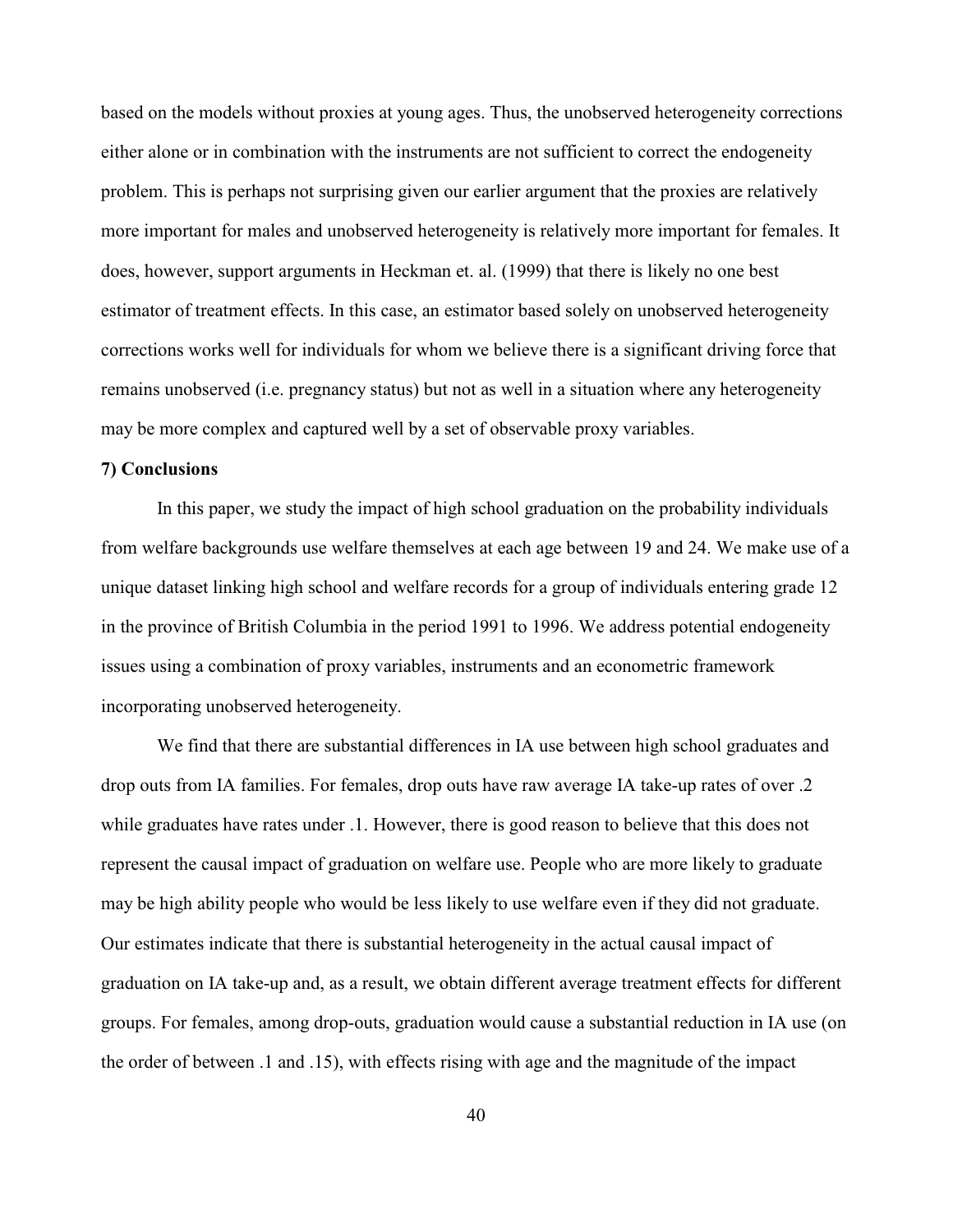based on the models without proxies at young ages. Thus, the unobserved heterogeneity corrections either alone or in combination with the instruments are not sufficient to correct the endogeneity problem. This is perhaps not surprising given our earlier argument that the proxies are relatively more important for males and unobserved heterogeneity is relatively more important for females. It does, however, support arguments in Heckman et. al. (1999) that there is likely no one best estimator of treatment effects. In this case, an estimator based solely on unobserved heterogeneity corrections works well for individuals for whom we believe there is a significant driving force that remains unobserved (i.e. pregnancy status) but not as well in a situation where any heterogeneity may be more complex and captured well by a set of observable proxy variables.

## 7) Conclusions

In this paper, we study the impact of high school graduation on the probability individuals from welfare backgrounds use welfare themselves at each age between 19 and 24. We make use of a unique dataset linking high school and welfare records for a group of individuals entering grade 12 in the province of British Columbia in the period 1991 to 1996. We address potential endogeneity issues using a combination of proxy variables, instruments and an econometric framework incorporating unobserved heterogeneity.

We find that there are substantial differences in IA use between high school graduates and drop outs from IA families. For females, drop outs have raw average IA take-up rates of over .2 while graduates have rates under .1. However, there is good reason to believe that this does not represent the causal impact of graduation on welfare use. People who are more likely to graduate may be high ability people who would be less likely to use welfare even if they did not graduate. Our estimates indicate that there is substantial heterogeneity in the actual causal impact of graduation on IA take-up and, as a result, we obtain different average treatment effects for different groups. For females, among drop-outs, graduation would cause a substantial reduction in IA use (on the order of between .1 and .15), with effects rising with age and the magnitude of the impact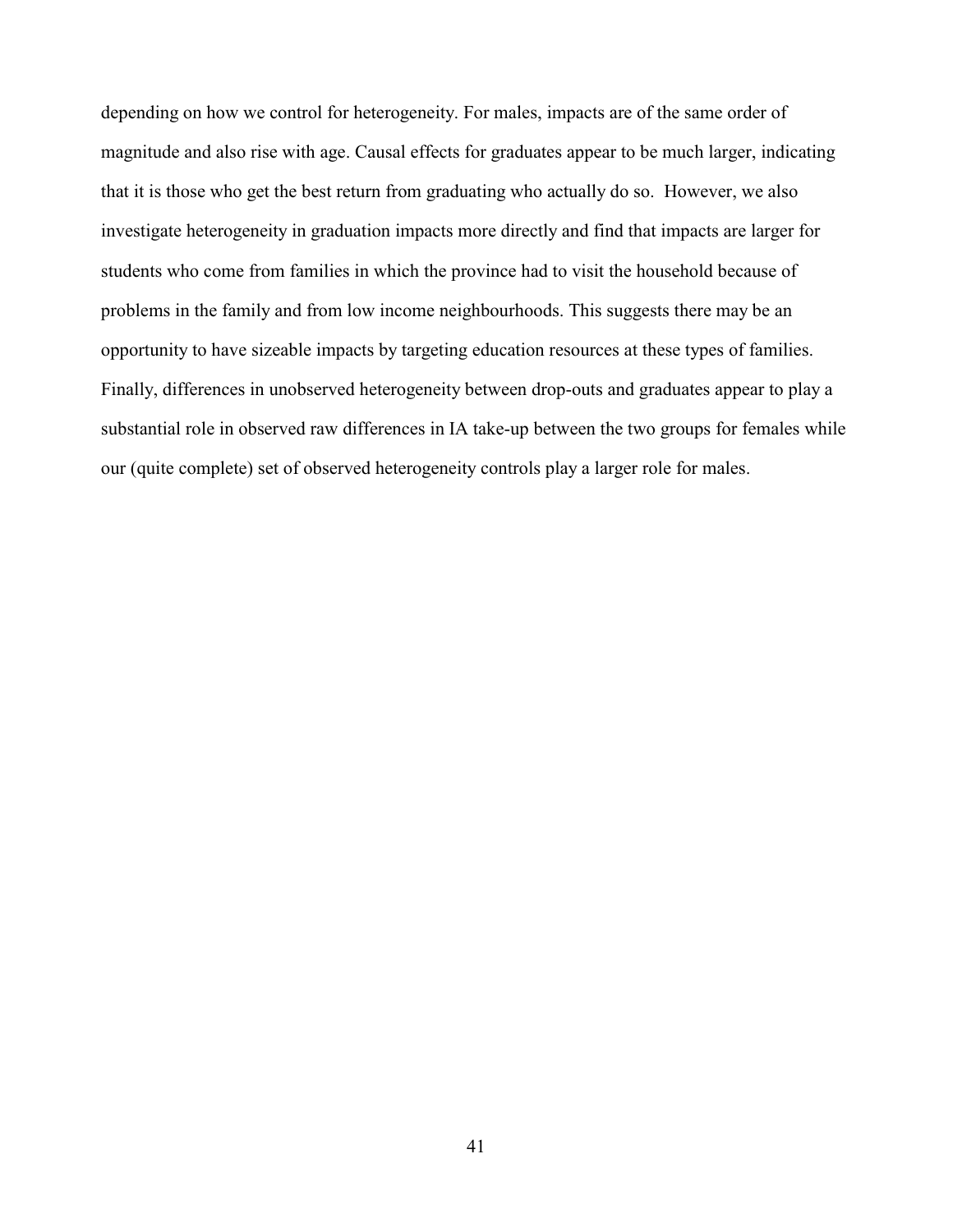depending on how we control for heterogeneity. For males, impacts are of the same order of magnitude and also rise with age. Causal effects for graduates appear to be much larger, indicating that it is those who get the best return from graduating who actually do so. However, we also investigate heterogeneity in graduation impacts more directly and find that impacts are larger for students who come from families in which the province had to visit the household because of problems in the family and from low income neighbourhoods. This suggests there may be an opportunity to have sizeable impacts by targeting education resources at these types of families. Finally, differences in unobserved heterogeneity between drop-outs and graduates appear to play a substantial role in observed raw differences in IA take-up between the two groups for females while our (quite complete) set of observed heterogeneity controls play a larger role for males.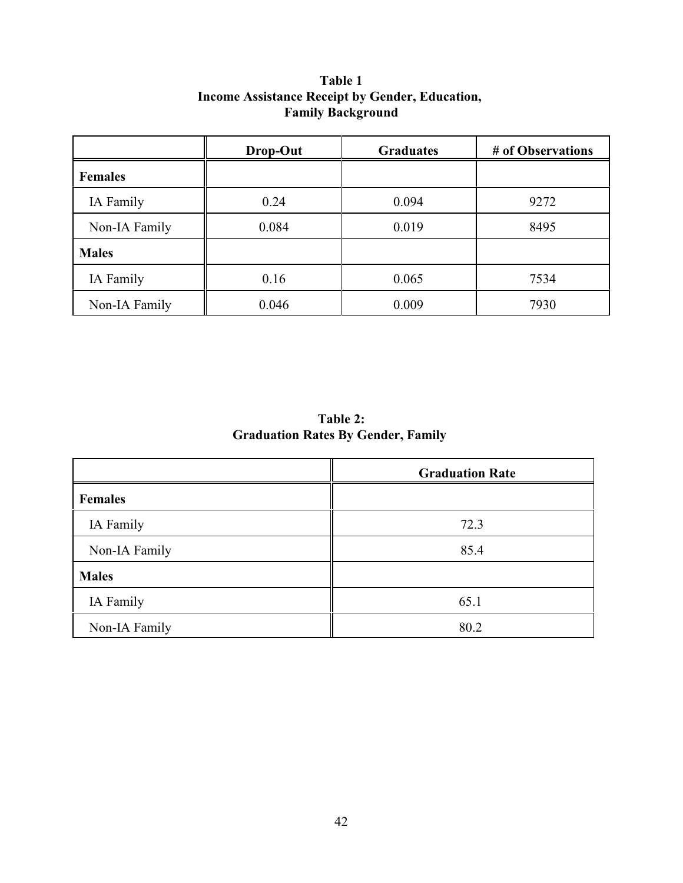**Table 1**
**Income Assistance Receipt by Gender, Education, Family Background**

| | Drop-Out | Graduates | # of Observations |
|---|---|---|---|
| **Females** | | | |
| IA Family | 0.24 | 0.094 | 9272 |
| Non-IA Family | 0.084 | 0.019 | 8495 |
| **Males** | | | |
| IA Family | 0.16 | 0.065 | 7534 |
| Non-IA Family | 0.046 | 0.009 | 7930 |

**Table 2:**
**Graduation Rates By Gender, Family**

| | Graduation Rate |
|---|---|
| **Females** | |
| IA Family | 72.3 |
| Non-IA Family | 85.4 |
| **Males** | |
| IA Family | 65.1 |
| Non-IA Family | 80.2 |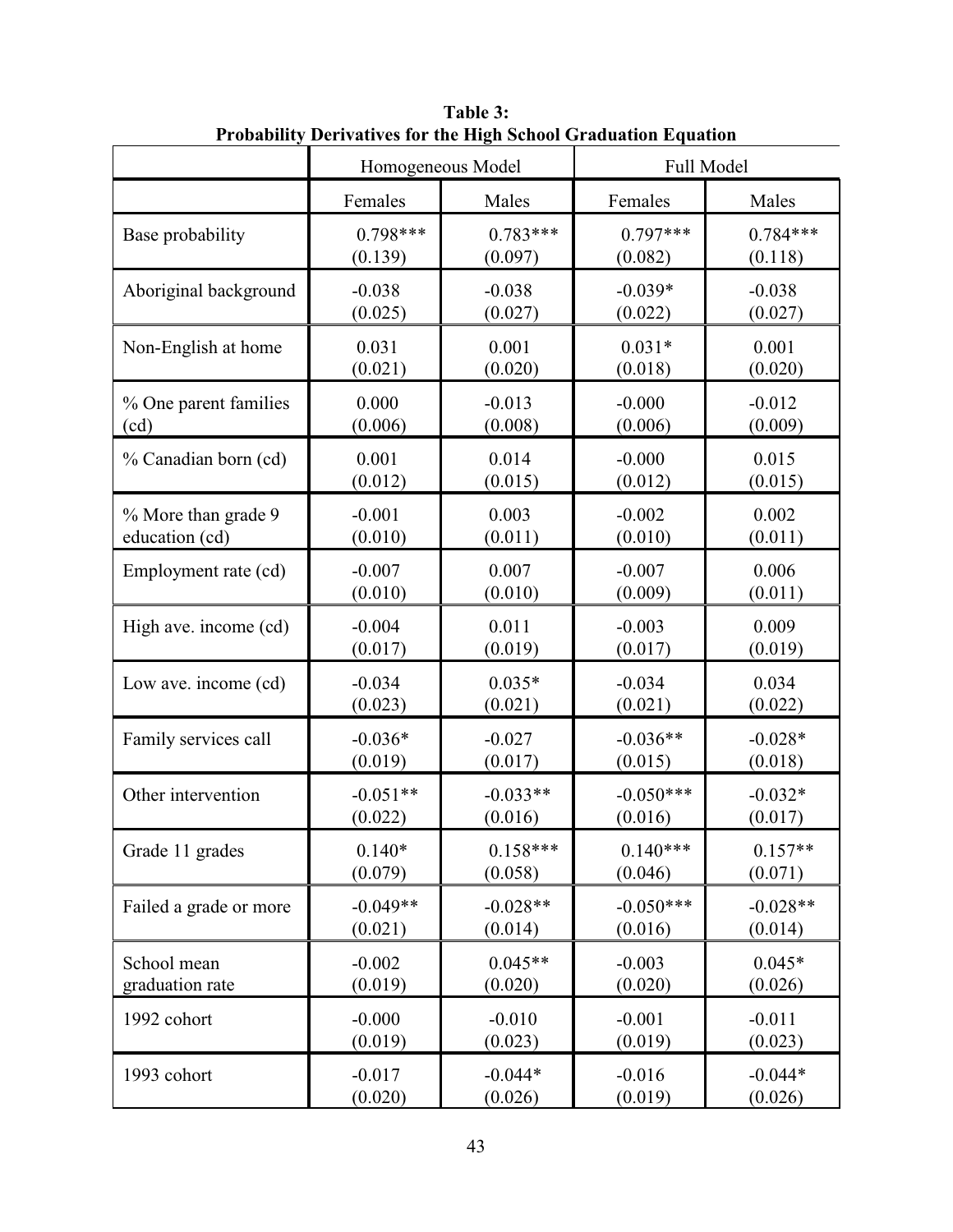**Table 3:**
**Probability Derivatives for the High School Graduation Equation**

| | Homogeneous Model | | Full Model | |
|---|---|---|---|---|
| | Females | Males | Females | Males |
| Base probability | 0.798*** (0.139) | 0.783*** (0.097) | 0.797*** (0.082) | 0.784*** (0.118) |
| Aboriginal background | -0.038 (0.025) | -0.038 (0.027) | -0.039* (0.022) | -0.038 (0.027) |
| Non-English at home | 0.031 (0.021) | 0.001 (0.020) | 0.031* (0.018) | 0.001 (0.020) |
| % One parent families (cd) | 0.000 (0.006) | -0.013 (0.008) | -0.000 (0.006) | -0.012 (0.009) |
| % Canadian born (cd) | 0.001 (0.012) | 0.014 (0.015) | -0.000 (0.012) | 0.015 (0.015) |
| % More than grade 9 education (cd) | -0.001 (0.010) | 0.003 (0.011) | -0.002 (0.010) | 0.002 (0.011) |
| Employment rate (cd) | -0.007 (0.010) | 0.007 (0.010) | -0.007 (0.009) | 0.006 (0.011) |
| High ave. income (cd) | -0.004 (0.017) | 0.011 (0.019) | -0.003 (0.017) | 0.009 (0.019) |
| Low ave. income (cd) | -0.034 (0.023) | 0.035* (0.021) | -0.034 (0.021) | 0.034 (0.022) |
| Family services call | -0.036* (0.019) | -0.027 (0.017) | -0.036** (0.015) | -0.028* (0.018) |
| Other intervention | -0.051** (0.022) | -0.033** (0.016) | -0.050*** (0.016) | -0.032* (0.017) |
| Grade 11 grades | 0.140* (0.079) | 0.158*** (0.058) | 0.140*** (0.046) | 0.157** (0.071) |
| Failed a grade or more | -0.049** (0.021) | -0.028** (0.014) | -0.050*** (0.016) | -0.028** (0.014) |
| School mean graduation rate | -0.002 (0.019) | 0.045** (0.020) | -0.003 (0.020) | 0.045* (0.026) |
| 1992 cohort | -0.000 (0.019) | -0.010 (0.023) | -0.001 (0.019) | -0.011 (0.023) |
| 1993 cohort | -0.017 (0.020) | -0.044* (0.026) | -0.016 (0.019) | -0.044* (0.026) |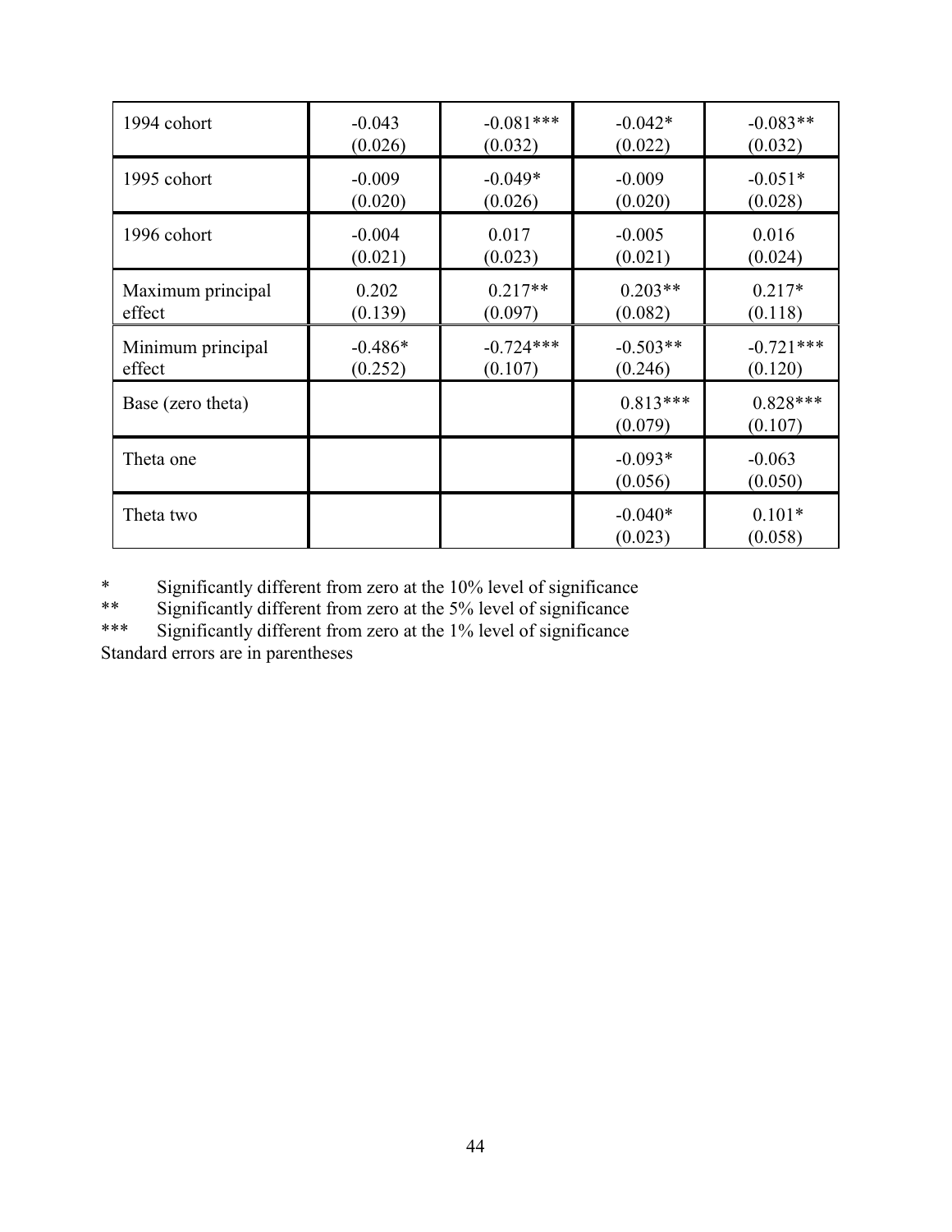| | | | | |
|---|---|---|---|---|
| 1994 cohort | -0.043<br>(0.026) | -0.081***<br>(0.032) | -0.042*<br>(0.022) | -0.083**<br>(0.032) |
| 1995 cohort | -0.009<br>(0.020) | -0.049*<br>(0.026) | -0.009<br>(0.020) | -0.051*<br>(0.028) |
| 1996 cohort | -0.004<br>(0.021) | 0.017<br>(0.023) | -0.005<br>(0.021) | 0.016<br>(0.024) |
| Maximum principal effect | 0.202<br>(0.139) | 0.217**<br>(0.097) | 0.203**<br>(0.082) | 0.217*<br>(0.118) |
| Minimum principal effect | -0.486*<br>(0.252) | -0.724***<br>(0.107) | -0.503**<br>(0.246) | -0.721***<br>(0.120) |
| Base (zero theta) | | | 0.813***<br>(0.079) | 0.828***<br>(0.107) |
| Theta one | | | -0.093*<br>(0.056) | -0.063<br>(0.050) |
| Theta two | | | -0.040*<br>(0.023) | 0.101*<br>(0.058) |

\* Significantly different from zero at the 10% level of significance

\*\* Significantly different from zero at the 5% level of significance

\*\*\* Significantly different from zero at the 1% level of significance

Standard errors are in parentheses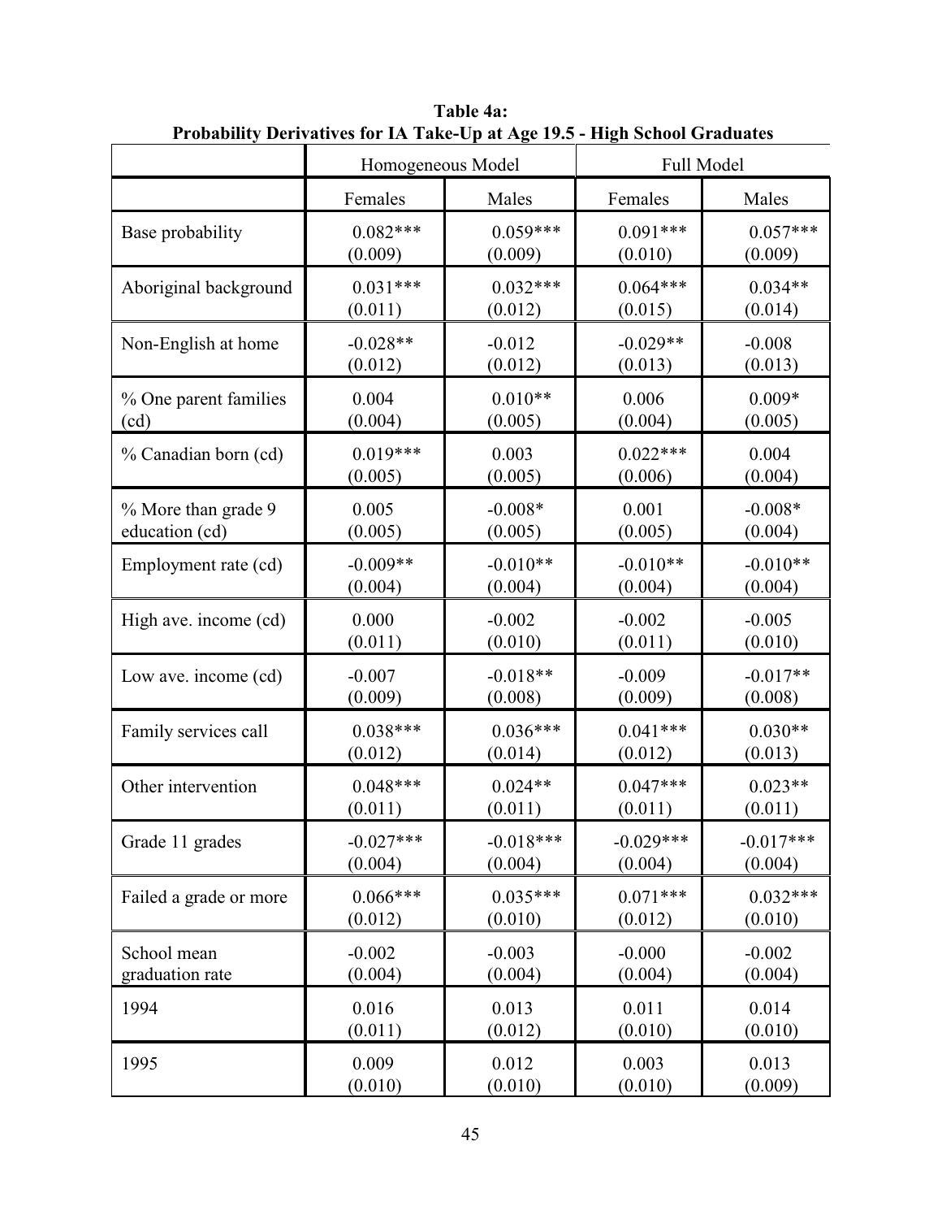**Table 4a:**
**Probability Derivatives for IA Take-Up at Age 19.5 - High School Graduates**

| | Homogeneous Model | | Full Model | |
|---|---|---|---|---|
| | Females | Males | Females | Males |
| Base probability | 0.082***<br>(0.009) | 0.059***<br>(0.009) | 0.091***<br>(0.010) | 0.057***<br>(0.009) |
| Aboriginal background | 0.031***<br>(0.011) | 0.032***<br>(0.012) | 0.064***<br>(0.015) | 0.034**<br>(0.014) |
| Non-English at home | -0.028**<br>(0.012) | -0.012<br>(0.012) | -0.029**<br>(0.013) | -0.008<br>(0.013) |
| % One parent families (cd) | 0.004<br>(0.004) | 0.010**<br>(0.005) | 0.006<br>(0.004) | 0.009*<br>(0.005) |
| % Canadian born (cd) | 0.019***<br>(0.005) | 0.003<br>(0.005) | 0.022***<br>(0.006) | 0.004<br>(0.004) |
| % More than grade 9 education (cd) | 0.005<br>(0.005) | -0.008*<br>(0.005) | 0.001<br>(0.005) | -0.008*<br>(0.004) |
| Employment rate (cd) | -0.009**<br>(0.004) | -0.010**<br>(0.004) | -0.010**<br>(0.004) | -0.010**<br>(0.004) |
| High ave. income (cd) | 0.000<br>(0.011) | -0.002<br>(0.010) | -0.002<br>(0.011) | -0.005<br>(0.010) |
| Low ave. income (cd) | -0.007<br>(0.009) | -0.018**<br>(0.008) | -0.009<br>(0.009) | -0.017**<br>(0.008) |
| Family services call | 0.038***<br>(0.012) | 0.036***<br>(0.014) | 0.041***<br>(0.012) | 0.030**<br>(0.013) |
| Other intervention | 0.048***<br>(0.011) | 0.024**<br>(0.011) | 0.047***<br>(0.011) | 0.023**<br>(0.011) |
| Grade 11 grades | -0.027***<br>(0.004) | -0.018***<br>(0.004) | -0.029***<br>(0.004) | -0.017***<br>(0.004) |
| Failed a grade or more | 0.066***<br>(0.012) | 0.035***<br>(0.010) | 0.071***<br>(0.012) | 0.032***<br>(0.010) |
| School mean graduation rate | -0.002<br>(0.004) | -0.003<br>(0.004) | -0.000<br>(0.004) | -0.002<br>(0.004) |
| 1994 | 0.016<br>(0.011) | 0.013<br>(0.012) | 0.011<br>(0.010) | 0.014<br>(0.010) |
| 1995 | 0.009<br>(0.010) | 0.012<br>(0.010) | 0.003<br>(0.010) | 0.013<br>(0.009) |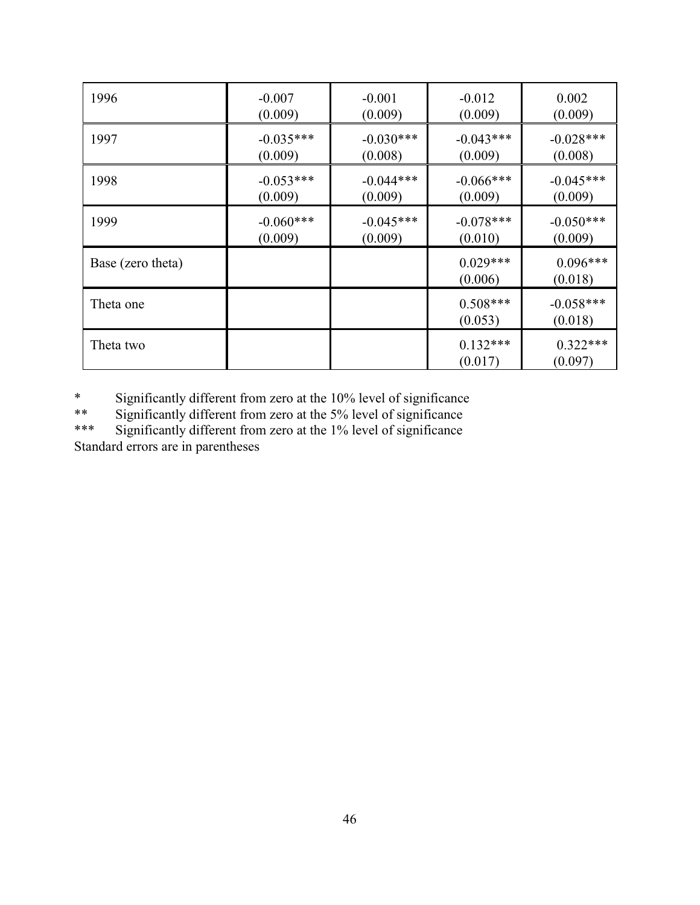| | | | | |
|---|---|---|---|---|
| 1996 | -0.007<br>(0.009) | -0.001<br>(0.009) | -0.012<br>(0.009) | 0.002<br>(0.009) |
| 1997 | -0.035***<br>(0.009) | -0.030***<br>(0.008) | -0.043***<br>(0.009) | -0.028***<br>(0.008) |
| 1998 | -0.053***<br>(0.009) | -0.044***<br>(0.009) | -0.066***<br>(0.009) | -0.045***<br>(0.009) |
| 1999 | -0.060***<br>(0.009) | -0.045***<br>(0.009) | -0.078***<br>(0.010) | -0.050***<br>(0.009) |
| Base (zero theta) | | | 0.029***<br>(0.006) | 0.096***<br>(0.018) |
| Theta one | | | 0.508***<br>(0.053) | -0.058***<br>(0.018) |
| Theta two | | | 0.132***<br>(0.017) | 0.322***<br>(0.097) |

\* Significantly different from zero at the 10% level of significance
** Significantly different from zero at the 5% level of significance
*** Significantly different from zero at the 1% level of significance
Standard errors are in parentheses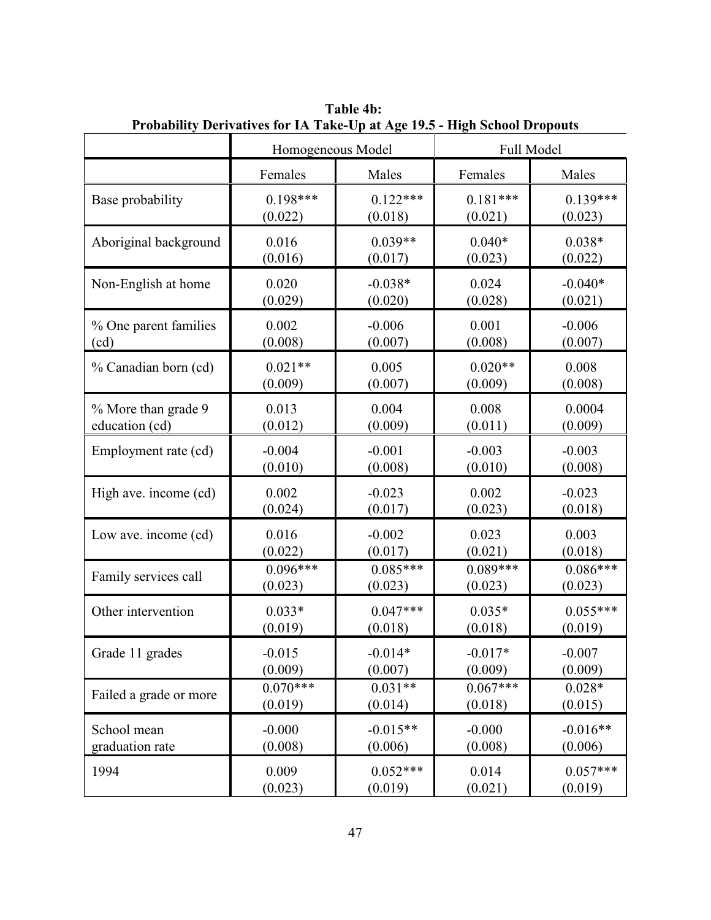**Table 4b:**
**Probability Derivatives for IA Take-Up at Age 19.5 - High School Dropouts**

| | Homogeneous Model | | Full Model | |
|---|---|---|---|---|
| | Females | Males | Females | Males |
| Base probability | 0.198***<br>(0.022) | 0.122***<br>(0.018) | 0.181***<br>(0.021) | 0.139***<br>(0.023) |
| Aboriginal background | 0.016<br>(0.016) | 0.039**<br>(0.017) | 0.040*<br>(0.023) | 0.038*<br>(0.022) |
| Non-English at home | 0.020<br>(0.029) | -0.038*<br>(0.020) | 0.024<br>(0.028) | -0.040*<br>(0.021) |
| % One parent families (cd) | 0.002<br>(0.008) | -0.006<br>(0.007) | 0.001<br>(0.008) | -0.006<br>(0.007) |
| % Canadian born (cd) | 0.021**<br>(0.009) | 0.005<br>(0.007) | 0.020**<br>(0.009) | 0.008<br>(0.008) |
| % More than grade 9 education (cd) | 0.013<br>(0.012) | 0.004<br>(0.009) | 0.008<br>(0.011) | 0.0004<br>(0.009) |
| Employment rate (cd) | -0.004<br>(0.010) | -0.001<br>(0.008) | -0.003<br>(0.010) | -0.003<br>(0.008) |
| High ave. income (cd) | 0.002<br>(0.024) | -0.023<br>(0.017) | 0.002<br>(0.023) | -0.023<br>(0.018) |
| Low ave. income (cd) | 0.016<br>(0.022) | -0.002<br>(0.017) | 0.023<br>(0.021) | 0.003<br>(0.018) |
| Family services call | 0.096***<br>(0.023) | 0.085***<br>(0.023) | 0.089***<br>(0.023) | 0.086***<br>(0.023) |
| Other intervention | 0.033*<br>(0.019) | 0.047***<br>(0.018) | 0.035*<br>(0.018) | 0.055***<br>(0.019) |
| Grade 11 grades | -0.015<br>(0.009) | -0.014*<br>(0.007) | -0.017*<br>(0.009) | -0.007<br>(0.009) |
| Failed a grade or more | 0.070***<br>(0.019) | 0.031**<br>(0.014) | 0.067***<br>(0.018) | 0.028*<br>(0.015) |
| School mean graduation rate | -0.000<br>(0.008) | -0.015**<br>(0.006) | -0.000<br>(0.008) | -0.016**<br>(0.006) |
| 1994 | 0.009<br>(0.023) | 0.052***<br>(0.019) | 0.014<br>(0.021) | 0.057***<br>(0.019) |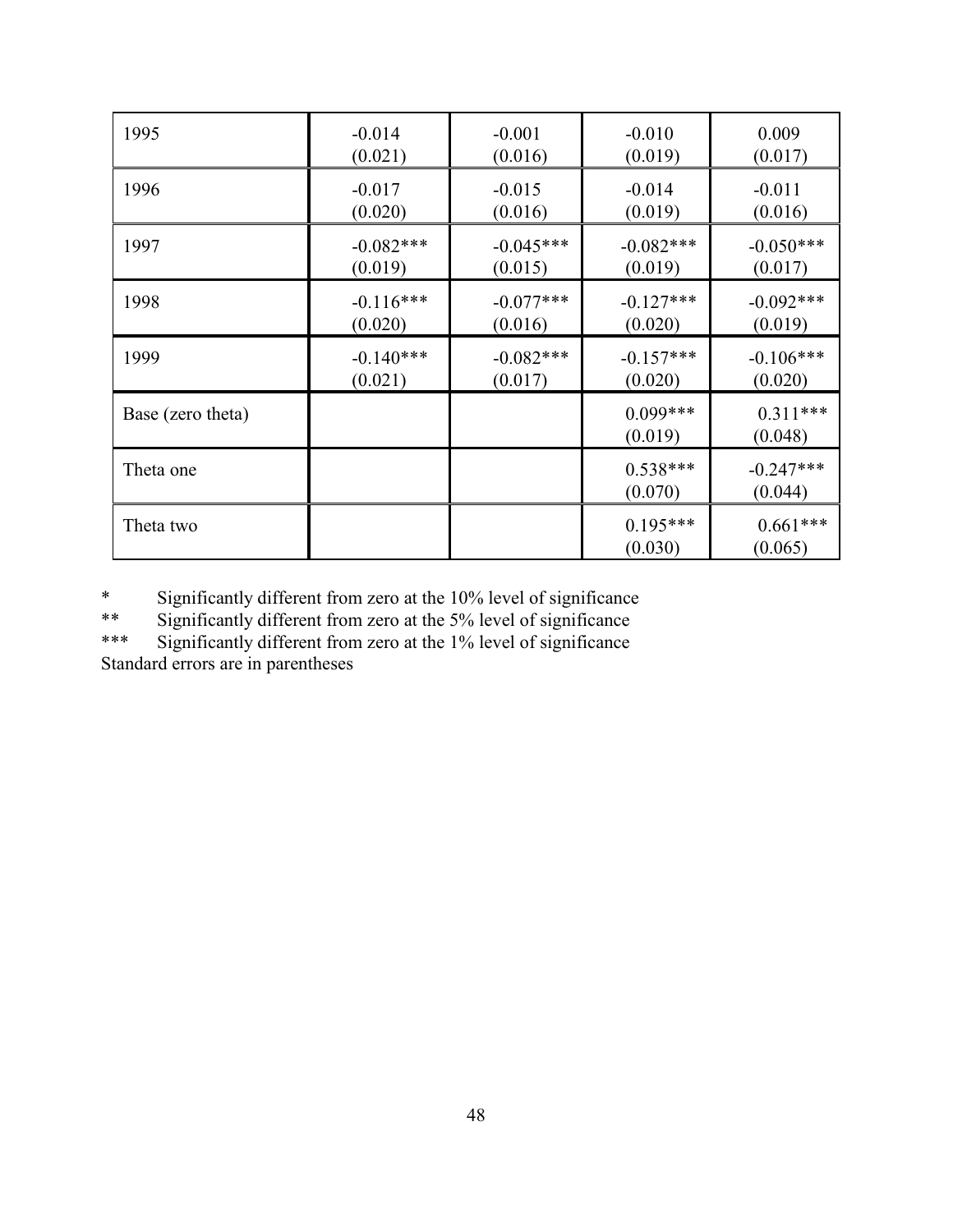| | | | | |
|---|---|---|---|---|
| 1995 | -0.014<br>(0.021) | -0.001<br>(0.016) | -0.010<br>(0.019) | 0.009<br>(0.017) |
| 1996 | -0.017<br>(0.020) | -0.015<br>(0.016) | -0.014<br>(0.019) | -0.011<br>(0.016) |
| 1997 | -0.082***<br>(0.019) | -0.045***<br>(0.015) | -0.082***<br>(0.019) | -0.050***<br>(0.017) |
| 1998 | -0.116***<br>(0.020) | -0.077***<br>(0.016) | -0.127***<br>(0.020) | -0.092***<br>(0.019) |
| 1999 | -0.140***<br>(0.021) | -0.082***<br>(0.017) | -0.157***<br>(0.020) | -0.106***<br>(0.020) |
| Base (zero theta) | | | 0.099***<br>(0.019) | 0.311***<br>(0.048) |
| Theta one | | | 0.538***<br>(0.070) | -0.247***<br>(0.044) |
| Theta two | | | 0.195***<br>(0.030) | 0.661***<br>(0.065) |

\* Significantly different from zero at the 10% level of significance
** Significantly different from zero at the 5% level of significance
*** Significantly different from zero at the 1% level of significance
Standard errors are in parentheses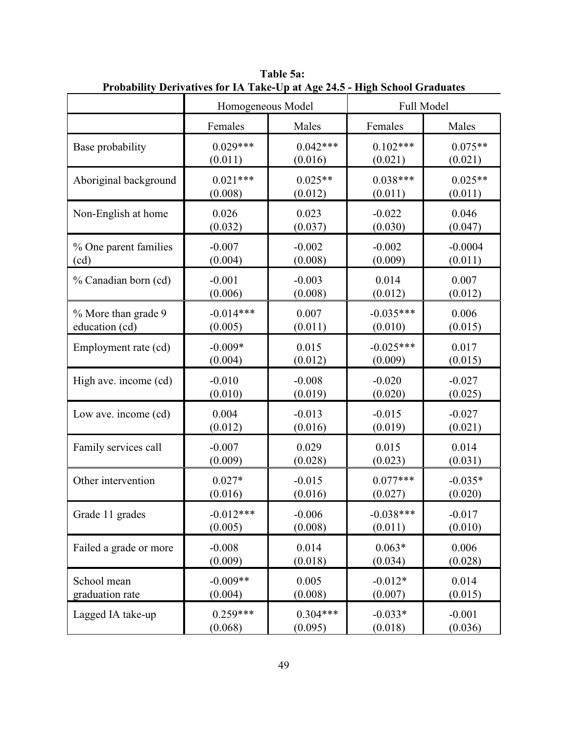**Table 5a:**
**Probability Derivatives for IA Take-Up at Age 24.5 - High School Graduates**

| | Homogeneous Model | | Full Model | |
|---|---|---|---|---|
| | Females | Males | Females | Males |
| Base probability | 0.029***<br>(0.011) | 0.042***<br>(0.016) | 0.102***<br>(0.021) | 0.075**<br>(0.021) |
| Aboriginal background | 0.021***<br>(0.008) | 0.025**<br>(0.012) | 0.038***<br>(0.011) | 0.025**<br>(0.011) |
| Non-English at home | 0.026<br>(0.032) | 0.023<br>(0.037) | -0.022<br>(0.030) | 0.046<br>(0.047) |
| % One parent families (cd) | -0.007<br>(0.004) | -0.002<br>(0.008) | -0.002<br>(0.009) | -0.0004<br>(0.011) |
| % Canadian born (cd) | -0.001<br>(0.006) | -0.003<br>(0.008) | 0.014<br>(0.012) | 0.007<br>(0.012) |
| % More than grade 9 education (cd) | -0.014***<br>(0.005) | 0.007<br>(0.011) | -0.035***<br>(0.010) | 0.006<br>(0.015) |
| Employment rate (cd) | -0.009*<br>(0.004) | 0.015<br>(0.012) | -0.025***<br>(0.009) | 0.017<br>(0.015) |
| High ave. income (cd) | -0.010<br>(0.010) | -0.008<br>(0.019) | -0.020<br>(0.020) | -0.027<br>(0.025) |
| Low ave. income (cd) | 0.004<br>(0.012) | -0.013<br>(0.016) | -0.015<br>(0.019) | -0.027<br>(0.021) |
| Family services call | -0.007<br>(0.009) | 0.029<br>(0.028) | 0.015<br>(0.023) | 0.014<br>(0.031) |
| Other intervention | 0.027*<br>(0.016) | -0.015<br>(0.016) | 0.077***<br>(0.027) | -0.035*<br>(0.020) |
| Grade 11 grades | -0.012***<br>(0.005) | -0.006<br>(0.008) | -0.038***<br>(0.011) | -0.017<br>(0.010) |
| Failed a grade or more | -0.008<br>(0.009) | 0.014<br>(0.018) | 0.063*<br>(0.034) | 0.006<br>(0.028) |
| School mean graduation rate | -0.009**<br>(0.004) | 0.005<br>(0.008) | -0.012*<br>(0.007) | 0.014<br>(0.015) |
| Lagged IA take-up | 0.259***<br>(0.068) | 0.304***<br>(0.095) | -0.033*<br>(0.018) | -0.001<br>(0.036) |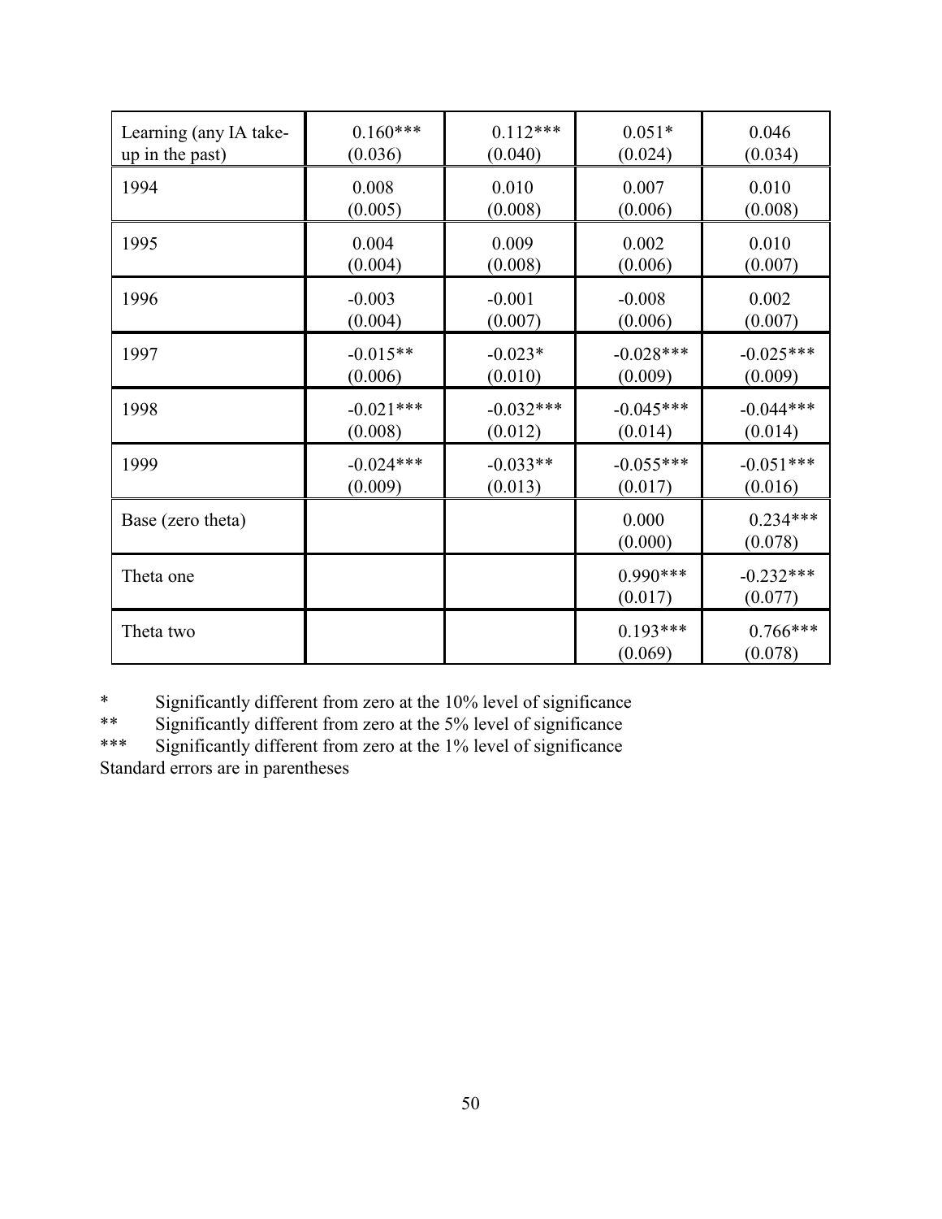| Learning (any IA take-up in the past) | 0.160***<br>(0.036) | 0.112***<br>(0.040) | 0.051*<br>(0.024) | 0.046<br>(0.034) |
|---|---|---|---|---|
| 1994 | 0.008<br>(0.005) | 0.010<br>(0.008) | 0.007<br>(0.006) | 0.010<br>(0.008) |
| 1995 | 0.004<br>(0.004) | 0.009<br>(0.008) | 0.002<br>(0.006) | 0.010<br>(0.007) |
| 1996 | -0.003<br>(0.004) | -0.001<br>(0.007) | -0.008<br>(0.006) | 0.002<br>(0.007) |
| 1997 | -0.015**<br>(0.006) | -0.023*<br>(0.010) | -0.028***<br>(0.009) | -0.025***<br>(0.009) |
| 1998 | -0.021***<br>(0.008) | -0.032***<br>(0.012) | -0.045***<br>(0.014) | -0.044***<br>(0.014) |
| 1999 | -0.024***<br>(0.009) | -0.033**<br>(0.013) | -0.055***<br>(0.017) | -0.051***<br>(0.016) |
| Base (zero theta) | | | 0.000<br>(0.000) | 0.234***<br>(0.078) |
| Theta one | | | 0.990***<br>(0.017) | -0.232***<br>(0.077) |
| Theta two | | | 0.193***<br>(0.069) | 0.766***<br>(0.078) |

\* Significantly different from zero at the 10% level of significance

** Significantly different from zero at the 5% level of significance

*** Significantly different from zero at the 1% level of significance

Standard errors are in parentheses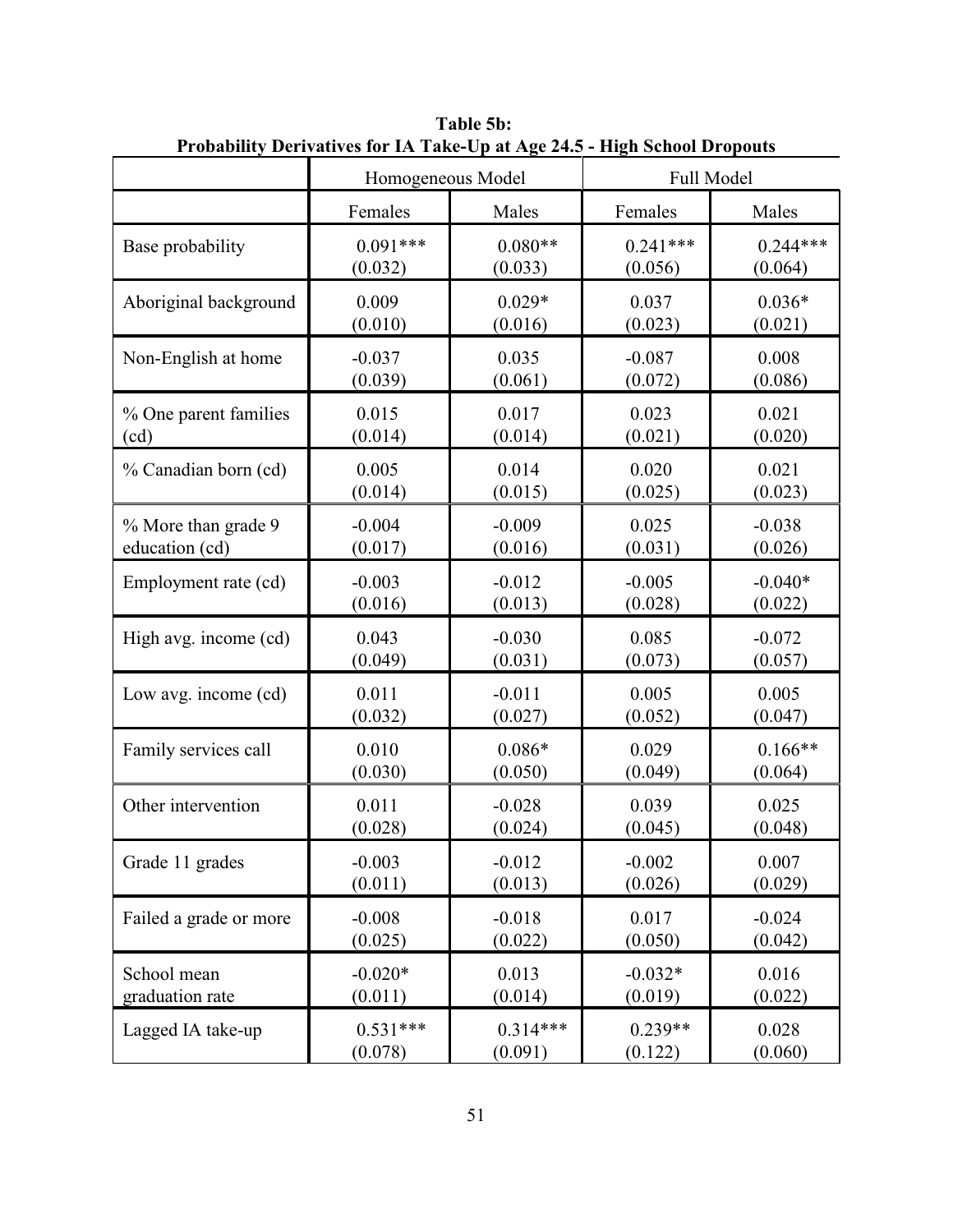**Table 5b:**
**Probability Derivatives for IA Take-Up at Age 24.5 - High School Dropouts**

| | Homogeneous Model | | Full Model | |
|---|---|---|---|---|
| | Females | Males | Females | Males |
| Base probability | 0.091***<br>(0.032) | 0.080**<br>(0.033) | 0.241***<br>(0.056) | 0.244***<br>(0.064) |
| Aboriginal background | 0.009<br>(0.010) | 0.029*<br>(0.016) | 0.037<br>(0.023) | 0.036*<br>(0.021) |
| Non-English at home | -0.037<br>(0.039) | 0.035<br>(0.061) | -0.087<br>(0.072) | 0.008<br>(0.086) |
| % One parent families (cd) | 0.015<br>(0.014) | 0.017<br>(0.014) | 0.023<br>(0.021) | 0.021<br>(0.020) |
| % Canadian born (cd) | 0.005<br>(0.014) | 0.014<br>(0.015) | 0.020<br>(0.025) | 0.021<br>(0.023) |
| % More than grade 9 education (cd) | -0.004<br>(0.017) | -0.009<br>(0.016) | 0.025<br>(0.031) | -0.038<br>(0.026) |
| Employment rate (cd) | -0.003<br>(0.016) | -0.012<br>(0.013) | -0.005<br>(0.028) | -0.040*<br>(0.022) |
| High avg. income (cd) | 0.043<br>(0.049) | -0.030<br>(0.031) | 0.085<br>(0.073) | -0.072<br>(0.057) |
| Low avg. income (cd) | 0.011<br>(0.032) | -0.011<br>(0.027) | 0.005<br>(0.052) | 0.005<br>(0.047) |
| Family services call | 0.010<br>(0.030) | 0.086*<br>(0.050) | 0.029<br>(0.049) | 0.166**<br>(0.064) |
| Other intervention | 0.011<br>(0.028) | -0.028<br>(0.024) | 0.039<br>(0.045) | 0.025<br>(0.048) |
| Grade 11 grades | -0.003<br>(0.011) | -0.012<br>(0.013) | -0.002<br>(0.026) | 0.007<br>(0.029) |
| Failed a grade or more | -0.008<br>(0.025) | -0.018<br>(0.022) | 0.017<br>(0.050) | -0.024<br>(0.042) |
| School mean graduation rate | -0.020*<br>(0.011) | 0.013<br>(0.014) | -0.032*<br>(0.019) | 0.016<br>(0.022) |
| Lagged IA take-up | 0.531***<br>(0.078) | 0.314***<br>(0.091) | 0.239**<br>(0.122) | 0.028<br>(0.060) |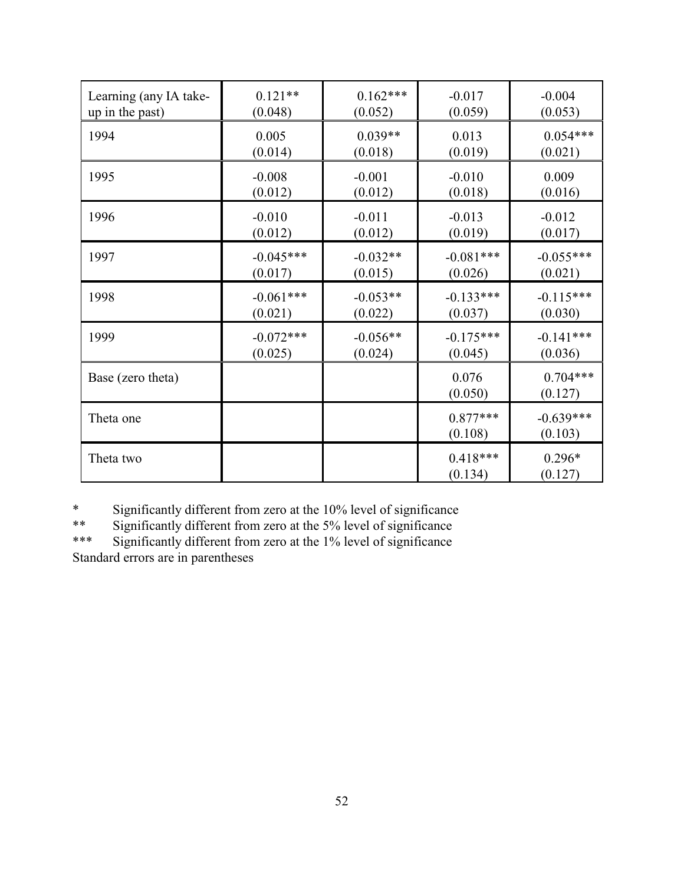| | | | | |
|---|---|---|---|---|
| Learning (any IA take-up in the past) | 0.121** (0.048) | 0.162*** (0.052) | -0.017 (0.059) | -0.004 (0.053) |
| 1994 | 0.005 (0.014) | 0.039** (0.018) | 0.013 (0.019) | 0.054*** (0.021) |
| 1995 | -0.008 (0.012) | -0.001 (0.012) | -0.010 (0.018) | 0.009 (0.016) |
| 1996 | -0.010 (0.012) | -0.011 (0.012) | -0.013 (0.019) | -0.012 (0.017) |
| 1997 | -0.045*** (0.017) | -0.032** (0.015) | -0.081*** (0.026) | -0.055*** (0.021) |
| 1998 | -0.061*** (0.021) | -0.053** (0.022) | -0.133*** (0.037) | -0.115*** (0.030) |
| 1999 | -0.072*** (0.025) | -0.056** (0.024) | -0.175*** (0.045) | -0.141*** (0.036) |
| Base (zero theta) | | | 0.076 (0.050) | 0.704*** (0.127) |
| Theta one | | | 0.877*** (0.108) | -0.639*** (0.103) |
| Theta two | | | 0.418*** (0.134) | 0.296* (0.127) |

\* Significantly different from zero at the 10% level of significance

** Significantly different from zero at the 5% level of significance

*** Significantly different from zero at the 1% level of significance

Standard errors are in parentheses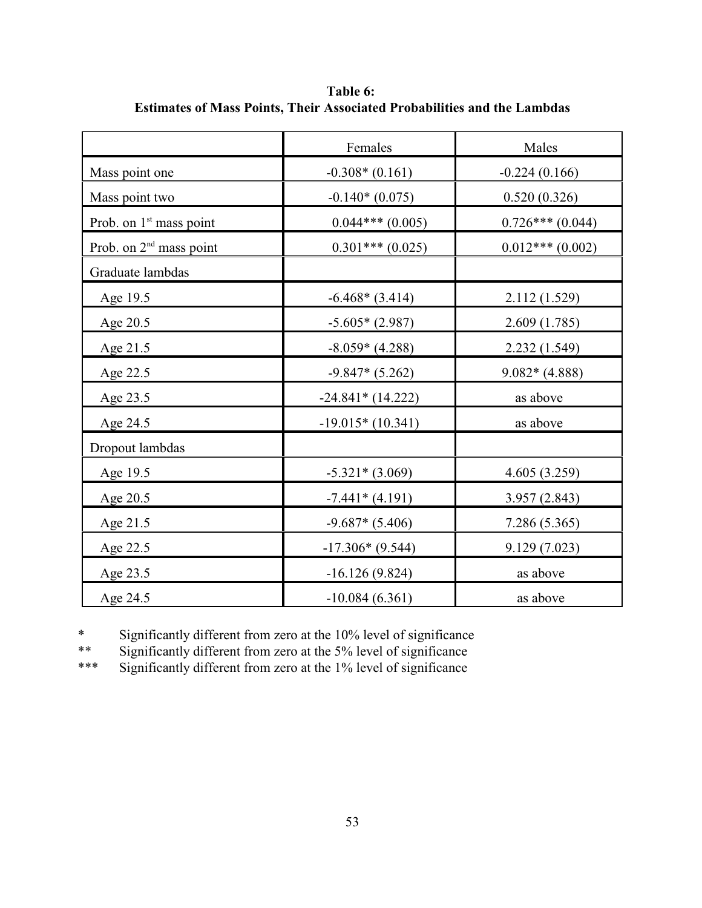**Table 6:**
**Estimates of Mass Points, Their Associated Probabilities and the Lambdas**

| | Females | Males |
|---|---|---|
| Mass point one | -0.308* (0.161) | -0.224 (0.166) |
| Mass point two | -0.140* (0.075) | 0.520 (0.326) |
| Prob. on 1st mass point | 0.044*** (0.005) | 0.726*** (0.044) |
| Prob. on 2nd mass point | 0.301*** (0.025) | 0.012*** (0.002) |
| Graduate lambdas | | |
| Age 19.5 | -6.468* (3.414) | 2.112 (1.529) |
| Age 20.5 | -5.605* (2.987) | 2.609 (1.785) |
| Age 21.5 | -8.059* (4.288) | 2.232 (1.549) |
| Age 22.5 | -9.847* (5.262) | 9.082* (4.888) |
| Age 23.5 | -24.841* (14.222) | as above |
| Age 24.5 | -19.015* (10.341) | as above |
| Dropout lambdas | | |
| Age 19.5 | -5.321* (3.069) | 4.605 (3.259) |
| Age 20.5 | -7.441* (4.191) | 3.957 (2.843) |
| Age 21.5 | -9.687* (5.406) | 7.286 (5.365) |
| Age 22.5 | -17.306* (9.544) | 9.129 (7.023) |
| Age 23.5 | -16.126 (9.824) | as above |
| Age 24.5 | -10.084 (6.361) | as above |

\* Significantly different from zero at the 10% level of significance

\** Significantly different from zero at the 5% level of significance

\*** Significantly different from zero at the 1% level of significance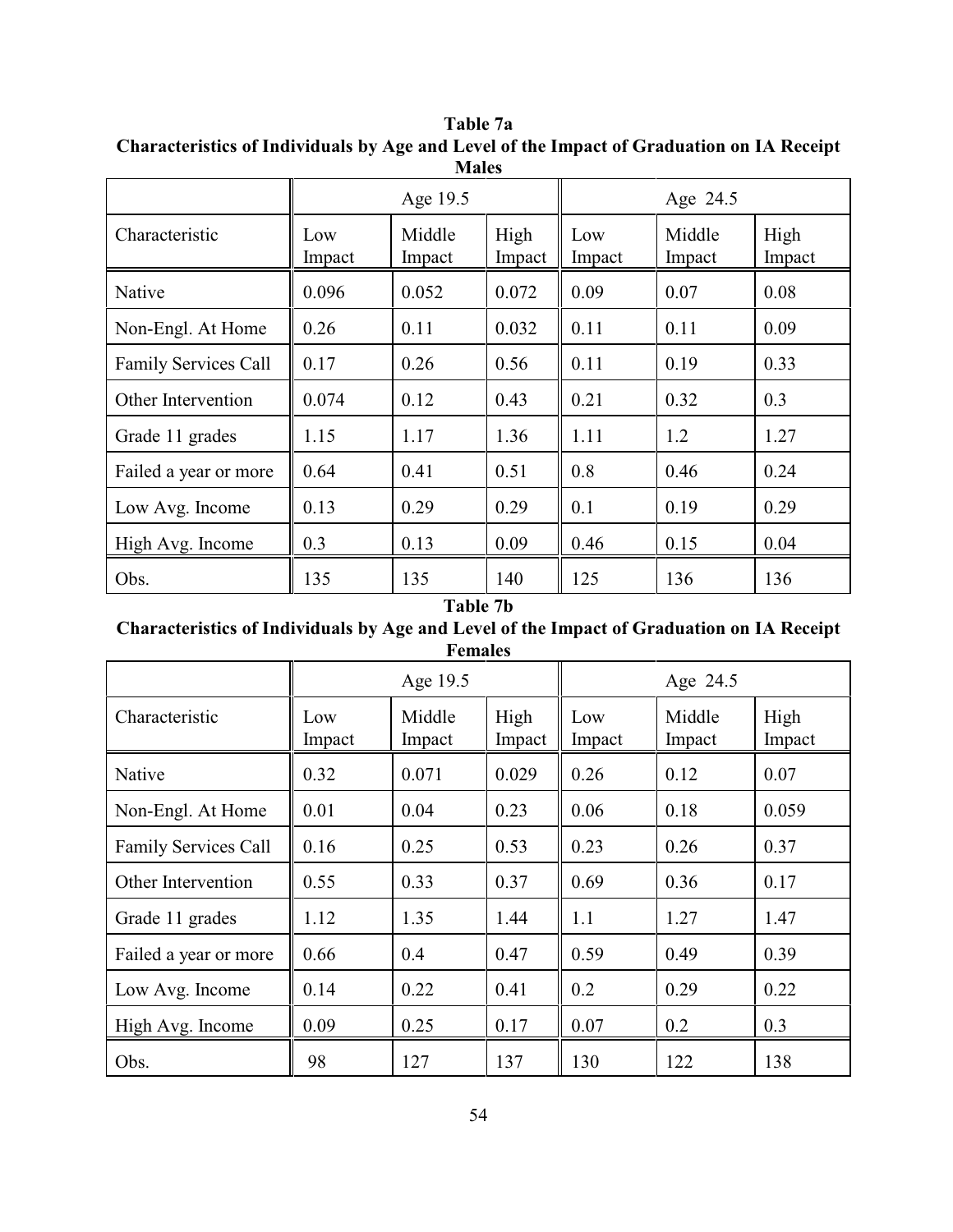**Table 7a**
**Characteristics of Individuals by Age and Level of the Impact of Graduation on IA Receipt**
**Males**

| | Age 19.5 | | | Age 24.5 | | |
|---|---|---|---|---|---|---|
| Characteristic | Low Impact | Middle Impact | High Impact | Low Impact | Middle Impact | High Impact |
| Native | 0.096 | 0.052 | 0.072 | 0.09 | 0.07 | 0.08 |
| Non-Engl. At Home | 0.26 | 0.11 | 0.032 | 0.11 | 0.11 | 0.09 |
| Family Services Call | 0.17 | 0.26 | 0.56 | 0.11 | 0.19 | 0.33 |
| Other Intervention | 0.074 | 0.12 | 0.43 | 0.21 | 0.32 | 0.3 |
| Grade 11 grades | 1.15 | 1.17 | 1.36 | 1.11 | 1.2 | 1.27 |
| Failed a year or more | 0.64 | 0.41 | 0.51 | 0.8 | 0.46 | 0.24 |
| Low Avg. Income | 0.13 | 0.29 | 0.29 | 0.1 | 0.19 | 0.29 |
| High Avg. Income | 0.3 | 0.13 | 0.09 | 0.46 | 0.15 | 0.04 |
| Obs. | 135 | 135 | 140 | 125 | 136 | 136 |

**Table 7b**
**Characteristics of Individuals by Age and Level of the Impact of Graduation on IA Receipt**
**Females**

| | Age 19.5 | | | Age 24.5 | | |
|---|---|---|---|---|---|---|
| Characteristic | Low Impact | Middle Impact | High Impact | Low Impact | Middle Impact | High Impact |
| Native | 0.32 | 0.071 | 0.029 | 0.26 | 0.12 | 0.07 |
| Non-Engl. At Home | 0.01 | 0.04 | 0.23 | 0.06 | 0.18 | 0.059 |
| Family Services Call | 0.16 | 0.25 | 0.53 | 0.23 | 0.26 | 0.37 |
| Other Intervention | 0.55 | 0.33 | 0.37 | 0.69 | 0.36 | 0.17 |
| Grade 11 grades | 1.12 | 1.35 | 1.44 | 1.1 | 1.27 | 1.47 |
| Failed a year or more | 0.66 | 0.4 | 0.47 | 0.59 | 0.49 | 0.39 |
| Low Avg. Income | 0.14 | 0.22 | 0.41 | 0.2 | 0.29 | 0.22 |
| High Avg. Income | 0.09 | 0.25 | 0.17 | 0.07 | 0.2 | 0.3 |
| Obs. | 98 | 127 | 137 | 130 | 122 | 138 |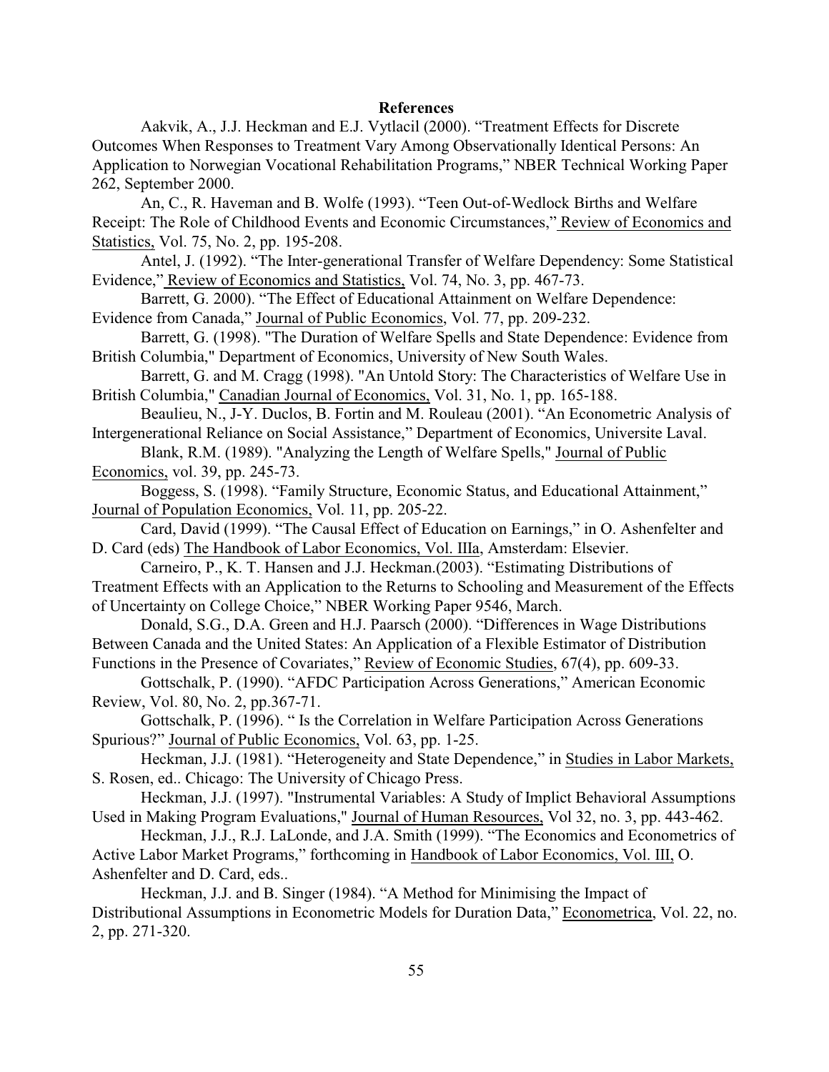**References**

Aakvik, A., J.J. Heckman and E.J. Vytlacil (2000). "Treatment Effects for Discrete Outcomes When Responses to Treatment Vary Among Observationally Identical Persons: An Application to Norwegian Vocational Rehabilitation Programs," NBER Technical Working Paper 262, September 2000.

An, C., R. Haveman and B. Wolfe (1993). "Teen Out-of-Wedlock Births and Welfare Receipt: The Role of Childhood Events and Economic Circumstances," Review of Economics and Statistics, Vol. 75, No. 2, pp. 195-208.

Antel, J. (1992). "The Inter-generational Transfer of Welfare Dependency: Some Statistical Evidence," Review of Economics and Statistics, Vol. 74, No. 3, pp. 467-73.

Barrett, G. 2000). "The Effect of Educational Attainment on Welfare Dependence: Evidence from Canada," Journal of Public Economics, Vol. 77, pp. 209-232.

Barrett, G. (1998). "The Duration of Welfare Spells and State Dependence: Evidence from British Columbia," Department of Economics, University of New South Wales.

Barrett, G. and M. Cragg (1998). "An Untold Story: The Characteristics of Welfare Use in British Columbia," Canadian Journal of Economics, Vol. 31, No. 1, pp. 165-188.

Beaulieu, N., J-Y. Duclos, B. Fortin and M. Rouleau (2001). "An Econometric Analysis of Intergenerational Reliance on Social Assistance," Department of Economics, Universite Laval.

Blank, R.M. (1989). "Analyzing the Length of Welfare Spells," Journal of Public Economics, vol. 39, pp. 245-73.

Boggess, S. (1998). "Family Structure, Economic Status, and Educational Attainment," Journal of Population Economics, Vol. 11, pp. 205-22.

Card, David (1999). "The Causal Effect of Education on Earnings," in O. Ashenfelter and D. Card (eds) The Handbook of Labor Economics, Vol. IIIa, Amsterdam: Elsevier.

Carneiro, P., K. T. Hansen and J.J. Heckman.(2003). "Estimating Distributions of Treatment Effects with an Application to the Returns to Schooling and Measurement of the Effects of Uncertainty on College Choice," NBER Working Paper 9546, March.

Donald, S.G., D.A. Green and H.J. Paarsch (2000). "Differences in Wage Distributions Between Canada and the United States: An Application of a Flexible Estimator of Distribution Functions in the Presence of Covariates," Review of Economic Studies, 67(4), pp. 609-33.

Gottschalk, P. (1990). "AFDC Participation Across Generations," American Economic Review, Vol. 80, No. 2, pp.367-71.

Gottschalk, P. (1996). " Is the Correlation in Welfare Participation Across Generations Spurious?" Journal of Public Economics, Vol. 63, pp. 1-25.

Heckman, J.J. (1981). "Heterogeneity and State Dependence," in Studies in Labor Markets, S. Rosen, ed.. Chicago: The University of Chicago Press.

Heckman, J.J. (1997). "Instrumental Variables: A Study of Implict Behavioral Assumptions Used in Making Program Evaluations," Journal of Human Resources, Vol 32, no. 3, pp. 443-462.

Heckman, J.J., R.J. LaLonde, and J.A. Smith (1999). "The Economics and Econometrics of Active Labor Market Programs," forthcoming in Handbook of Labor Economics, Vol. III, O. Ashenfelter and D. Card, eds..

Heckman, J.J. and B. Singer (1984). "A Method for Minimising the Impact of Distributional Assumptions in Econometric Models for Duration Data," Econometrica, Vol. 22, no. 2, pp. 271-320.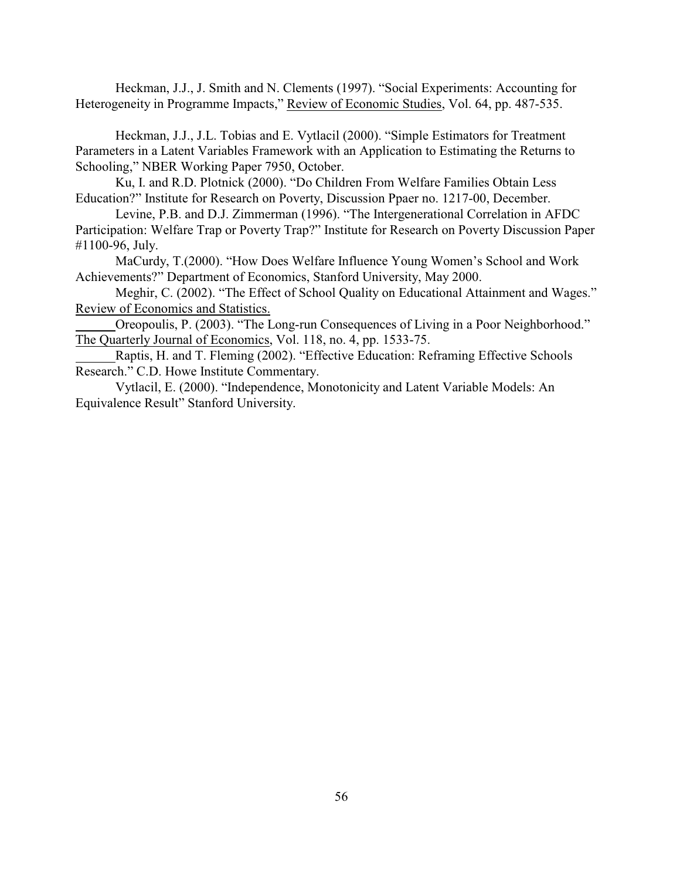Heckman, J.J., J. Smith and N. Clements (1997). "Social Experiments: Accounting for Heterogeneity in Programme Impacts," Review of Economic Studies, Vol. 64, pp. 487-535.

Heckman, J.J., J.L. Tobias and E. Vytlacil (2000). "Simple Estimators for Treatment Parameters in a Latent Variables Framework with an Application to Estimating the Returns to Schooling," NBER Working Paper 7950, October.

Ku, I. and R.D. Plotnick (2000). "Do Children From Welfare Families Obtain Less Education?" Institute for Research on Poverty, Discussion Ppaer no. 1217-00, December.

Levine, P.B. and D.J. Zimmerman (1996). "The Intergenerational Correlation in AFDC Participation: Welfare Trap or Poverty Trap?" Institute for Research on Poverty Discussion Paper #1100-96, July.

MaCurdy, T.(2000). "How Does Welfare Influence Young Women's School and Work Achievements?" Department of Economics, Stanford University, May 2000.

Meghir, C. (2002). "The Effect of School Quality on Educational Attainment and Wages." Review of Economics and Statistics.

\_\_\_\_\_\_Oreopoulis, P. (2003). "The Long-run Consequences of Living in a Poor Neighborhood." The Quarterly Journal of Economics, Vol. 118, no. 4, pp. 1533-75.

\_\_\_\_\_\_Raptis, H. and T. Fleming (2002). "Effective Education: Reframing Effective Schools Research." C.D. Howe Institute Commentary.

Vytlacil, E. (2000). "Independence, Monotonicity and Latent Variable Models: An Equivalence Result" Stanford University.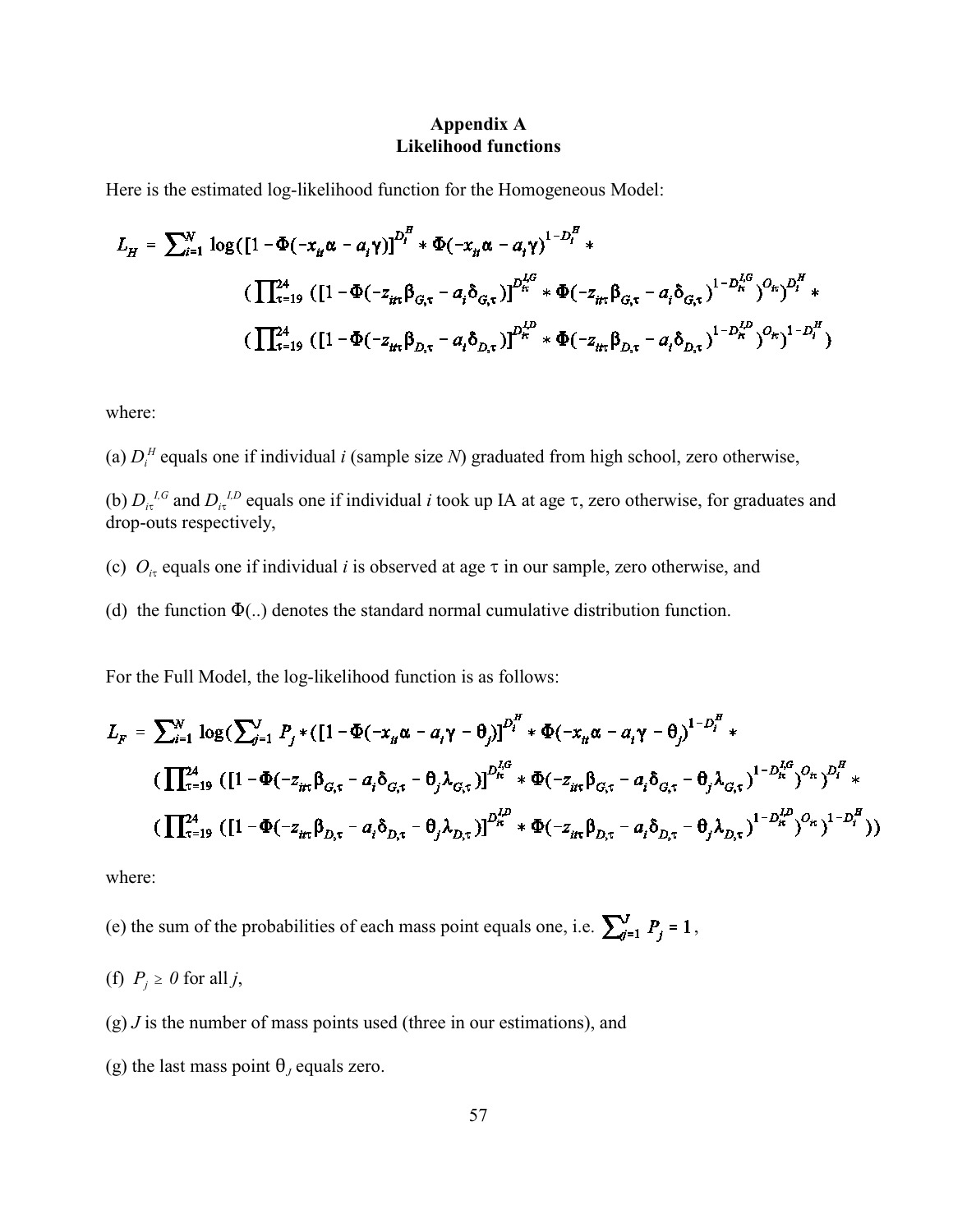# Appendix A
## Likelihood functions

Here is the estimated log-likelihood function for the Homogeneous Model:

$$L_H = \sum_{i=1}^{N} \log([1-\Phi(-x_{it}\alpha - a_i\gamma)]^{D_i^H} * \Phi(-x_{it}\alpha - a_i\gamma)^{1-D_i^H} *$$
$$(\prod_{\tau=19}^{24} ([1-\Phi(-z_{it\tau}\beta_{G,\tau} - a_i\delta_{G,\tau})]^{D_{i\tau}^{I,G}} * \Phi(-z_{it\tau}\beta_{G,\tau} - a_i\delta_{G,\tau})^{1-D_{i\tau}^{I,G}})^{O_{i\tau}})^{D_i^H} *$$
$$(\prod_{\tau=19}^{24} ([1-\Phi(-z_{it\tau}\beta_{D,\tau} - a_i\delta_{D,\tau})]^{D_{i\tau}^{I,D}} * \Phi(-z_{it\tau}\beta_{D,\tau} - a_i\delta_{D,\tau})^{1-D_{i\tau}^{I,D}})^{O_{i\tau}})^{1-D_i^H})$$

where:

(a) $D_i^H$ equals one if individual $i$ (sample size $N$) graduated from high school, zero otherwise,

(b) $D_{i\tau}^{I,G}$ and $D_{i\tau}^{I,D}$ equals one if individual $i$ took up IA at age $\tau$, zero otherwise, for graduates and drop-outs respectively,

(c) $O_{i\tau}$ equals one if individual $i$ is observed at age $\tau$ in our sample, zero otherwise, and

(d) the function $\Phi(..)$ denotes the standard normal cumulative distribution function.

For the Full Model, the log-likelihood function is as follows:

$$L_F = \sum_{i=1}^{N} \log(\sum_{j=1}^{J} P_j * ([1-\Phi(-x_{it}\alpha - a_i\gamma - \theta_j)]^{D_i^H} * \Phi(-x_{it}\alpha - a_i\gamma - \theta_j)^{1-D_i^H} *$$
$$(\prod_{\tau=19}^{24} ([1-\Phi(-z_{it\tau}\beta_{G,\tau} - a_i\delta_{G,\tau} - \theta_j\lambda_{G,\tau})]^{D_{i\tau}^{I,G}} * \Phi(-z_{it\tau}\beta_{G,\tau} - a_i\delta_{G,\tau} - \theta_j\lambda_{G,\tau})^{1-D_{i\tau}^{I,G}})^{O_{i\tau}})^{D_i^H} *$$
$$(\prod_{\tau=19}^{24} ([1-\Phi(-z_{it\tau}\beta_{D,\tau} - a_i\delta_{D,\tau} - \theta_j\lambda_{D,\tau})]^{D_{i\tau}^{I,D}} * \Phi(-z_{it\tau}\beta_{D,\tau} - a_i\delta_{D,\tau} - \theta_j\lambda_{D,\tau})^{1-D_{i\tau}^{I,D}})^{O_{i\tau}})^{1-D_i^H}))$$

where:

(e) the sum of the probabilities of each mass point equals one, i.e. $\sum_{j=1}^{J} P_j = 1$,

(f) $P_j \geq 0$ for all $j$,

(g) $J$ is the number of mass points used (three in our estimations), and

(g) the last mass point $\theta_J$ equals zero.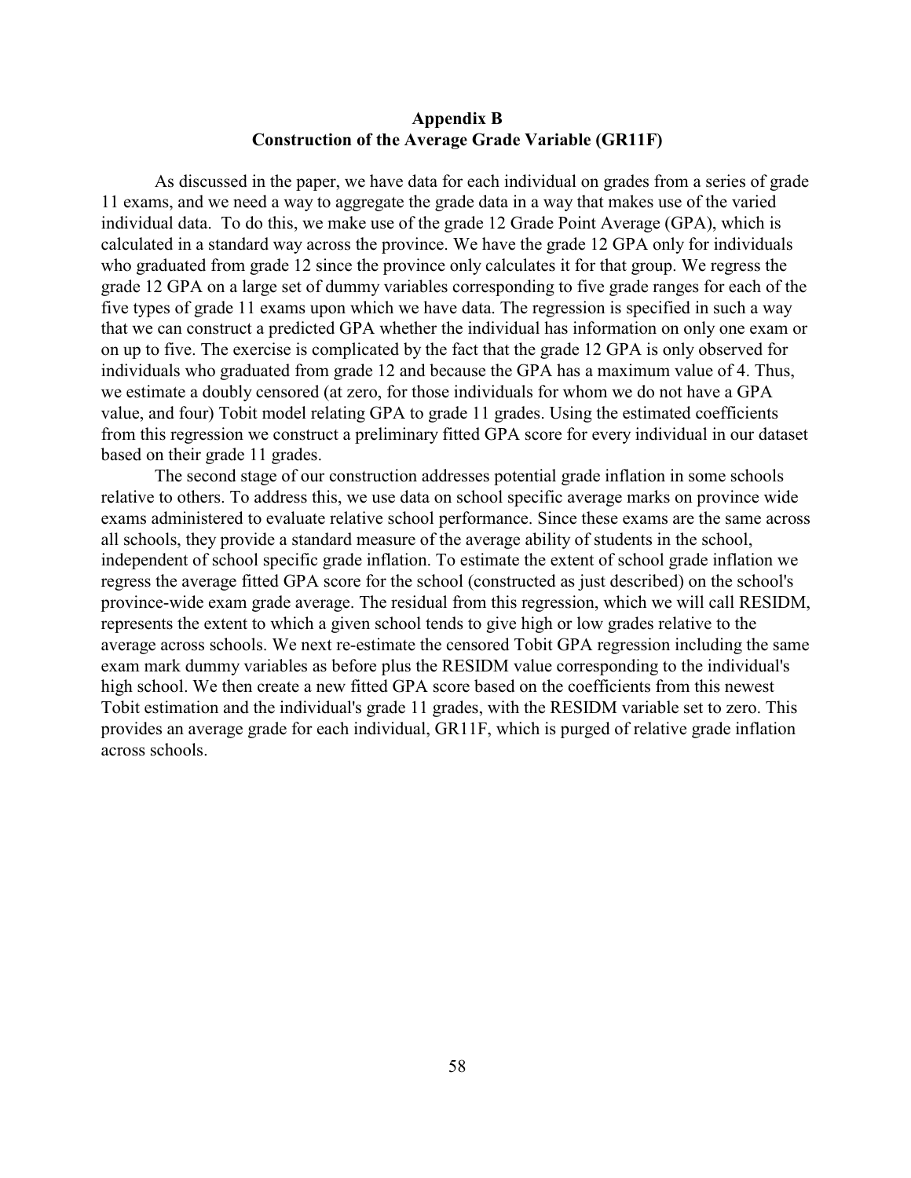## Appendix B
## Construction of the Average Grade Variable (GR11F)

As discussed in the paper, we have data for each individual on grades from a series of grade 11 exams, and we need a way to aggregate the grade data in a way that makes use of the varied individual data. To do this, we make use of the grade 12 Grade Point Average (GPA), which is calculated in a standard way across the province. We have the grade 12 GPA only for individuals who graduated from grade 12 since the province only calculates it for that group. We regress the grade 12 GPA on a large set of dummy variables corresponding to five grade ranges for each of the five types of grade 11 exams upon which we have data. The regression is specified in such a way that we can construct a predicted GPA whether the individual has information on only one exam or on up to five. The exercise is complicated by the fact that the grade 12 GPA is only observed for individuals who graduated from grade 12 and because the GPA has a maximum value of 4. Thus, we estimate a doubly censored (at zero, for those individuals for whom we do not have a GPA value, and four) Tobit model relating GPA to grade 11 grades. Using the estimated coefficients from this regression we construct a preliminary fitted GPA score for every individual in our dataset based on their grade 11 grades.

The second stage of our construction addresses potential grade inflation in some schools relative to others. To address this, we use data on school specific average marks on province wide exams administered to evaluate relative school performance. Since these exams are the same across all schools, they provide a standard measure of the average ability of students in the school, independent of school specific grade inflation. To estimate the extent of school grade inflation we regress the average fitted GPA score for the school (constructed as just described) on the school's province-wide exam grade average. The residual from this regression, which we will call RESIDM, represents the extent to which a given school tends to give high or low grades relative to the average across schools. We next re-estimate the censored Tobit GPA regression including the same exam mark dummy variables as before plus the RESIDM value corresponding to the individual's high school. We then create a new fitted GPA score based on the coefficients from this newest Tobit estimation and the individual's grade 11 grades, with the RESIDM variable set to zero. This provides an average grade for each individual, GR11F, which is purged of relative grade inflation across schools.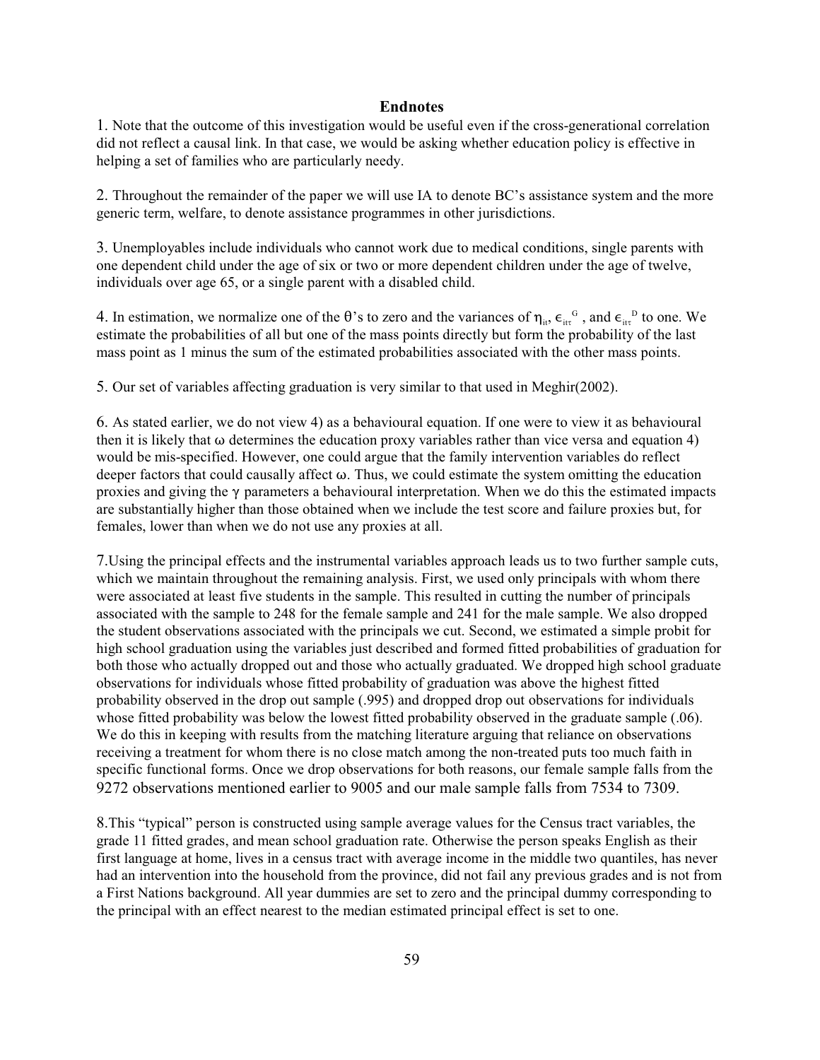# Endnotes

1. Note that the outcome of this investigation would be useful even if the cross-generational correlation did not reflect a causal link. In that case, we would be asking whether education policy is effective in helping a set of families who are particularly needy.

2. Throughout the remainder of the paper we will use IA to denote BC's assistance system and the more generic term, welfare, to denote assistance programmes in other jurisdictions.

3. Unemployables include individuals who cannot work due to medical conditions, single parents with one dependent child under the age of six or two or more dependent children under the age of twelve, individuals over age 65, or a single parent with a disabled child.

4. In estimation, we normalize one of the $\theta$'s to zero and the variances of $\eta_{it}$, $\epsilon_{it\tau}^{G}$, and $\epsilon_{it\tau}^{D}$ to one. We estimate the probabilities of all but one of the mass points directly but form the probability of the last mass point as 1 minus the sum of the estimated probabilities associated with the other mass points.

5. Our set of variables affecting graduation is very similar to that used in Meghir(2002).

6. As stated earlier, we do not view 4) as a behavioural equation. If one were to view it as behavioural then it is likely that $\omega$ determines the education proxy variables rather than vice versa and equation 4) would be mis-specified. However, one could argue that the family intervention variables do reflect deeper factors that could causally affect $\omega$. Thus, we could estimate the system omitting the education proxies and giving the $\gamma$ parameters a behavioural interpretation. When we do this the estimated impacts are substantially higher than those obtained when we include the test score and failure proxies but, for females, lower than when we do not use any proxies at all.

7. Using the principal effects and the instrumental variables approach leads us to two further sample cuts, which we maintain throughout the remaining analysis. First, we used only principals with whom there were associated at least five students in the sample. This resulted in cutting the number of principals associated with the sample to 248 for the female sample and 241 for the male sample. We also dropped the student observations associated with the principals we cut. Second, we estimated a simple probit for high school graduation using the variables just described and formed fitted probabilities of graduation for both those who actually dropped out and those who actually graduated. We dropped high school graduate observations for individuals whose fitted probability of graduation was above the highest fitted probability observed in the drop out sample (.995) and dropped drop out observations for individuals whose fitted probability was below the lowest fitted probability observed in the graduate sample (.06). We do this in keeping with results from the matching literature arguing that reliance on observations receiving a treatment for whom there is no close match among the non-treated puts too much faith in specific functional forms. Once we drop observations for both reasons, our female sample falls from the 9272 observations mentioned earlier to 9005 and our male sample falls from 7534 to 7309.

8. This "typical" person is constructed using sample average values for the Census tract variables, the grade 11 fitted grades, and mean school graduation rate. Otherwise the person speaks English as their first language at home, lives in a census tract with average income in the middle two quantiles, has never had an intervention into the household from the province, did not fail any previous grades and is not from a First Nations background. All year dummies are set to zero and the principal dummy corresponding to the principal with an effect nearest to the median estimated principal effect is set to one.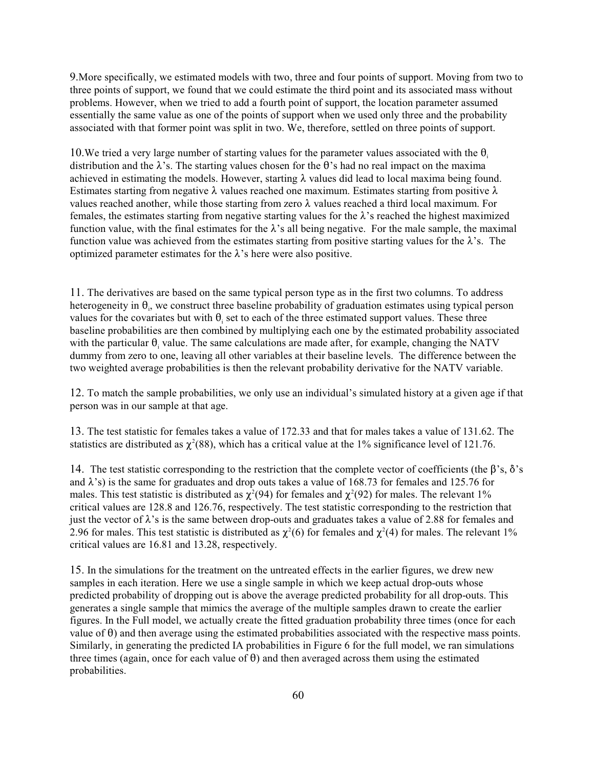9.More specifically, we estimated models with two, three and four points of support. Moving from two to three points of support, we found that we could estimate the third point and its associated mass without problems. However, when we tried to add a fourth point of support, the location parameter assumed essentially the same value as one of the points of support when we used only three and the probability associated with that former point was split in two. We, therefore, settled on three points of support.

10.We tried a very large number of starting values for the parameter values associated with the $\theta_i$ distribution and the $\lambda$'s. The starting values chosen for the $\theta$'s had no real impact on the maxima achieved in estimating the models. However, starting $\lambda$ values did lead to local maxima being found. Estimates starting from negative $\lambda$ values reached one maximum. Estimates starting from positive $\lambda$ values reached another, while those starting from zero $\lambda$ values reached a third local maximum. For females, the estimates starting from negative starting values for the $\lambda$'s reached the highest maximized function value, with the final estimates for the $\lambda$'s all being negative. For the male sample, the maximal function value was achieved from the estimates starting from positive starting values for the $\lambda$'s. The optimized parameter estimates for the $\lambda$'s here were also positive.

11. The derivatives are based on the same typical person type as in the first two columns. To address heterogeneity in $\theta_i$, we construct three baseline probability of graduation estimates using typical person values for the covariates but with $\theta_i$ set to each of the three estimated support values. These three baseline probabilities are then combined by multiplying each one by the estimated probability associated with the particular $\theta_i$ value. The same calculations are made after, for example, changing the NATV dummy from zero to one, leaving all other variables at their baseline levels. The difference between the two weighted average probabilities is then the relevant probability derivative for the NATV variable.

12. To match the sample probabilities, we only use an individual's simulated history at a given age if that person was in our sample at that age.

13. The test statistic for females takes a value of 172.33 and that for males takes a value of 131.62. The statistics are distributed as $\chi^2(88)$, which has a critical value at the 1% significance level of 121.76.

14. The test statistic corresponding to the restriction that the complete vector of coefficients (the $\beta$'s, $\delta$'s and $\lambda$'s) is the same for graduates and drop outs takes a value of 168.73 for females and 125.76 for males. This test statistic is distributed as $\chi^2(94)$ for females and $\chi^2(92)$ for males. The relevant 1% critical values are 128.8 and 126.76, respectively. The test statistic corresponding to the restriction that just the vector of $\lambda$'s is the same between drop-outs and graduates takes a value of 2.88 for females and 2.96 for males. This test statistic is distributed as $\chi^2(6)$ for females and $\chi^2(4)$ for males. The relevant 1% critical values are 16.81 and 13.28, respectively.

15. In the simulations for the treatment on the untreated effects in the earlier figures, we drew new samples in each iteration. Here we use a single sample in which we keep actual drop-outs whose predicted probability of dropping out is above the average predicted probability for all drop-outs. This generates a single sample that mimics the average of the multiple samples drawn to create the earlier figures. In the Full model, we actually create the fitted graduation probability three times (once for each value of $\theta$) and then average using the estimated probabilities associated with the respective mass points. Similarly, in generating the predicted IA probabilities in Figure 6 for the full model, we ran simulations three times (again, once for each value of $\theta$) and then averaged across them using the estimated probabilities.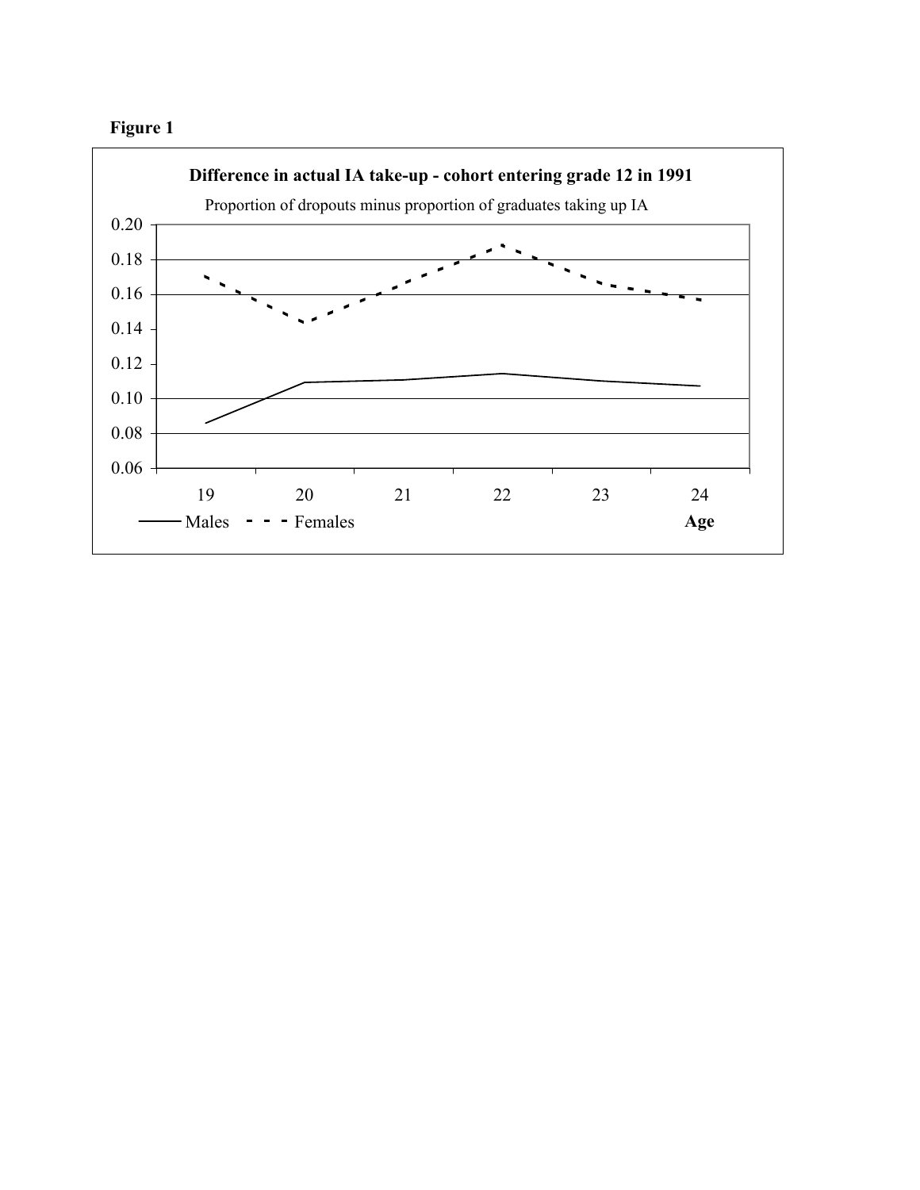**Figure 1**

**Difference in actual IA take-up - cohort entering grade 12 in 1991**

Proportion of dropouts minus proportion of graduates taking up IA

0.20
0.18
0.16
0.14
0.12
0.10
0.08
0.06

19 20 21 22 23 24

Males - - - Females **Age**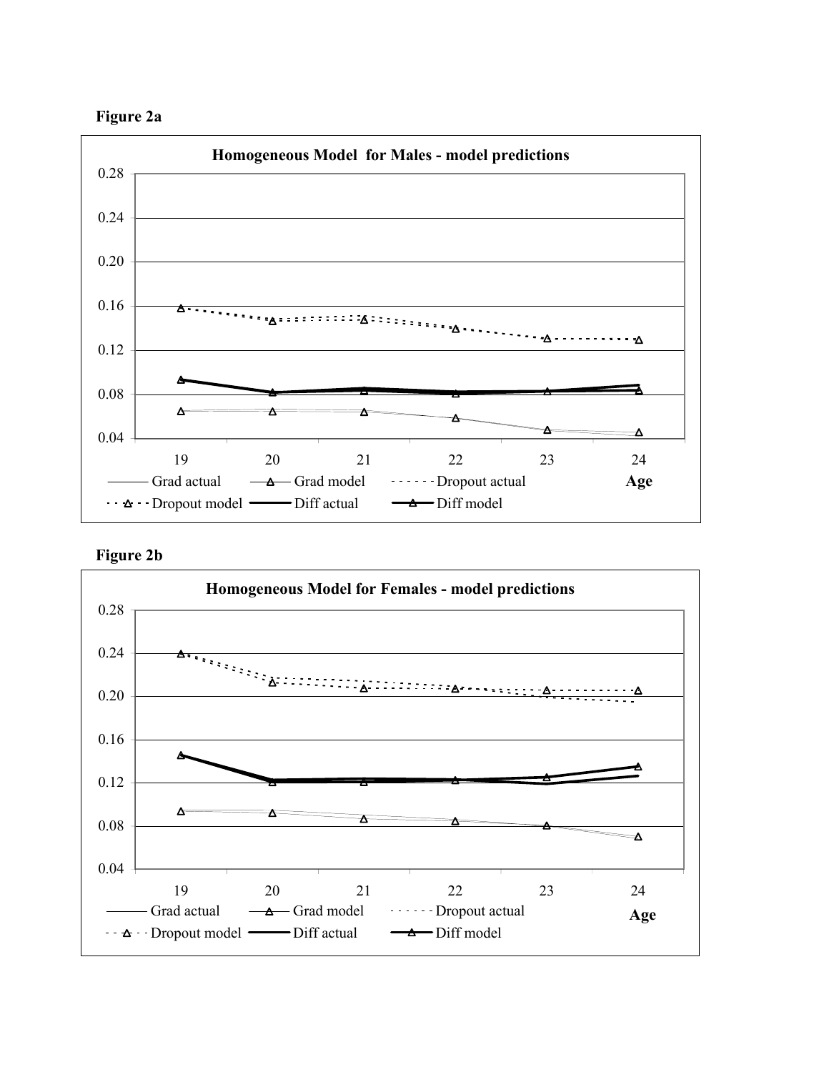**Figure 2a**

**Homogeneous Model for Males - model predictions**

0.28, 0.24, 0.20, 0.16, 0.12, 0.08, 0.04

19, 20, 21, 22, 23, 24 **Age**

Grad actual, Grad model, Dropout actual, Dropout model, Diff actual, Diff model

**Figure 2b**

**Homogeneous Model for Females - model predictions**

0.28, 0.24, 0.20, 0.16, 0.12, 0.08, 0.04

19, 20, 21, 22, 23, 24 **Age**

Grad actual, Grad model, Dropout actual, Dropout model, Diff actual, Diff model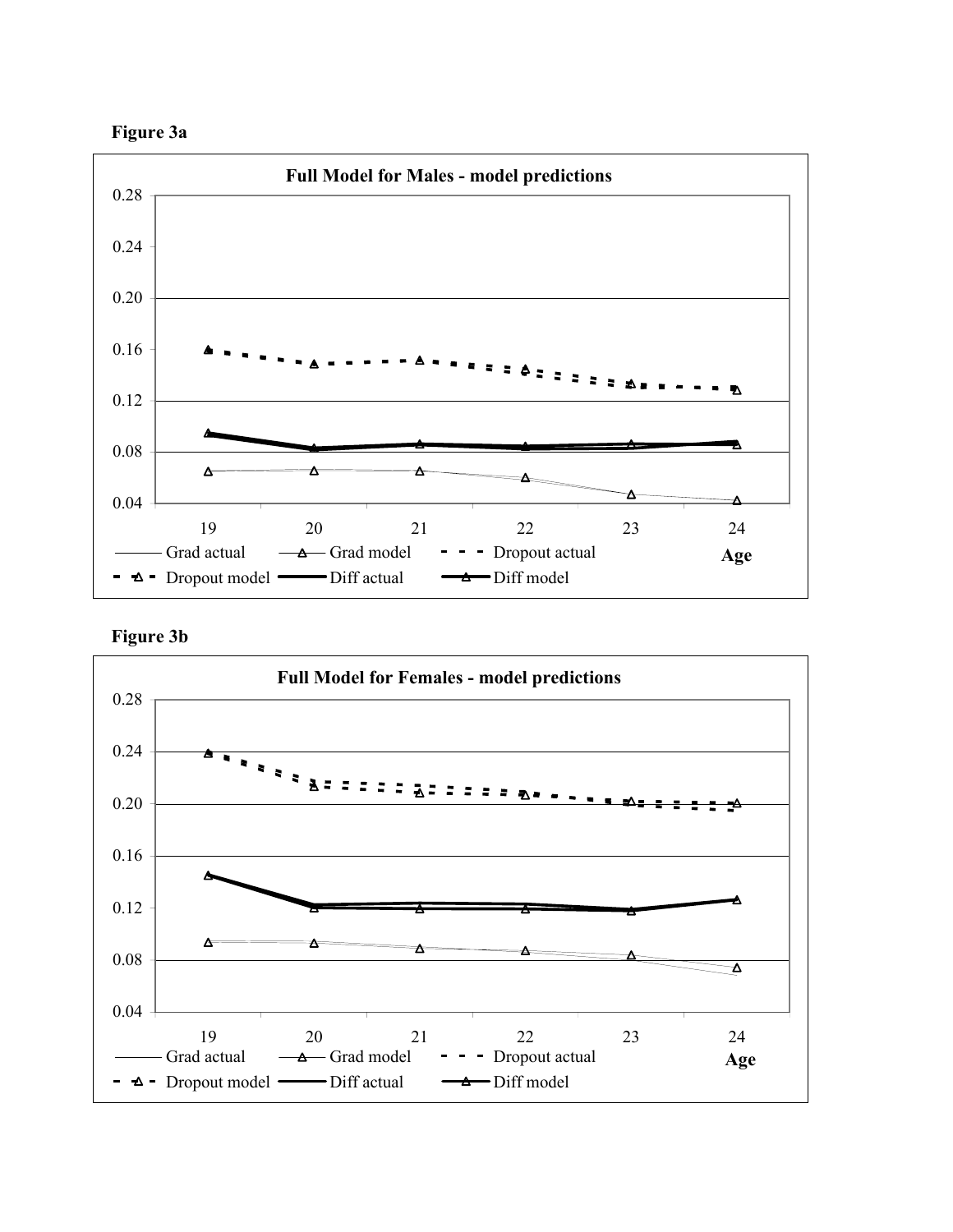**Figure 3a**

**Full Model for Males - model predictions**

Age

Grad actual — Grad model — Dropout actual — Dropout model — Diff actual — Diff model

**Figure 3b**

**Full Model for Females - model predictions**

Age

Grad actual — Grad model — Dropout actual — Dropout model — Diff actual — Diff model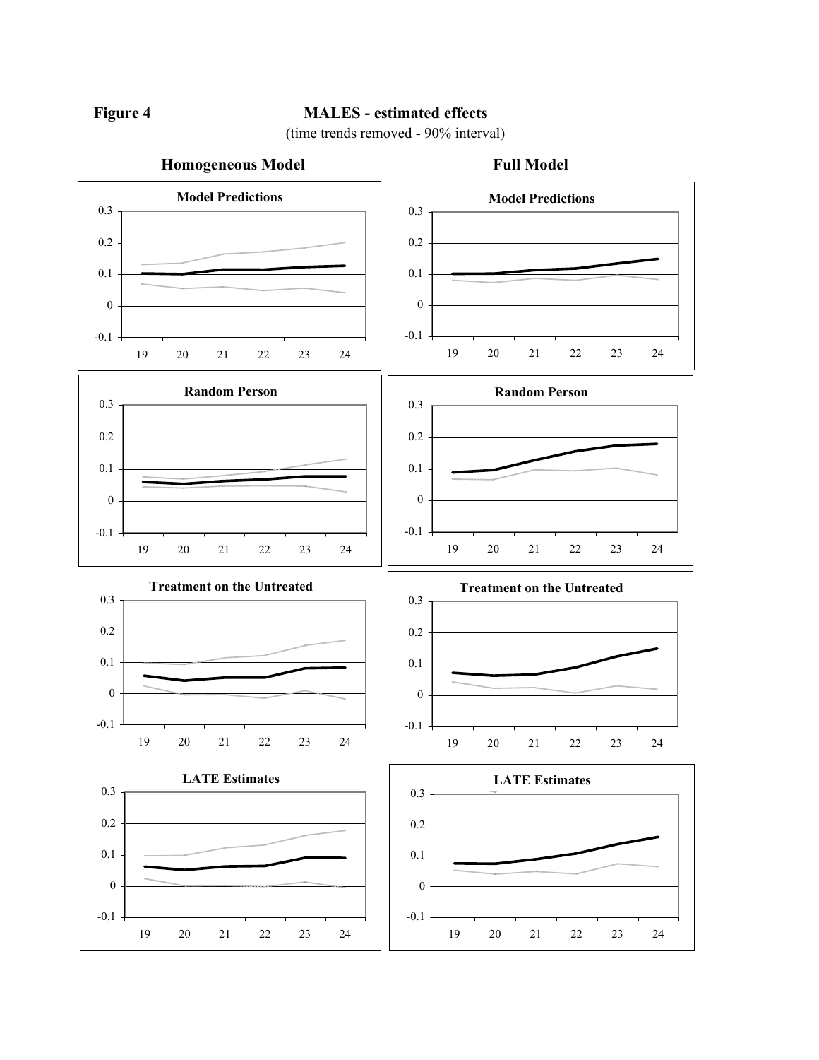**Figure 4** **MALES - estimated effects**

(time trends removed - 90% interval)

**Homogeneous Model** **Full Model**

**Model Predictions**

**Random Person**

**Treatment on the Untreated**

**LATE Estimates**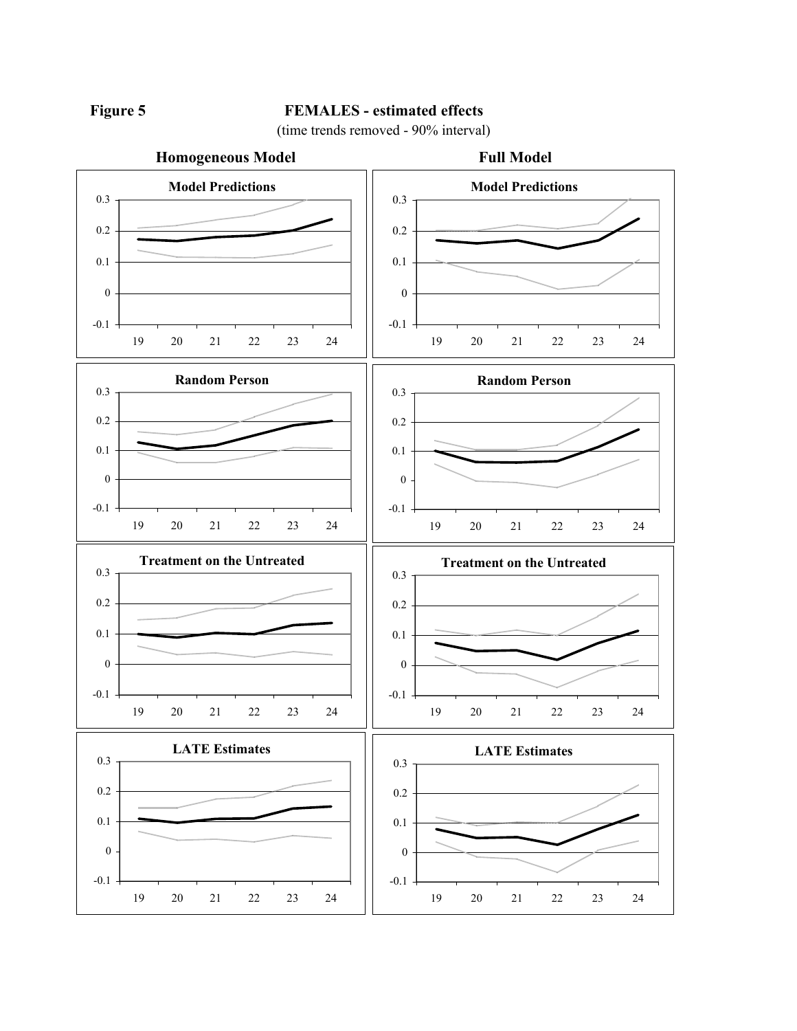**Figure 5** **FEMALES - estimated effects**

(time trends removed - 90% interval)

**Homogeneous Model** **Full Model**

**Model Predictions**

**Model Predictions**

**Random Person**

**Random Person**

**Treatment on the Untreated**

**Treatment on the Untreated**

**LATE Estimates**

**LATE Estimates**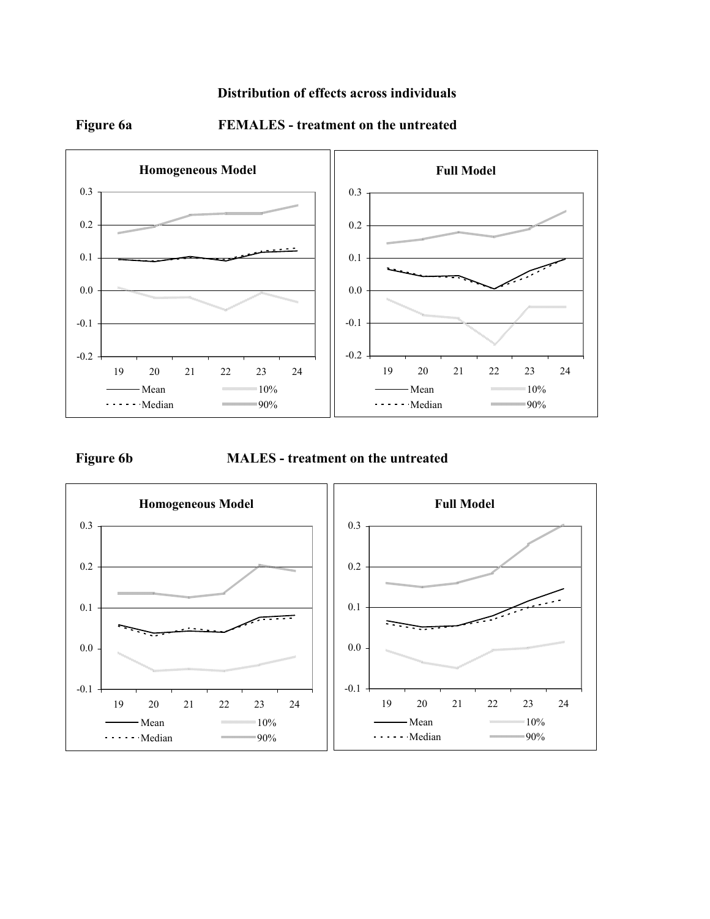**Distribution of effects across individuals**

**Figure 6a** **FEMALES - treatment on the untreated**

**Homogeneous Model**

**Full Model**

**Figure 6b** **MALES - treatment on the untreated**

**Homogeneous Model**

**Full Model**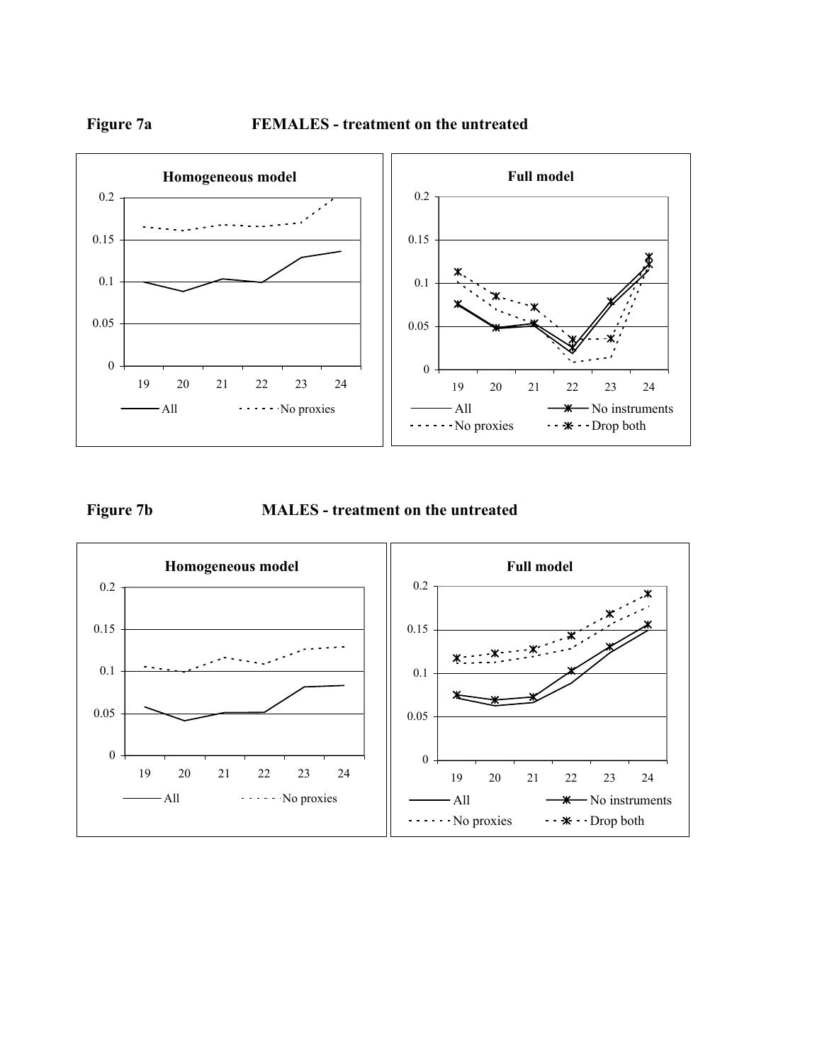**Figure 7a** **FEMALES - treatment on the untreated**

Homogeneous model

0.2
0.15
0.1
0.05
0

19 20 21 22 23 24

All
No proxies

Full model

0.2
0.15
0.1
0.05
0

19 20 21 22 23 24

All
No instruments
No proxies
Drop both

**Figure 7b** **MALES - treatment on the untreated**

Homogeneous model

0.2
0.15
0.1
0.05
0

19 20 21 22 23 24

All
No proxies

Full model

0.2
0.15
0.1
0.05
0

19 20 21 22 23 24

All
No instruments
No proxies
Drop both